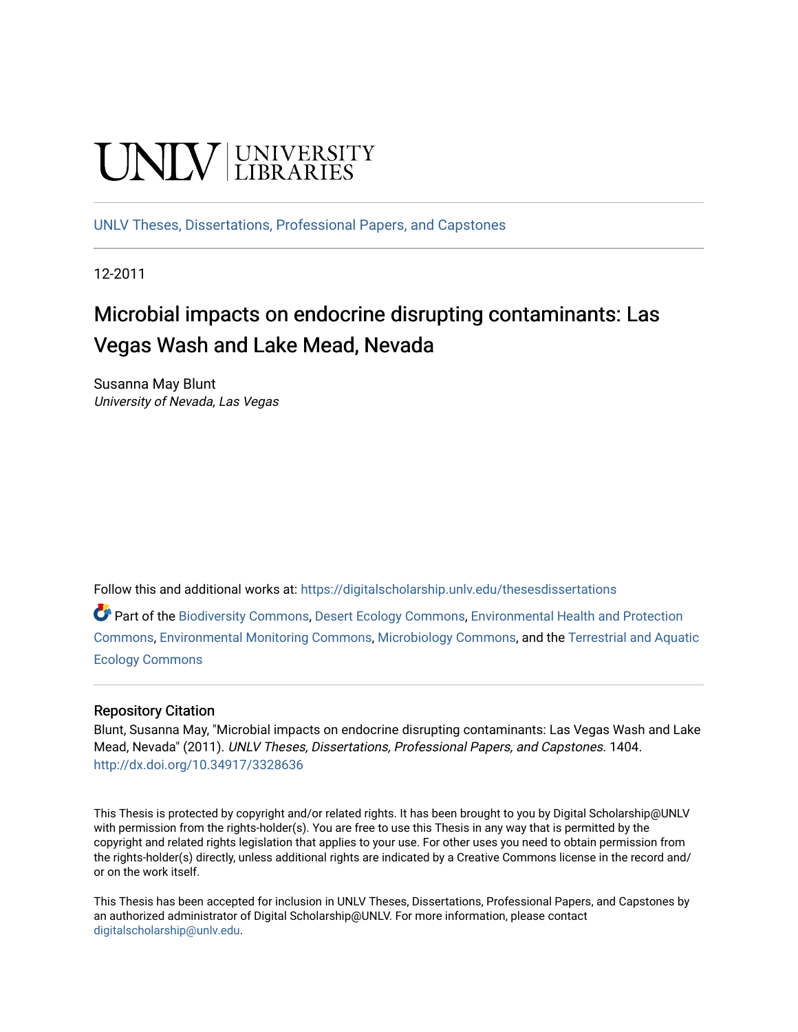UNLV | UNIVERSITY LIBRARIES

UNLV Theses, Dissertations, Professional Papers, and Capstones

12-2011

# Microbial impacts on endocrine disrupting contaminants: Las Vegas Wash and Lake Mead, Nevada

Susanna May Blunt
*University of Nevada, Las Vegas*

Follow this and additional works at: https://digitalscholarship.unlv.edu/thesesdissertations

Part of the Biodiversity Commons, Desert Ecology Commons, Environmental Health and Protection Commons, Environmental Monitoring Commons, Microbiology Commons, and the Terrestrial and Aquatic Ecology Commons

## Repository Citation

Blunt, Susanna May, "Microbial impacts on endocrine disrupting contaminants: Las Vegas Wash and Lake Mead, Nevada" (2011). *UNLV Theses, Dissertations, Professional Papers, and Capstones*. 1404. http://dx.doi.org/10.34917/3328636

This Thesis is protected by copyright and/or related rights. It has been brought to you by Digital Scholarship@UNLV with permission from the rights-holder(s). You are free to use this Thesis in any way that is permitted by the copyright and related rights legislation that applies to your use. For other uses you need to obtain permission from the rights-holder(s) directly, unless additional rights are indicated by a Creative Commons license in the record and/or on the work itself.

This Thesis has been accepted for inclusion in UNLV Theses, Dissertations, Professional Papers, and Capstones by an authorized administrator of Digital Scholarship@UNLV. For more information, please contact digitalscholarship@unlv.edu.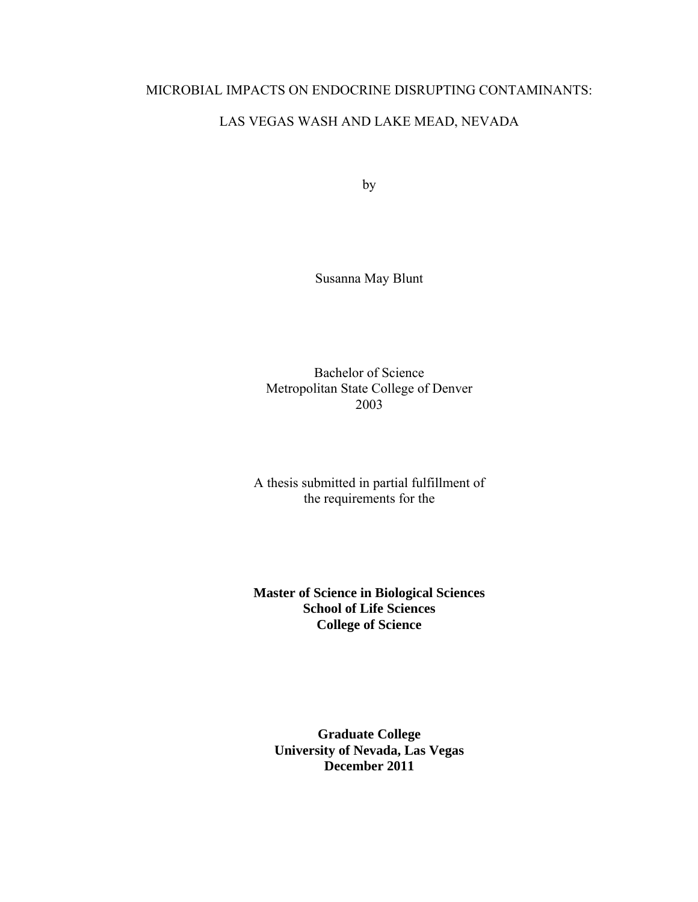MICROBIAL IMPACTS ON ENDOCRINE DISRUPTING CONTAMINANTS:

LAS VEGAS WASH AND LAKE MEAD, NEVADA

by

Susanna May Blunt

Bachelor of Science
Metropolitan State College of Denver
2003

A thesis submitted in partial fulfillment of
the requirements for the

**Master of Science in Biological Sciences**
**School of Life Sciences**
**College of Science**

**Graduate College**
**University of Nevada, Las Vegas**
**December 2011**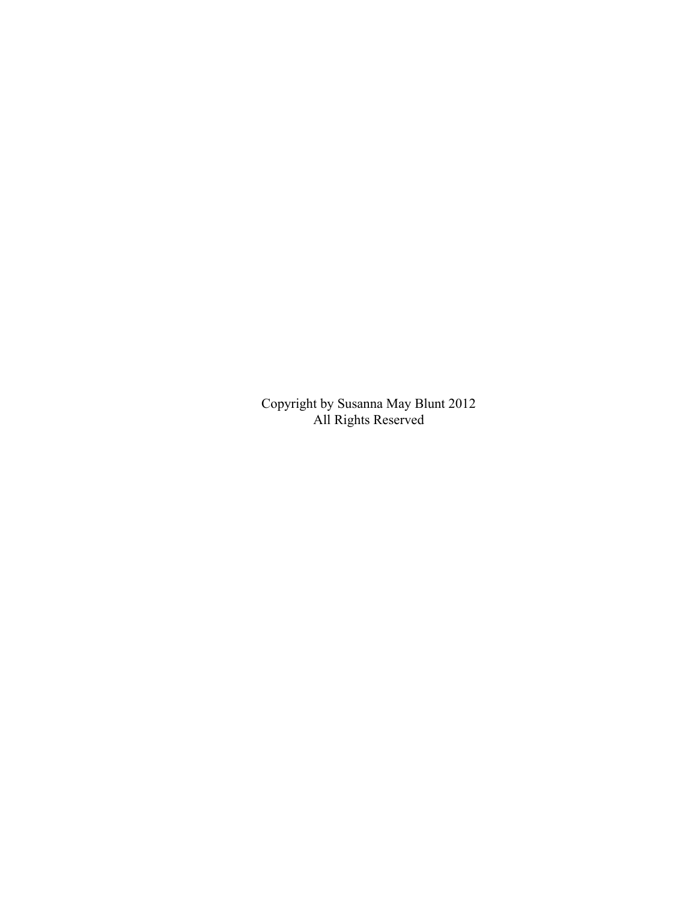Copyright by Susanna May Blunt 2012
All Rights Reserved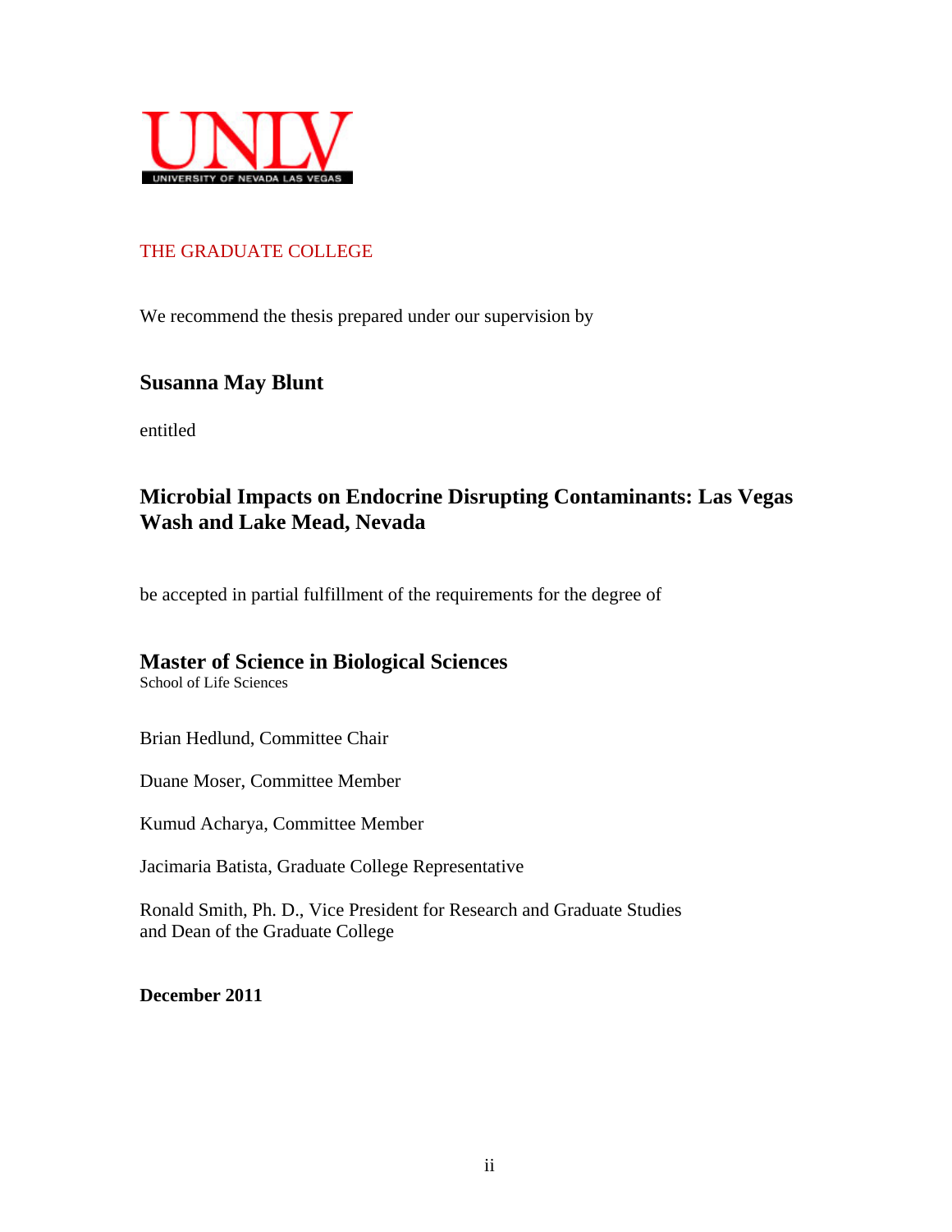UNLV
UNIVERSITY OF NEVADA LAS VEGAS

THE GRADUATE COLLEGE

We recommend the thesis prepared under our supervision by

**Susanna May Blunt**

entitled

**Microbial Impacts on Endocrine Disrupting Contaminants: Las Vegas Wash and Lake Mead, Nevada**

be accepted in partial fulfillment of the requirements for the degree of

**Master of Science in Biological Sciences**
School of Life Sciences

Brian Hedlund, Committee Chair

Duane Moser, Committee Member

Kumud Acharya, Committee Member

Jacimaria Batista, Graduate College Representative

Ronald Smith, Ph. D., Vice President for Research and Graduate Studies
and Dean of the Graduate College

**December 2011**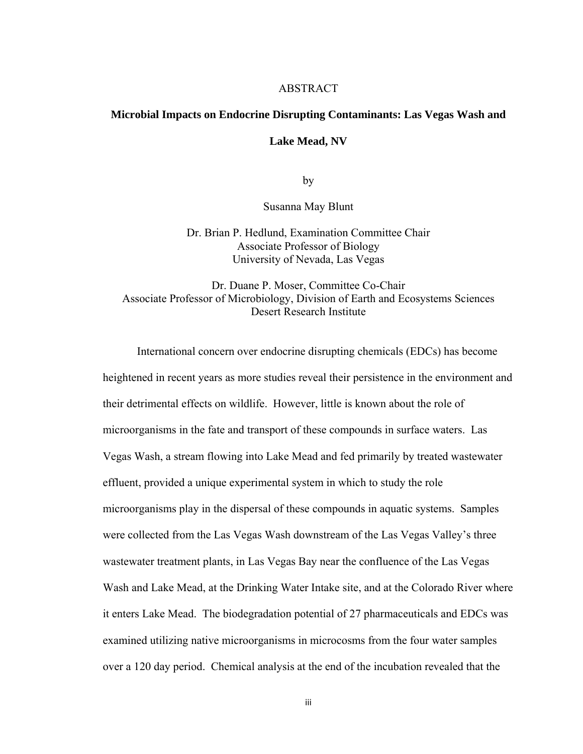ABSTRACT

# Microbial Impacts on Endocrine Disrupting Contaminants: Las Vegas Wash and Lake Mead, NV

by

Susanna May Blunt

Dr. Brian P. Hedlund, Examination Committee Chair
Associate Professor of Biology
University of Nevada, Las Vegas

Dr. Duane P. Moser, Committee Co-Chair
Associate Professor of Microbiology, Division of Earth and Ecosystems Sciences
Desert Research Institute

International concern over endocrine disrupting chemicals (EDCs) has become heightened in recent years as more studies reveal their persistence in the environment and their detrimental effects on wildlife. However, little is known about the role of microorganisms in the fate and transport of these compounds in surface waters. Las Vegas Wash, a stream flowing into Lake Mead and fed primarily by treated wastewater effluent, provided a unique experimental system in which to study the role microorganisms play in the dispersal of these compounds in aquatic systems. Samples were collected from the Las Vegas Wash downstream of the Las Vegas Valley's three wastewater treatment plants, in Las Vegas Bay near the confluence of the Las Vegas Wash and Lake Mead, at the Drinking Water Intake site, and at the Colorado River where it enters Lake Mead. The biodegradation potential of 27 pharmaceuticals and EDCs was examined utilizing native microorganisms in microcosms from the four water samples over a 120 day period. Chemical analysis at the end of the incubation revealed that the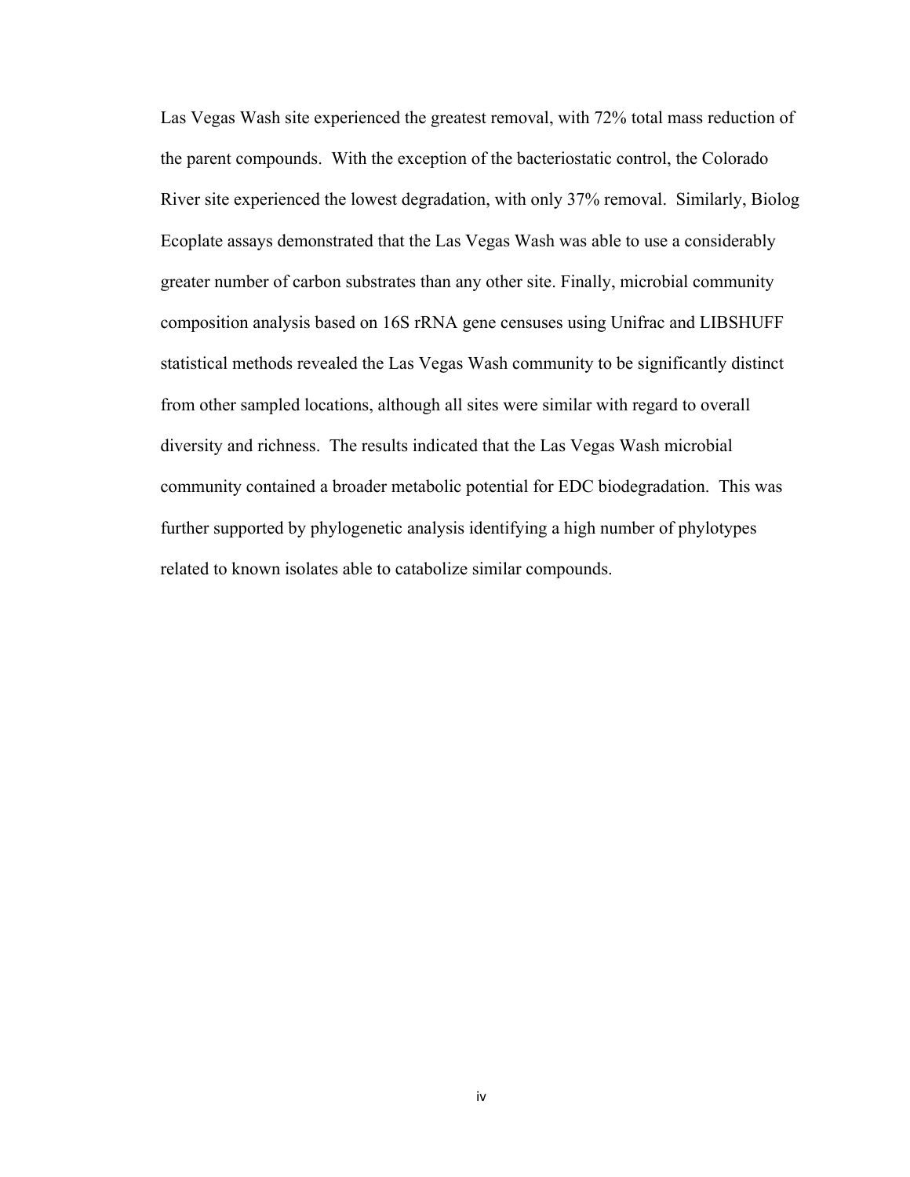Las Vegas Wash site experienced the greatest removal, with 72% total mass reduction of the parent compounds. With the exception of the bacteriostatic control, the Colorado River site experienced the lowest degradation, with only 37% removal. Similarly, Biolog Ecoplate assays demonstrated that the Las Vegas Wash was able to use a considerably greater number of carbon substrates than any other site. Finally, microbial community composition analysis based on 16S rRNA gene censuses using Unifrac and LIBSHUFF statistical methods revealed the Las Vegas Wash community to be significantly distinct from other sampled locations, although all sites were similar with regard to overall diversity and richness. The results indicated that the Las Vegas Wash microbial community contained a broader metabolic potential for EDC biodegradation. This was further supported by phylogenetic analysis identifying a high number of phylotypes related to known isolates able to catabolize similar compounds.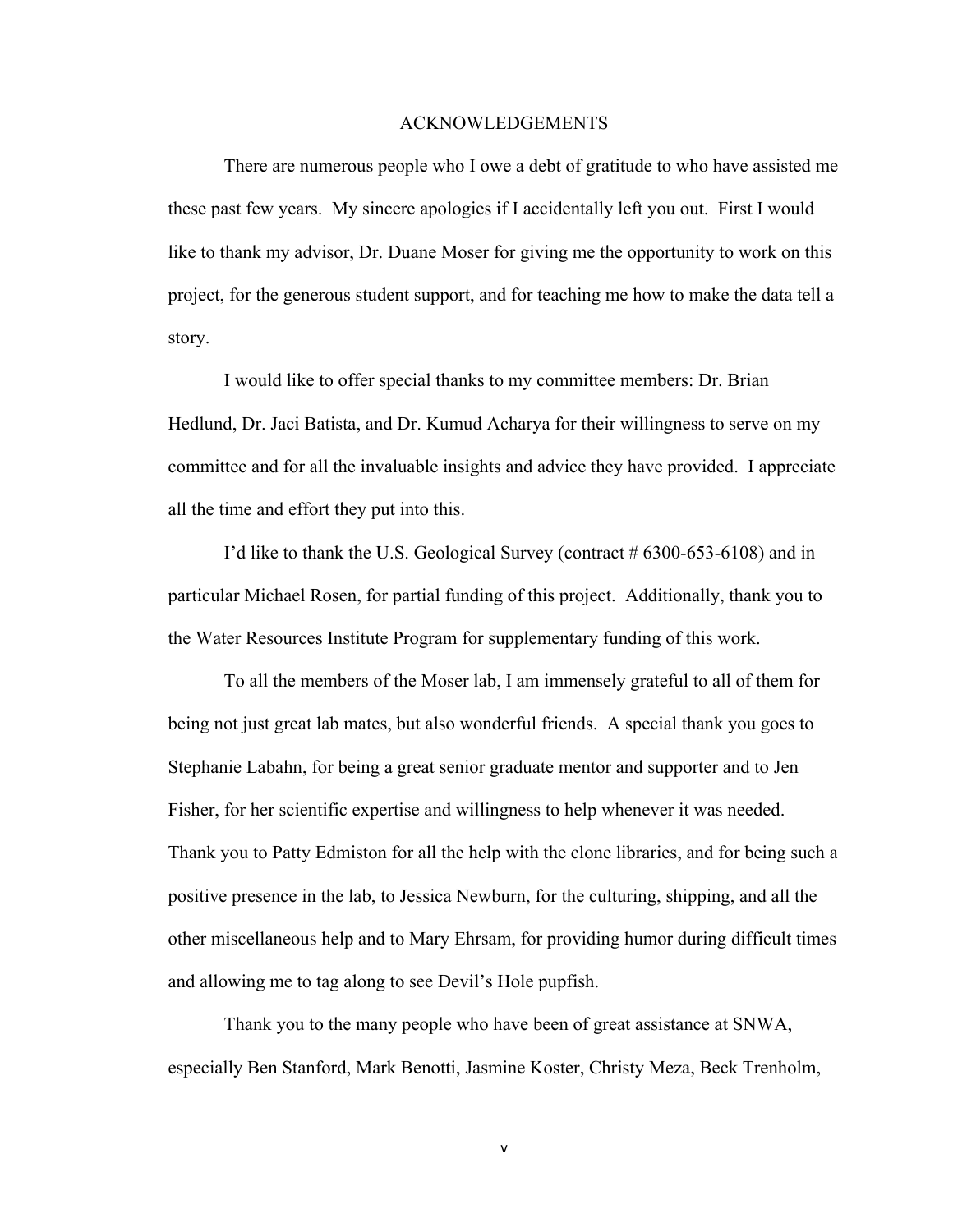# ACKNOWLEDGEMENTS

There are numerous people who I owe a debt of gratitude to who have assisted me these past few years. My sincere apologies if I accidentally left you out. First I would like to thank my advisor, Dr. Duane Moser for giving me the opportunity to work on this project, for the generous student support, and for teaching me how to make the data tell a story.

I would like to offer special thanks to my committee members: Dr. Brian Hedlund, Dr. Jaci Batista, and Dr. Kumud Acharya for their willingness to serve on my committee and for all the invaluable insights and advice they have provided. I appreciate all the time and effort they put into this.

I'd like to thank the U.S. Geological Survey (contract # 6300-653-6108) and in particular Michael Rosen, for partial funding of this project. Additionally, thank you to the Water Resources Institute Program for supplementary funding of this work.

To all the members of the Moser lab, I am immensely grateful to all of them for being not just great lab mates, but also wonderful friends. A special thank you goes to Stephanie Labahn, for being a great senior graduate mentor and supporter and to Jen Fisher, for her scientific expertise and willingness to help whenever it was needed. Thank you to Patty Edmiston for all the help with the clone libraries, and for being such a positive presence in the lab, to Jessica Newburn, for the culturing, shipping, and all the other miscellaneous help and to Mary Ehrsam, for providing humor during difficult times and allowing me to tag along to see Devil's Hole pupfish.

Thank you to the many people who have been of great assistance at SNWA, especially Ben Stanford, Mark Benotti, Jasmine Koster, Christy Meza, Beck Trenholm,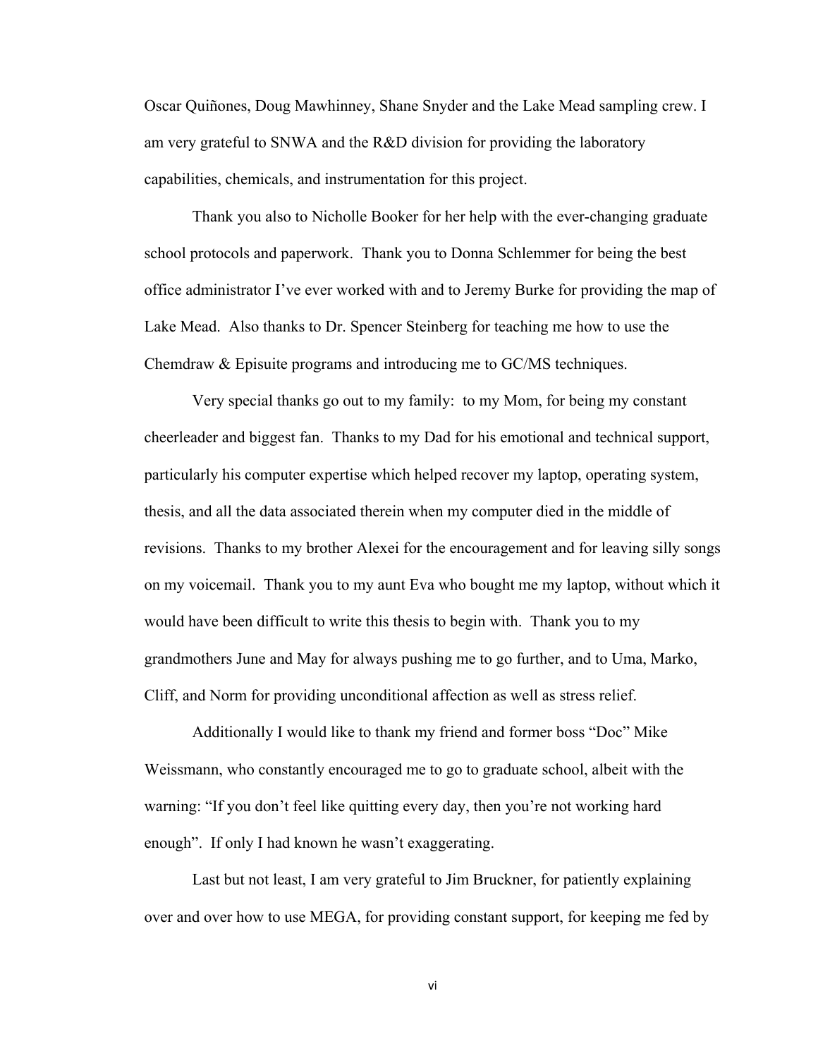Oscar Quiñones, Doug Mawhinney, Shane Snyder and the Lake Mead sampling crew. I am very grateful to SNWA and the R&D division for providing the laboratory capabilities, chemicals, and instrumentation for this project.

Thank you also to Nicholle Booker for her help with the ever-changing graduate school protocols and paperwork. Thank you to Donna Schlemmer for being the best office administrator I've ever worked with and to Jeremy Burke for providing the map of Lake Mead. Also thanks to Dr. Spencer Steinberg for teaching me how to use the Chemdraw & Episuite programs and introducing me to GC/MS techniques.

Very special thanks go out to my family: to my Mom, for being my constant cheerleader and biggest fan. Thanks to my Dad for his emotional and technical support, particularly his computer expertise which helped recover my laptop, operating system, thesis, and all the data associated therein when my computer died in the middle of revisions. Thanks to my brother Alexei for the encouragement and for leaving silly songs on my voicemail. Thank you to my aunt Eva who bought me my laptop, without which it would have been difficult to write this thesis to begin with. Thank you to my grandmothers June and May for always pushing me to go further, and to Uma, Marko, Cliff, and Norm for providing unconditional affection as well as stress relief.

Additionally I would like to thank my friend and former boss "Doc" Mike Weissmann, who constantly encouraged me to go to graduate school, albeit with the warning: "If you don't feel like quitting every day, then you're not working hard enough". If only I had known he wasn't exaggerating.

Last but not least, I am very grateful to Jim Bruckner, for patiently explaining over and over how to use MEGA, for providing constant support, for keeping me fed by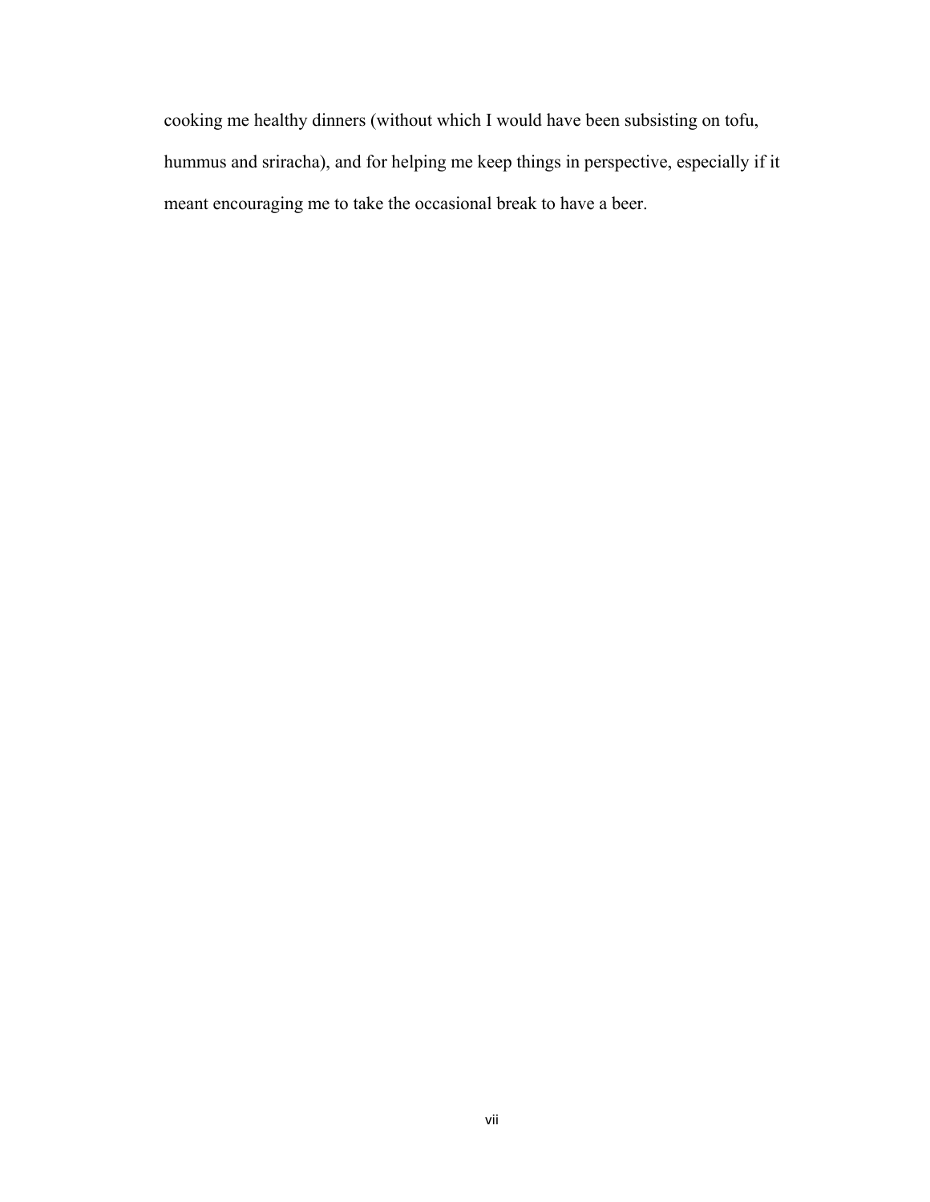cooking me healthy dinners (without which I would have been subsisting on tofu, hummus and sriracha), and for helping me keep things in perspective, especially if it meant encouraging me to take the occasional break to have a beer.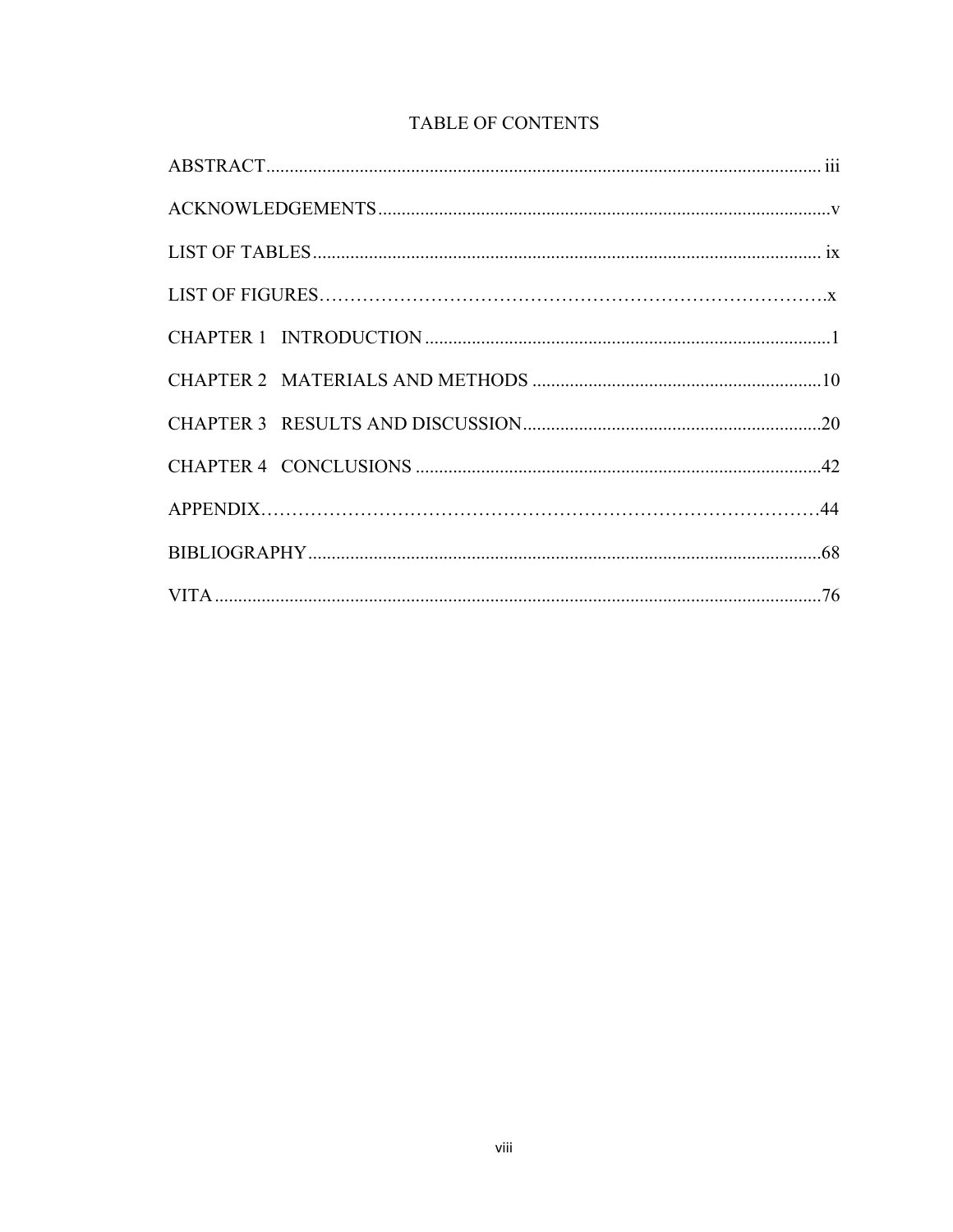# TABLE OF CONTENTS

ABSTRACT ........................................................................................................................ iii

ACKNOWLEDGEMENTS ..................................................................................................v

LIST OF TABLES ............................................................................................................. ix

LIST OF FIGURES……………………………………………………………………….x

CHAPTER 1 INTRODUCTION .........................................................................................1

CHAPTER 2 MATERIALS AND METHODS ...............................................................10

CHAPTER 3 RESULTS AND DISCUSSION..................................................................20

CHAPTER 4 CONCLUSIONS .........................................................................................42

APPENDIX……………………………………………………………………………44

BIBLIOGRAPHY ..............................................................................................................68

VITA ..................................................................................................................................76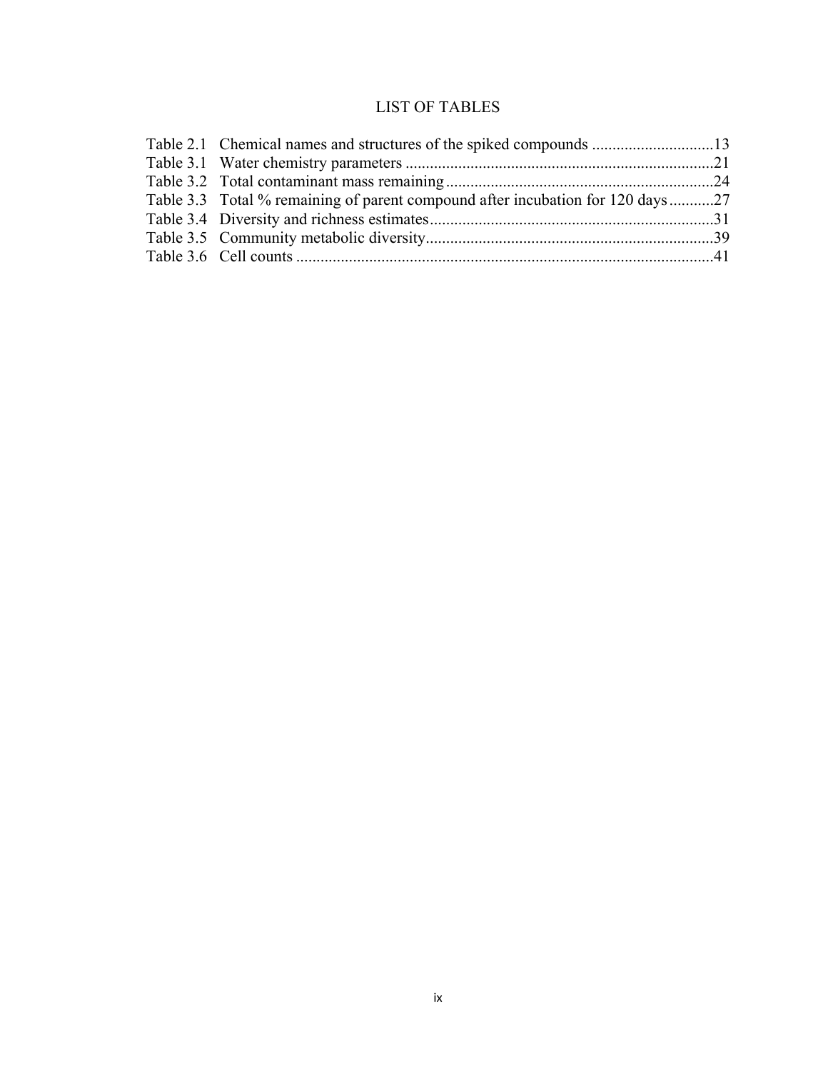# LIST OF TABLES

Table 2.1 Chemical names and structures of the spiked compounds .............................13
Table 3.1 Water chemistry parameters ...........................................................................21
Table 3.2 Total contaminant mass remaining .................................................................24
Table 3.3 Total % remaining of parent compound after incubation for 120 days ...........27
Table 3.4 Diversity and richness estimates .....................................................................31
Table 3.5 Community metabolic diversity ......................................................................39
Table 3.6 Cell counts .......................................................................................................41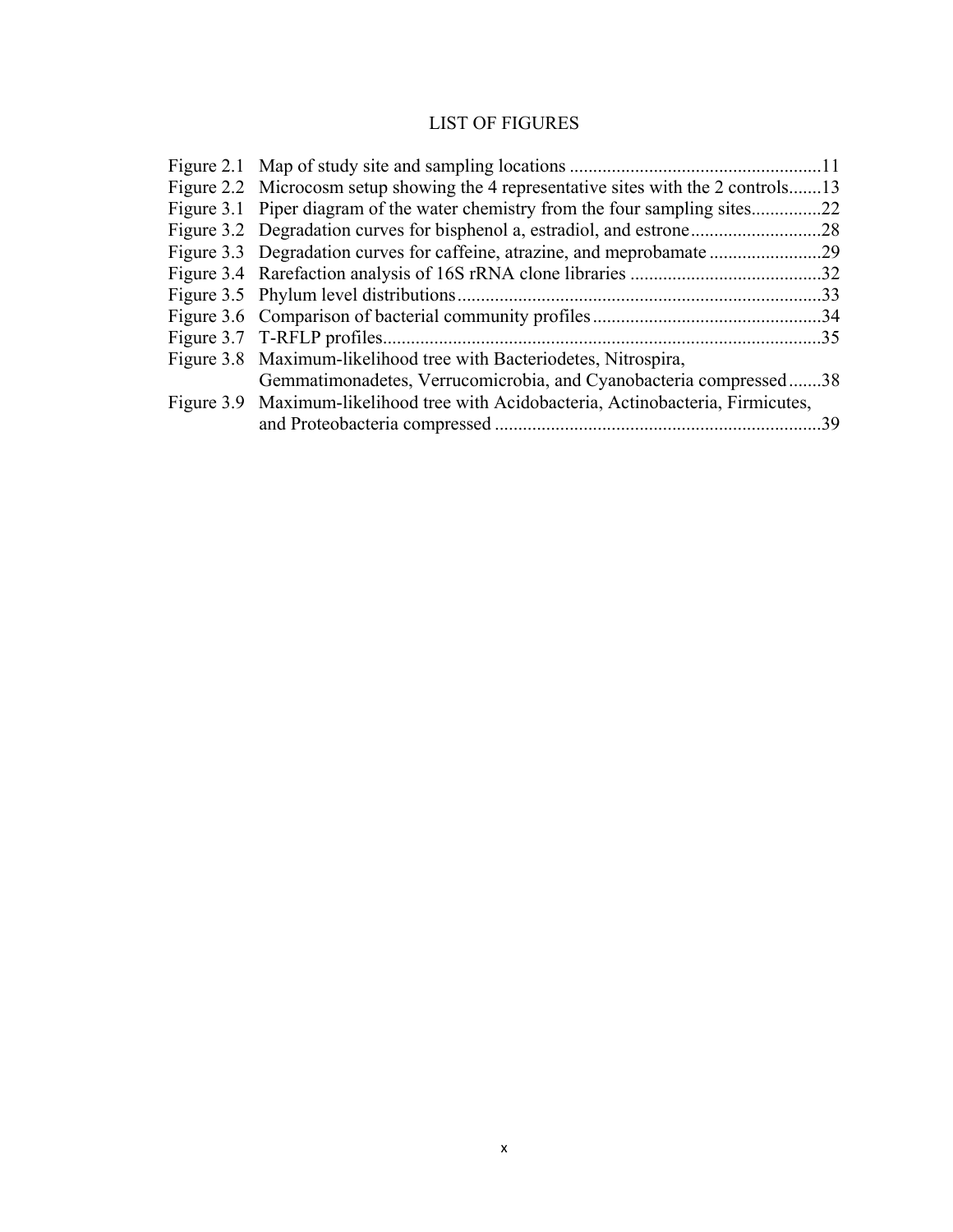# LIST OF FIGURES

| | | |
|---|---|---|
| Figure 2.1 | Map of study site and sampling locations | 11 |
| Figure 2.2 | Microcosm setup showing the 4 representative sites with the 2 controls | 13 |
| Figure 3.1 | Piper diagram of the water chemistry from the four sampling sites | 22 |
| Figure 3.2 | Degradation curves for bisphenol a, estradiol, and estrone | 28 |
| Figure 3.3 | Degradation curves for caffeine, atrazine, and meprobamate | 29 |
| Figure 3.4 | Rarefaction analysis of 16S rRNA clone libraries | 32 |
| Figure 3.5 | Phylum level distributions | 33 |
| Figure 3.6 | Comparison of bacterial community profiles | 34 |
| Figure 3.7 | T-RFLP profiles | 35 |
| Figure 3.8 | Maximum-likelihood tree with Bacteriodetes, Nitrospira, Gemmatimonadetes, Verrucomicrobia, and Cyanobacteria compressed | 38 |
| Figure 3.9 | Maximum-likelihood tree with Acidobacteria, Actinobacteria, Firmicutes, and Proteobacteria compressed | 39 |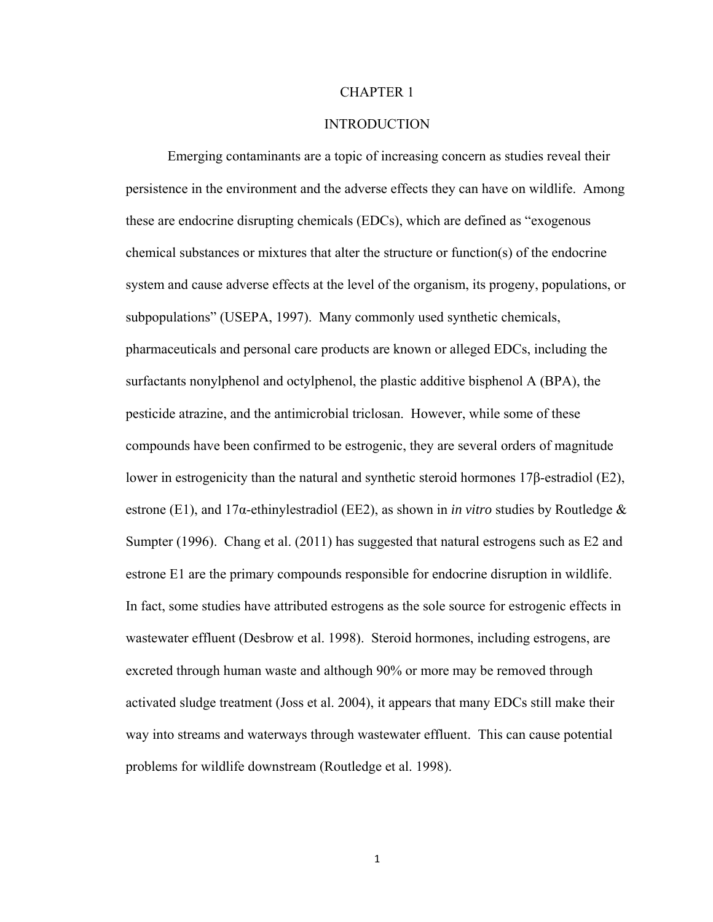# CHAPTER 1

## INTRODUCTION

Emerging contaminants are a topic of increasing concern as studies reveal their persistence in the environment and the adverse effects they can have on wildlife. Among these are endocrine disrupting chemicals (EDCs), which are defined as "exogenous chemical substances or mixtures that alter the structure or function(s) of the endocrine system and cause adverse effects at the level of the organism, its progeny, populations, or subpopulations" (USEPA, 1997). Many commonly used synthetic chemicals, pharmaceuticals and personal care products are known or alleged EDCs, including the surfactants nonylphenol and octylphenol, the plastic additive bisphenol A (BPA), the pesticide atrazine, and the antimicrobial triclosan. However, while some of these compounds have been confirmed to be estrogenic, they are several orders of magnitude lower in estrogenicity than the natural and synthetic steroid hormones 17β-estradiol (E2), estrone (E1), and 17α-ethinylestradiol (EE2), as shown in *in vitro* studies by Routledge & Sumpter (1996). Chang et al. (2011) has suggested that natural estrogens such as E2 and estrone E1 are the primary compounds responsible for endocrine disruption in wildlife. In fact, some studies have attributed estrogens as the sole source for estrogenic effects in wastewater effluent (Desbrow et al. 1998). Steroid hormones, including estrogens, are excreted through human waste and although 90% or more may be removed through activated sludge treatment (Joss et al. 2004), it appears that many EDCs still make their way into streams and waterways through wastewater effluent. This can cause potential problems for wildlife downstream (Routledge et al. 1998).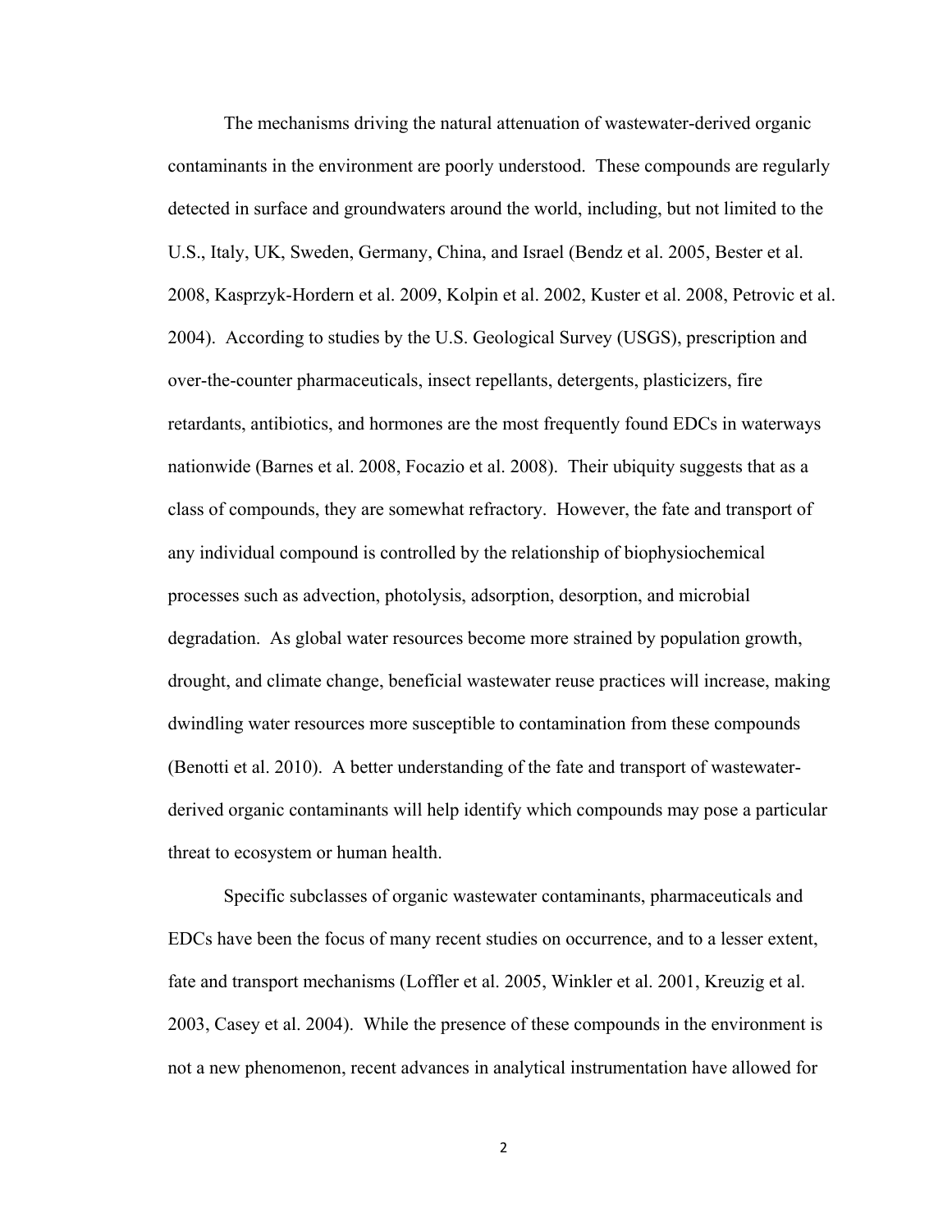The mechanisms driving the natural attenuation of wastewater-derived organic contaminants in the environment are poorly understood. These compounds are regularly detected in surface and groundwaters around the world, including, but not limited to the U.S., Italy, UK, Sweden, Germany, China, and Israel (Bendz et al. 2005, Bester et al. 2008, Kasprzyk-Hordern et al. 2009, Kolpin et al. 2002, Kuster et al. 2008, Petrovic et al. 2004). According to studies by the U.S. Geological Survey (USGS), prescription and over-the-counter pharmaceuticals, insect repellants, detergents, plasticizers, fire retardants, antibiotics, and hormones are the most frequently found EDCs in waterways nationwide (Barnes et al. 2008, Focazio et al. 2008). Their ubiquity suggests that as a class of compounds, they are somewhat refractory. However, the fate and transport of any individual compound is controlled by the relationship of biophysiochemical processes such as advection, photolysis, adsorption, desorption, and microbial degradation. As global water resources become more strained by population growth, drought, and climate change, beneficial wastewater reuse practices will increase, making dwindling water resources more susceptible to contamination from these compounds (Benotti et al. 2010). A better understanding of the fate and transport of wastewater-derived organic contaminants will help identify which compounds may pose a particular threat to ecosystem or human health.

Specific subclasses of organic wastewater contaminants, pharmaceuticals and EDCs have been the focus of many recent studies on occurrence, and to a lesser extent, fate and transport mechanisms (Loffler et al. 2005, Winkler et al. 2001, Kreuzig et al. 2003, Casey et al. 2004). While the presence of these compounds in the environment is not a new phenomenon, recent advances in analytical instrumentation have allowed for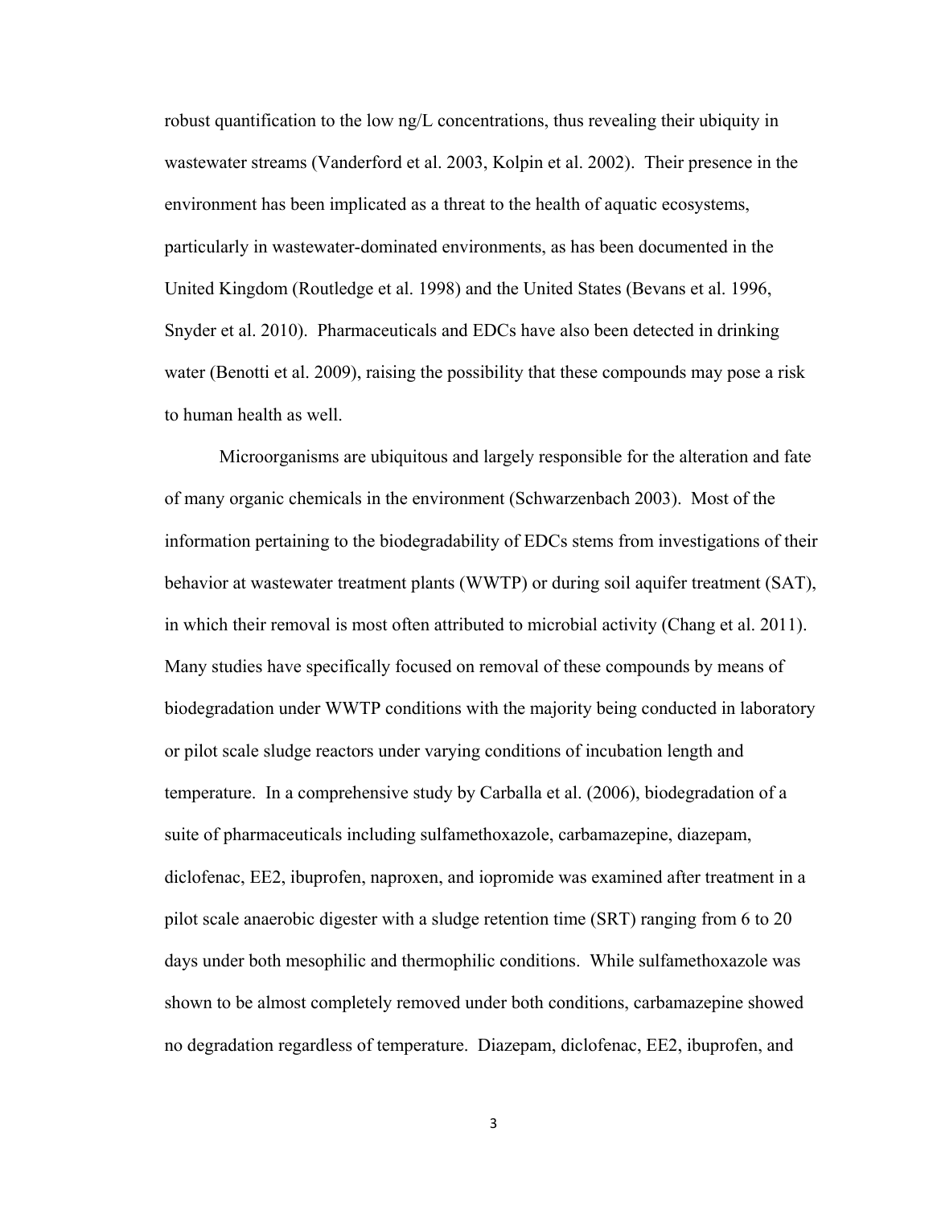robust quantification to the low ng/L concentrations, thus revealing their ubiquity in wastewater streams (Vanderford et al. 2003, Kolpin et al. 2002). Their presence in the environment has been implicated as a threat to the health of aquatic ecosystems, particularly in wastewater-dominated environments, as has been documented in the United Kingdom (Routledge et al. 1998) and the United States (Bevans et al. 1996, Snyder et al. 2010). Pharmaceuticals and EDCs have also been detected in drinking water (Benotti et al. 2009), raising the possibility that these compounds may pose a risk to human health as well.

Microorganisms are ubiquitous and largely responsible for the alteration and fate of many organic chemicals in the environment (Schwarzenbach 2003). Most of the information pertaining to the biodegradability of EDCs stems from investigations of their behavior at wastewater treatment plants (WWTP) or during soil aquifer treatment (SAT), in which their removal is most often attributed to microbial activity (Chang et al. 2011). Many studies have specifically focused on removal of these compounds by means of biodegradation under WWTP conditions with the majority being conducted in laboratory or pilot scale sludge reactors under varying conditions of incubation length and temperature. In a comprehensive study by Carballa et al. (2006), biodegradation of a suite of pharmaceuticals including sulfamethoxazole, carbamazepine, diazepam, diclofenac, EE2, ibuprofen, naproxen, and iopromide was examined after treatment in a pilot scale anaerobic digester with a sludge retention time (SRT) ranging from 6 to 20 days under both mesophilic and thermophilic conditions. While sulfamethoxazole was shown to be almost completely removed under both conditions, carbamazepine showed no degradation regardless of temperature. Diazepam, diclofenac, EE2, ibuprofen, and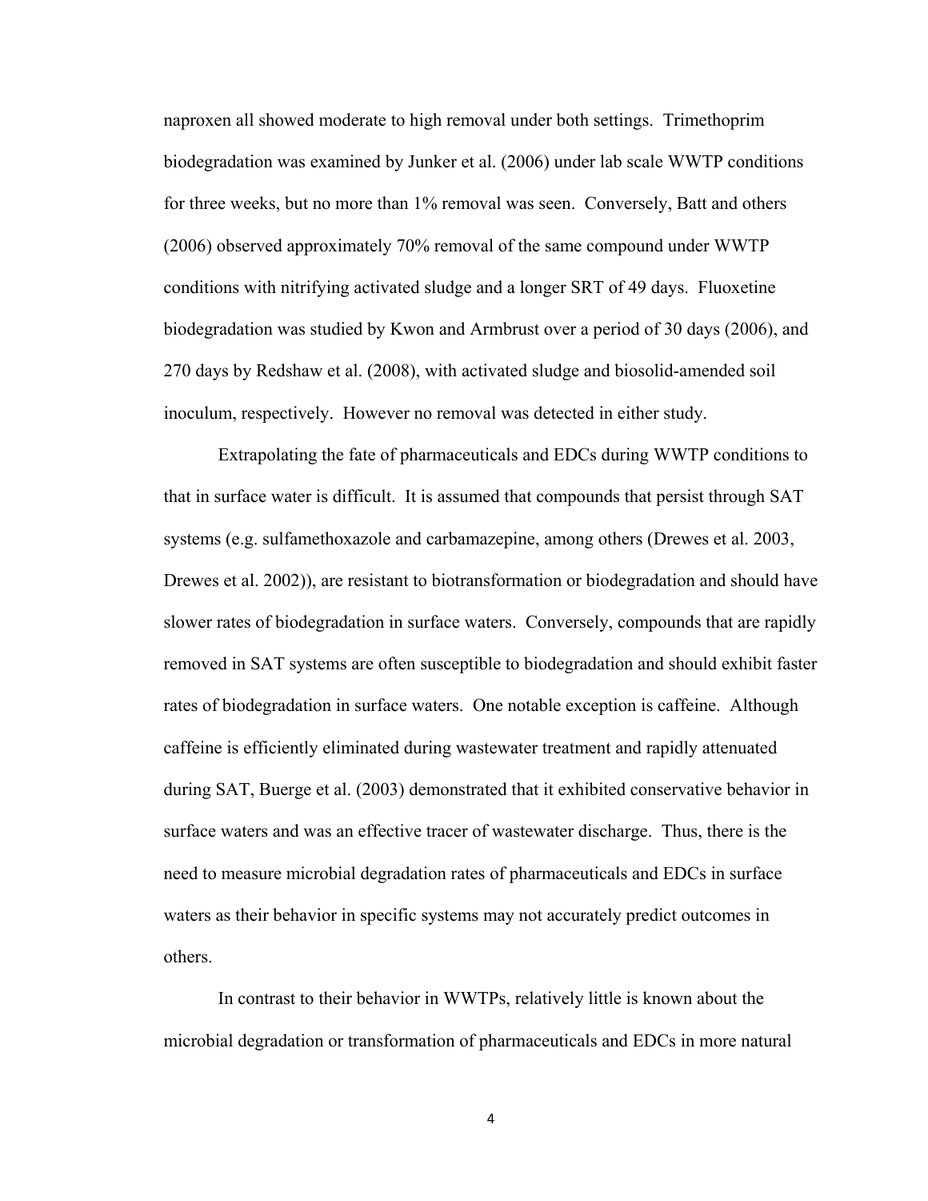naproxen all showed moderate to high removal under both settings. Trimethoprim biodegradation was examined by Junker et al. (2006) under lab scale WWTP conditions for three weeks, but no more than 1% removal was seen. Conversely, Batt and others (2006) observed approximately 70% removal of the same compound under WWTP conditions with nitrifying activated sludge and a longer SRT of 49 days. Fluoxetine biodegradation was studied by Kwon and Armbrust over a period of 30 days (2006), and 270 days by Redshaw et al. (2008), with activated sludge and biosolid-amended soil inoculum, respectively. However no removal was detected in either study.

Extrapolating the fate of pharmaceuticals and EDCs during WWTP conditions to that in surface water is difficult. It is assumed that compounds that persist through SAT systems (e.g. sulfamethoxazole and carbamazepine, among others (Drewes et al. 2003, Drewes et al. 2002)), are resistant to biotransformation or biodegradation and should have slower rates of biodegradation in surface waters. Conversely, compounds that are rapidly removed in SAT systems are often susceptible to biodegradation and should exhibit faster rates of biodegradation in surface waters. One notable exception is caffeine. Although caffeine is efficiently eliminated during wastewater treatment and rapidly attenuated during SAT, Buerge et al. (2003) demonstrated that it exhibited conservative behavior in surface waters and was an effective tracer of wastewater discharge. Thus, there is the need to measure microbial degradation rates of pharmaceuticals and EDCs in surface waters as their behavior in specific systems may not accurately predict outcomes in others.

In contrast to their behavior in WWTPs, relatively little is known about the microbial degradation or transformation of pharmaceuticals and EDCs in more natural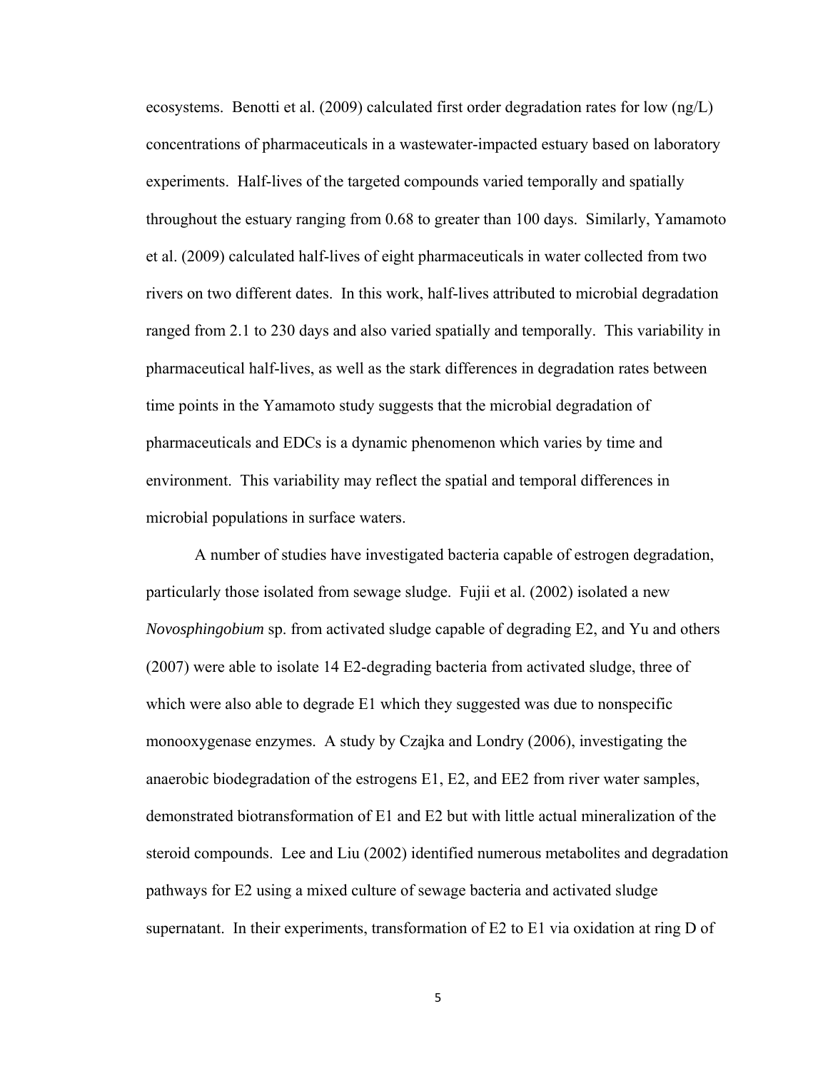ecosystems. Benotti et al. (2009) calculated first order degradation rates for low (ng/L) concentrations of pharmaceuticals in a wastewater-impacted estuary based on laboratory experiments. Half-lives of the targeted compounds varied temporally and spatially throughout the estuary ranging from 0.68 to greater than 100 days. Similarly, Yamamoto et al. (2009) calculated half-lives of eight pharmaceuticals in water collected from two rivers on two different dates. In this work, half-lives attributed to microbial degradation ranged from 2.1 to 230 days and also varied spatially and temporally. This variability in pharmaceutical half-lives, as well as the stark differences in degradation rates between time points in the Yamamoto study suggests that the microbial degradation of pharmaceuticals and EDCs is a dynamic phenomenon which varies by time and environment. This variability may reflect the spatial and temporal differences in microbial populations in surface waters.

A number of studies have investigated bacteria capable of estrogen degradation, particularly those isolated from sewage sludge. Fujii et al. (2002) isolated a new *Novosphingobium* sp. from activated sludge capable of degrading E2, and Yu and others (2007) were able to isolate 14 E2-degrading bacteria from activated sludge, three of which were also able to degrade E1 which they suggested was due to nonspecific monooxygenase enzymes. A study by Czajka and Londry (2006), investigating the anaerobic biodegradation of the estrogens E1, E2, and EE2 from river water samples, demonstrated biotransformation of E1 and E2 but with little actual mineralization of the steroid compounds. Lee and Liu (2002) identified numerous metabolites and degradation pathways for E2 using a mixed culture of sewage bacteria and activated sludge supernatant. In their experiments, transformation of E2 to E1 via oxidation at ring D of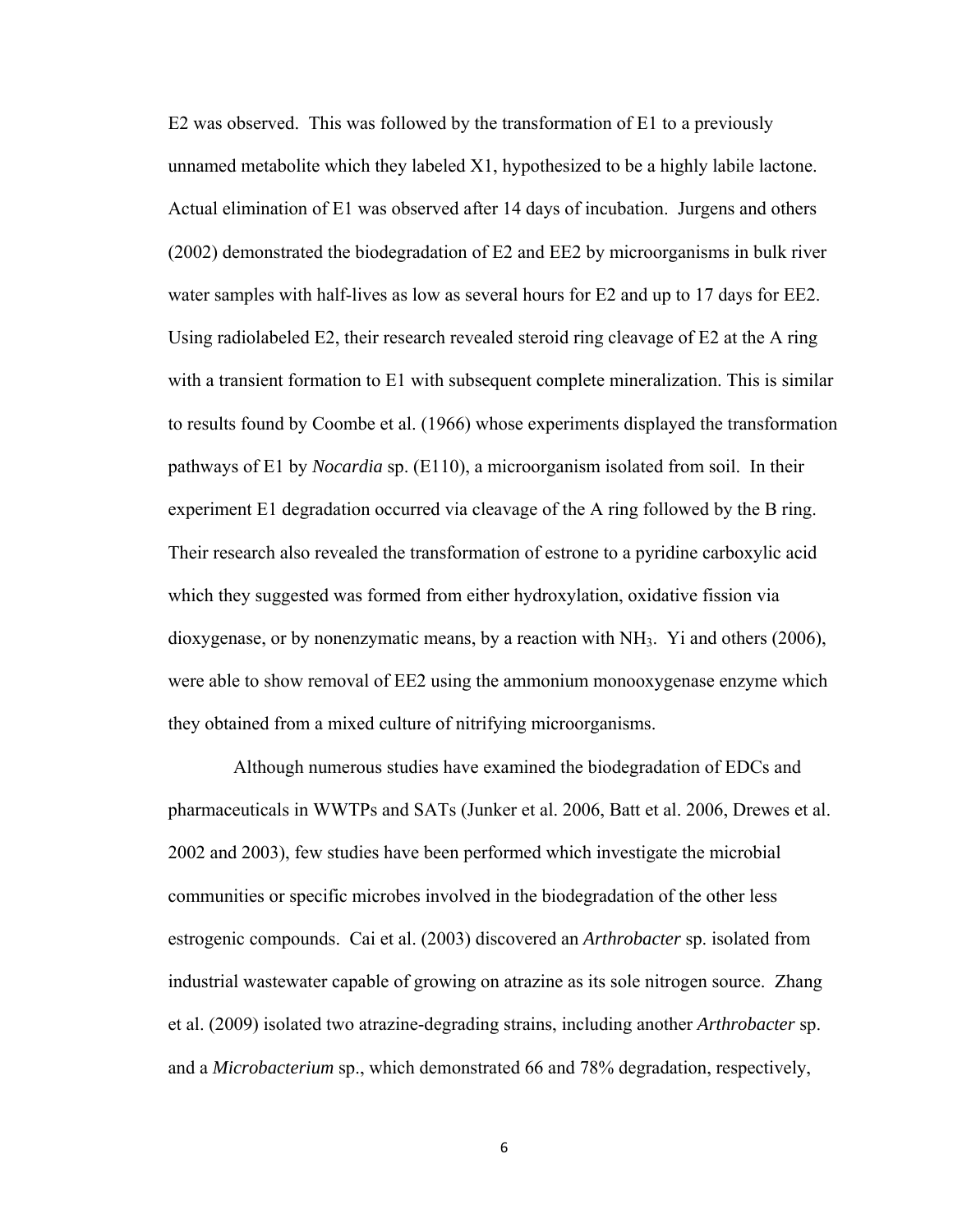E2 was observed. This was followed by the transformation of E1 to a previously unnamed metabolite which they labeled X1, hypothesized to be a highly labile lactone. Actual elimination of E1 was observed after 14 days of incubation. Jurgens and others (2002) demonstrated the biodegradation of E2 and EE2 by microorganisms in bulk river water samples with half-lives as low as several hours for E2 and up to 17 days for EE2. Using radiolabeled E2, their research revealed steroid ring cleavage of E2 at the A ring with a transient formation to E1 with subsequent complete mineralization. This is similar to results found by Coombe et al. (1966) whose experiments displayed the transformation pathways of E1 by *Nocardia* sp. (E110), a microorganism isolated from soil. In their experiment E1 degradation occurred via cleavage of the A ring followed by the B ring. Their research also revealed the transformation of estrone to a pyridine carboxylic acid which they suggested was formed from either hydroxylation, oxidative fission via dioxygenase, or by nonenzymatic means, by a reaction with $NH_3$. Yi and others (2006), were able to show removal of EE2 using the ammonium monooxygenase enzyme which they obtained from a mixed culture of nitrifying microorganisms.

Although numerous studies have examined the biodegradation of EDCs and pharmaceuticals in WWTPs and SATs (Junker et al. 2006, Batt et al. 2006, Drewes et al. 2002 and 2003), few studies have been performed which investigate the microbial communities or specific microbes involved in the biodegradation of the other less estrogenic compounds. Cai et al. (2003) discovered an *Arthrobacter* sp. isolated from industrial wastewater capable of growing on atrazine as its sole nitrogen source. Zhang et al. (2009) isolated two atrazine-degrading strains, including another *Arthrobacter* sp. and a *Microbacterium* sp., which demonstrated 66 and 78% degradation, respectively,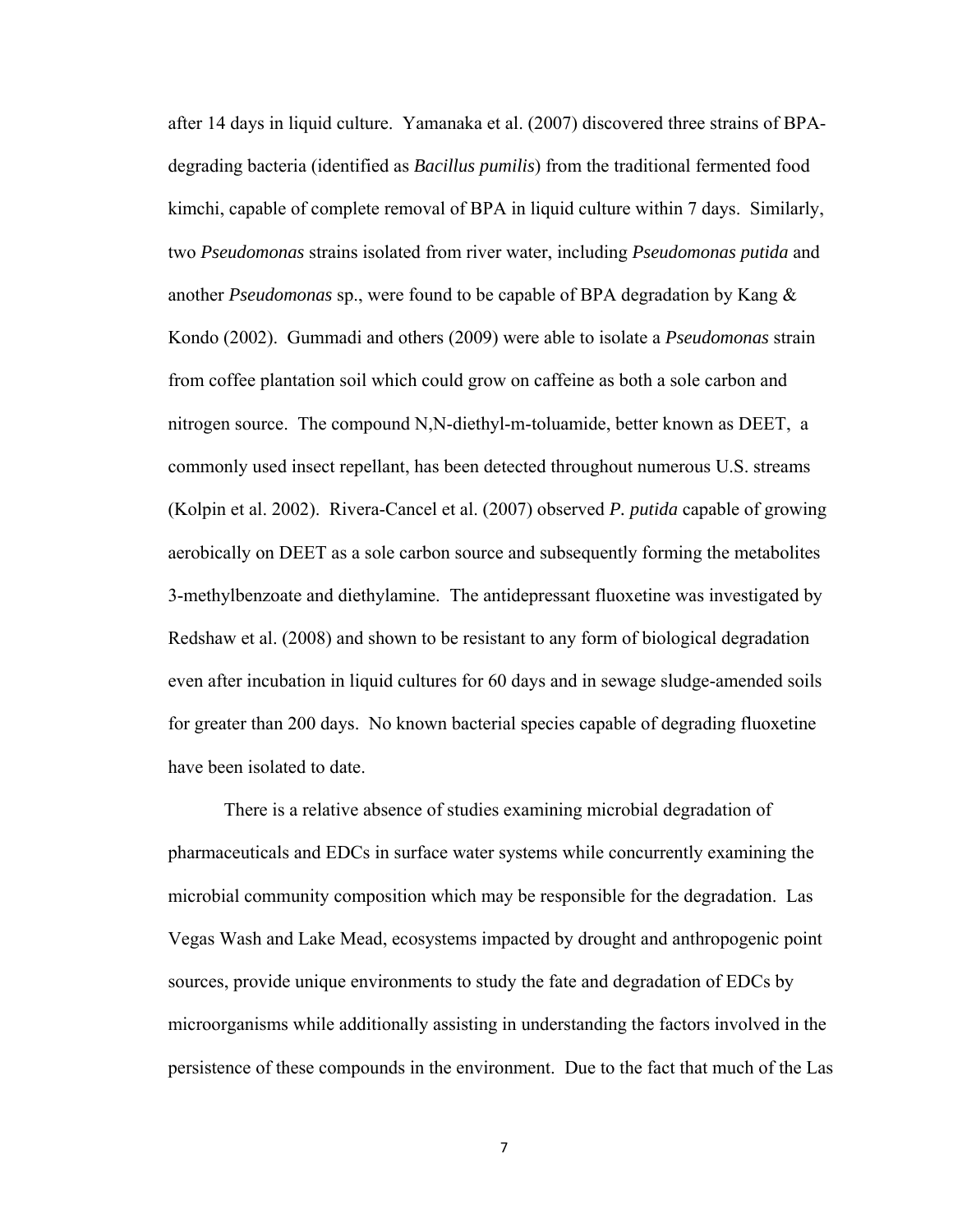after 14 days in liquid culture. Yamanaka et al. (2007) discovered three strains of BPA-degrading bacteria (identified as *Bacillus pumilis*) from the traditional fermented food kimchi, capable of complete removal of BPA in liquid culture within 7 days. Similarly, two *Pseudomonas* strains isolated from river water, including *Pseudomonas putida* and another *Pseudomonas* sp., were found to be capable of BPA degradation by Kang & Kondo (2002). Gummadi and others (2009) were able to isolate a *Pseudomonas* strain from coffee plantation soil which could grow on caffeine as both a sole carbon and nitrogen source. The compound N,N-diethyl-m-toluamide, better known as DEET, a commonly used insect repellant, has been detected throughout numerous U.S. streams (Kolpin et al. 2002). Rivera-Cancel et al. (2007) observed *P. putida* capable of growing aerobically on DEET as a sole carbon source and subsequently forming the metabolites 3-methylbenzoate and diethylamine. The antidepressant fluoxetine was investigated by Redshaw et al. (2008) and shown to be resistant to any form of biological degradation even after incubation in liquid cultures for 60 days and in sewage sludge-amended soils for greater than 200 days. No known bacterial species capable of degrading fluoxetine have been isolated to date.

There is a relative absence of studies examining microbial degradation of pharmaceuticals and EDCs in surface water systems while concurrently examining the microbial community composition which may be responsible for the degradation. Las Vegas Wash and Lake Mead, ecosystems impacted by drought and anthropogenic point sources, provide unique environments to study the fate and degradation of EDCs by microorganisms while additionally assisting in understanding the factors involved in the persistence of these compounds in the environment. Due to the fact that much of the Las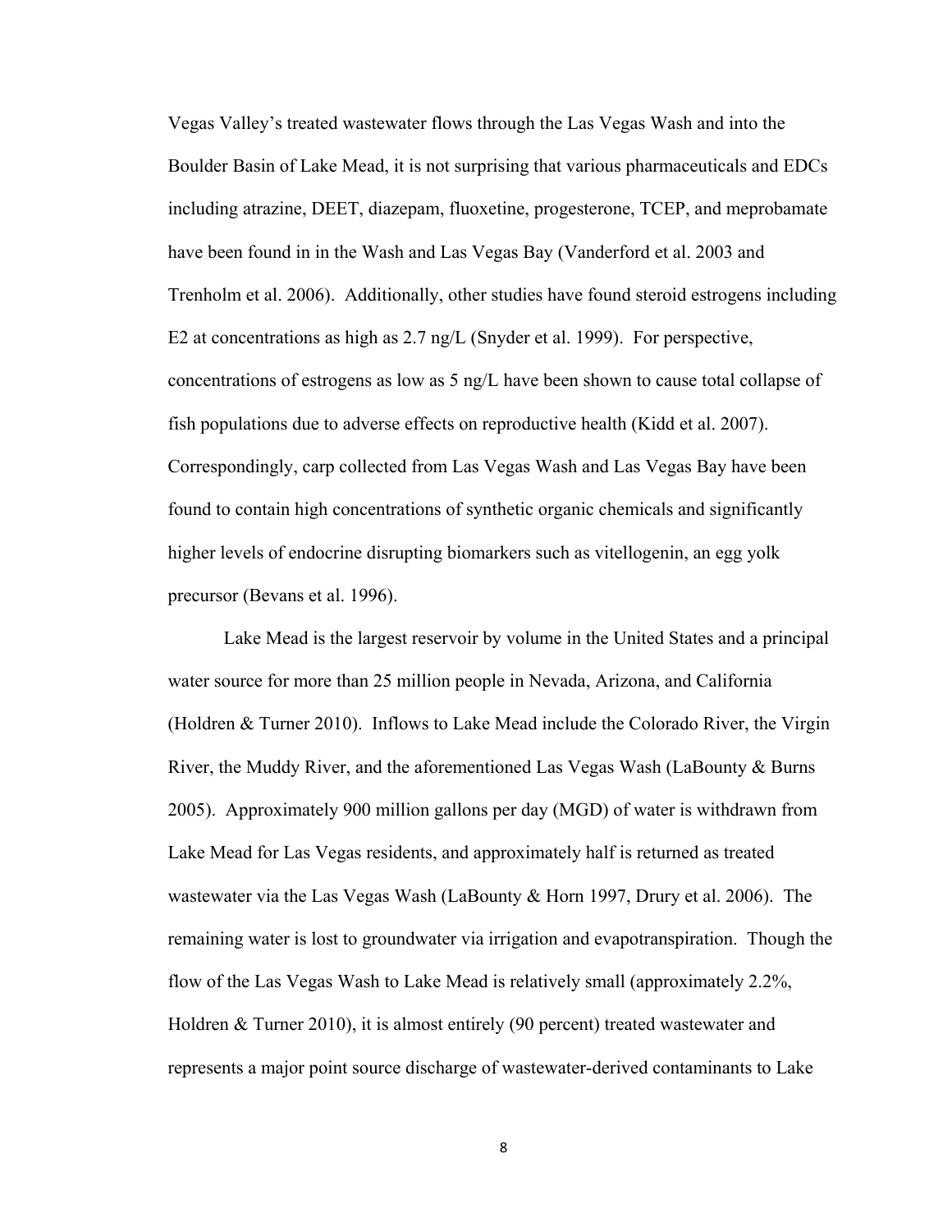Vegas Valley's treated wastewater flows through the Las Vegas Wash and into the Boulder Basin of Lake Mead, it is not surprising that various pharmaceuticals and EDCs including atrazine, DEET, diazepam, fluoxetine, progesterone, TCEP, and meprobamate have been found in in the Wash and Las Vegas Bay (Vanderford et al. 2003 and Trenholm et al. 2006). Additionally, other studies have found steroid estrogens including E2 at concentrations as high as 2.7 ng/L (Snyder et al. 1999). For perspective, concentrations of estrogens as low as 5 ng/L have been shown to cause total collapse of fish populations due to adverse effects on reproductive health (Kidd et al. 2007). Correspondingly, carp collected from Las Vegas Wash and Las Vegas Bay have been found to contain high concentrations of synthetic organic chemicals and significantly higher levels of endocrine disrupting biomarkers such as vitellogenin, an egg yolk precursor (Bevans et al. 1996).

Lake Mead is the largest reservoir by volume in the United States and a principal water source for more than 25 million people in Nevada, Arizona, and California (Holdren & Turner 2010). Inflows to Lake Mead include the Colorado River, the Virgin River, the Muddy River, and the aforementioned Las Vegas Wash (LaBounty & Burns 2005). Approximately 900 million gallons per day (MGD) of water is withdrawn from Lake Mead for Las Vegas residents, and approximately half is returned as treated wastewater via the Las Vegas Wash (LaBounty & Horn 1997, Drury et al. 2006). The remaining water is lost to groundwater via irrigation and evapotranspiration. Though the flow of the Las Vegas Wash to Lake Mead is relatively small (approximately 2.2%, Holdren & Turner 2010), it is almost entirely (90 percent) treated wastewater and represents a major point source discharge of wastewater-derived contaminants to Lake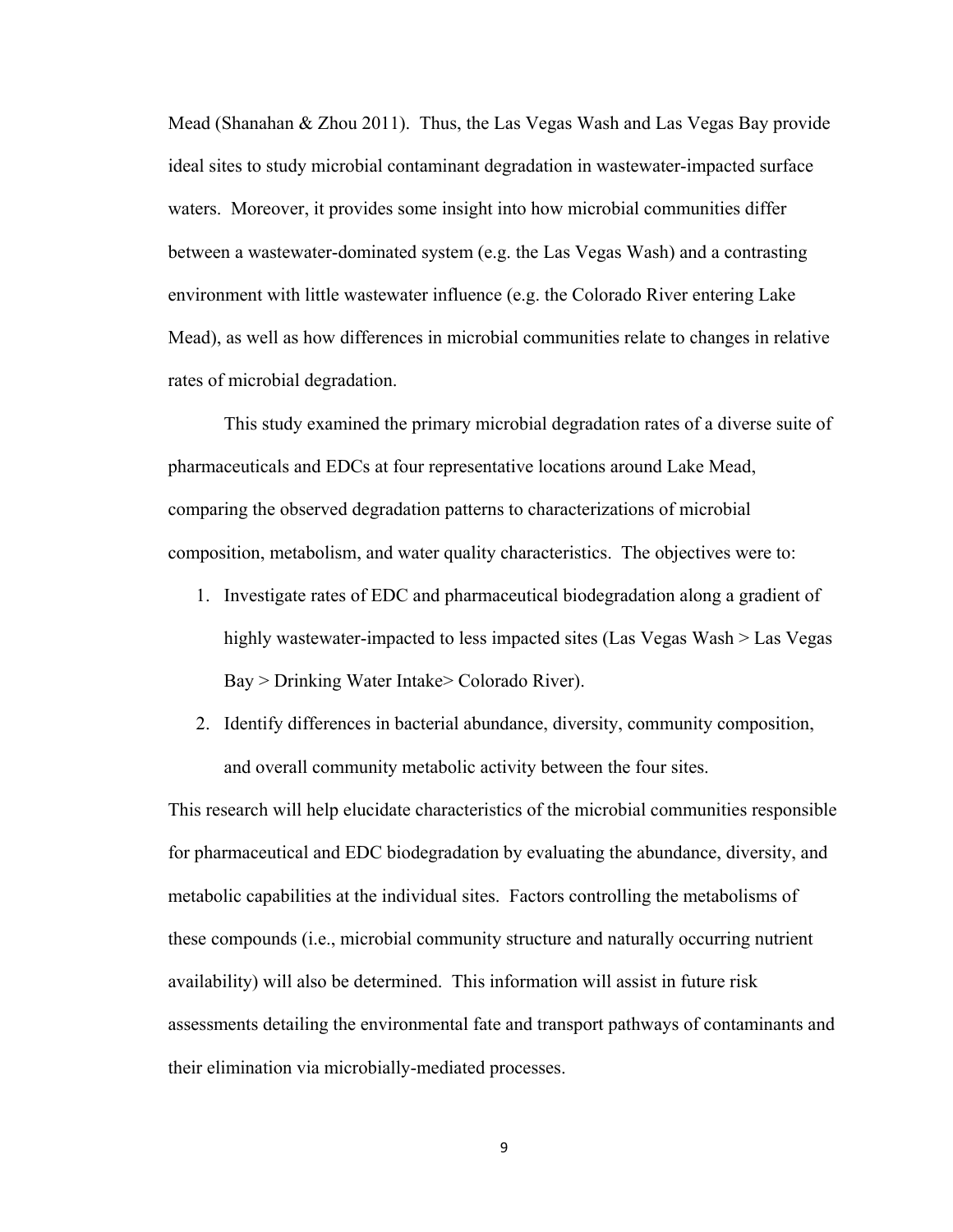Mead (Shanahan & Zhou 2011). Thus, the Las Vegas Wash and Las Vegas Bay provide ideal sites to study microbial contaminant degradation in wastewater-impacted surface waters. Moreover, it provides some insight into how microbial communities differ between a wastewater-dominated system (e.g. the Las Vegas Wash) and a contrasting environment with little wastewater influence (e.g. the Colorado River entering Lake Mead), as well as how differences in microbial communities relate to changes in relative rates of microbial degradation.

This study examined the primary microbial degradation rates of a diverse suite of pharmaceuticals and EDCs at four representative locations around Lake Mead, comparing the observed degradation patterns to characterizations of microbial composition, metabolism, and water quality characteristics. The objectives were to:

1. Investigate rates of EDC and pharmaceutical biodegradation along a gradient of highly wastewater-impacted to less impacted sites (Las Vegas Wash > Las Vegas Bay > Drinking Water Intake> Colorado River).
2. Identify differences in bacterial abundance, diversity, community composition, and overall community metabolic activity between the four sites.

This research will help elucidate characteristics of the microbial communities responsible for pharmaceutical and EDC biodegradation by evaluating the abundance, diversity, and metabolic capabilities at the individual sites. Factors controlling the metabolisms of these compounds (i.e., microbial community structure and naturally occurring nutrient availability) will also be determined. This information will assist in future risk assessments detailing the environmental fate and transport pathways of contaminants and their elimination via microbially-mediated processes.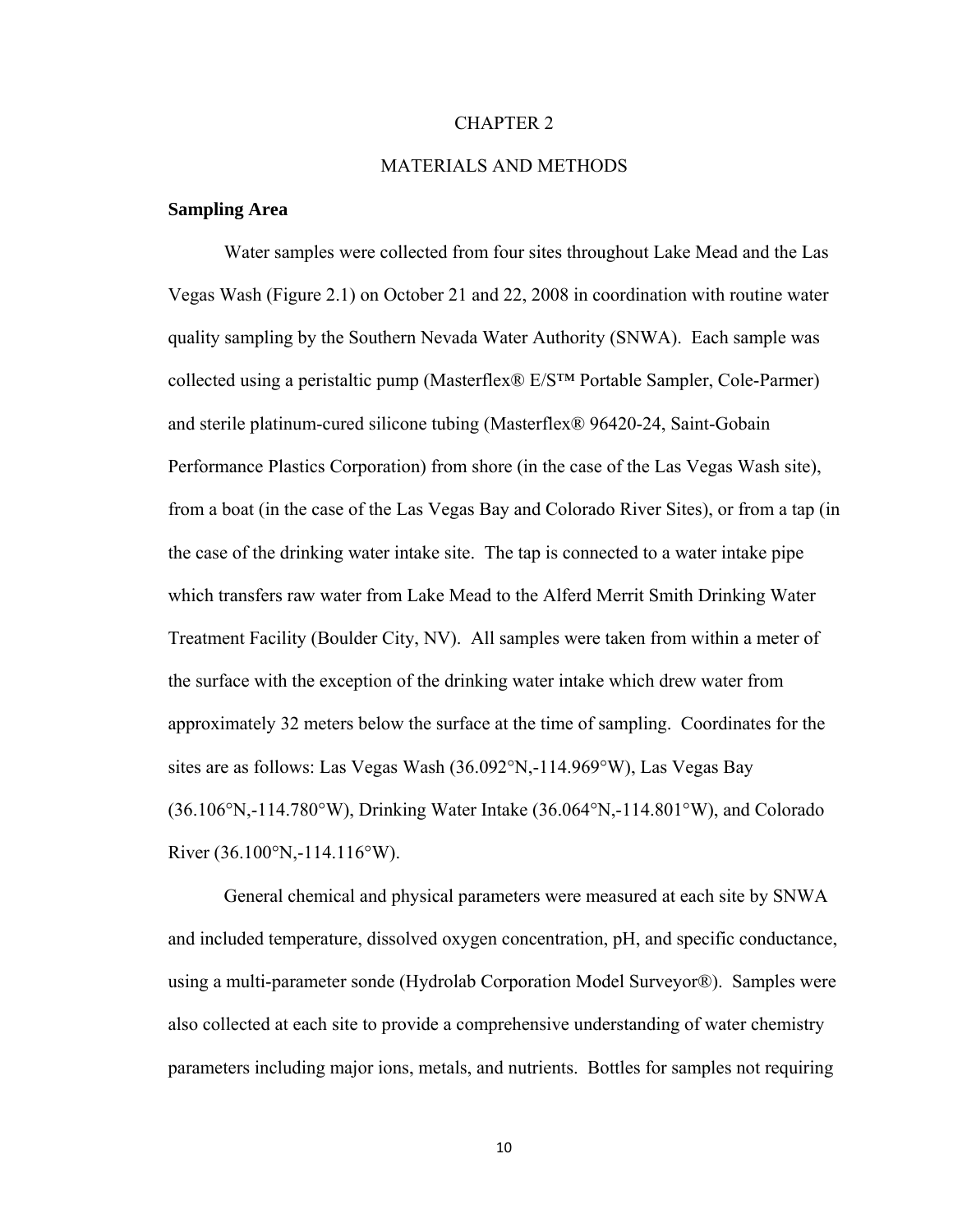# CHAPTER 2

# MATERIALS AND METHODS

**Sampling Area**

Water samples were collected from four sites throughout Lake Mead and the Las Vegas Wash (Figure 2.1) on October 21 and 22, 2008 in coordination with routine water quality sampling by the Southern Nevada Water Authority (SNWA). Each sample was collected using a peristaltic pump (Masterflex® E/S™ Portable Sampler, Cole-Parmer) and sterile platinum-cured silicone tubing (Masterflex® 96420-24, Saint-Gobain Performance Plastics Corporation) from shore (in the case of the Las Vegas Wash site), from a boat (in the case of the Las Vegas Bay and Colorado River Sites), or from a tap (in the case of the drinking water intake site. The tap is connected to a water intake pipe which transfers raw water from Lake Mead to the Alferd Merrit Smith Drinking Water Treatment Facility (Boulder City, NV). All samples were taken from within a meter of the surface with the exception of the drinking water intake which drew water from approximately 32 meters below the surface at the time of sampling. Coordinates for the sites are as follows: Las Vegas Wash (36.092°N,-114.969°W), Las Vegas Bay (36.106°N,-114.780°W), Drinking Water Intake (36.064°N,-114.801°W), and Colorado River (36.100°N,-114.116°W).

General chemical and physical parameters were measured at each site by SNWA and included temperature, dissolved oxygen concentration, pH, and specific conductance, using a multi-parameter sonde (Hydrolab Corporation Model Surveyor®). Samples were also collected at each site to provide a comprehensive understanding of water chemistry parameters including major ions, metals, and nutrients. Bottles for samples not requiring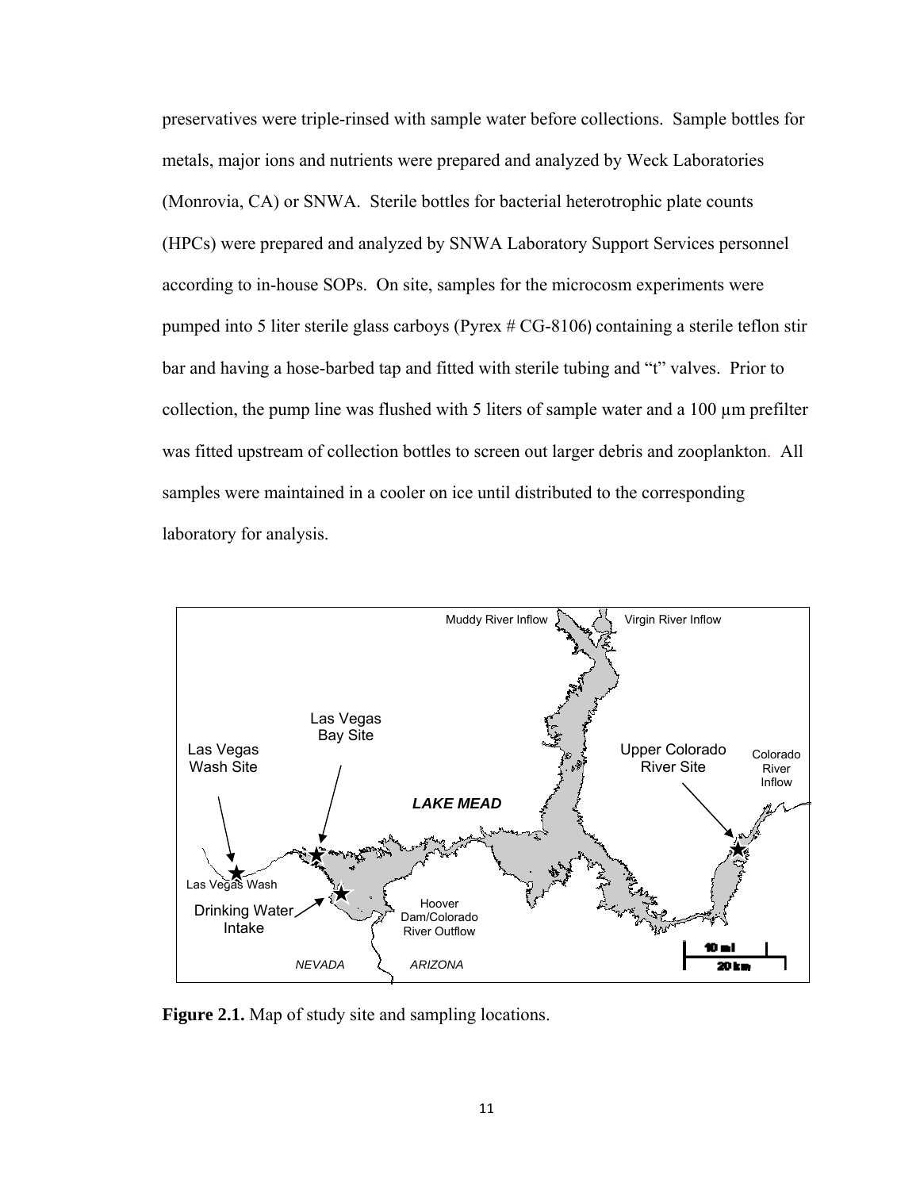preservatives were triple-rinsed with sample water before collections. Sample bottles for metals, major ions and nutrients were prepared and analyzed by Weck Laboratories (Monrovia, CA) or SNWA. Sterile bottles for bacterial heterotrophic plate counts (HPCs) were prepared and analyzed by SNWA Laboratory Support Services personnel according to in-house SOPs. On site, samples for the microcosm experiments were pumped into 5 liter sterile glass carboys (Pyrex # CG-8106) containing a sterile teflon stir bar and having a hose-barbed tap and fitted with sterile tubing and "t" valves. Prior to collection, the pump line was flushed with 5 liters of sample water and a 100 µm prefilter was fitted upstream of collection bottles to screen out larger debris and zooplankton. All samples were maintained in a cooler on ice until distributed to the corresponding laboratory for analysis.

**Figure 2.1.** Map of study site and sampling locations.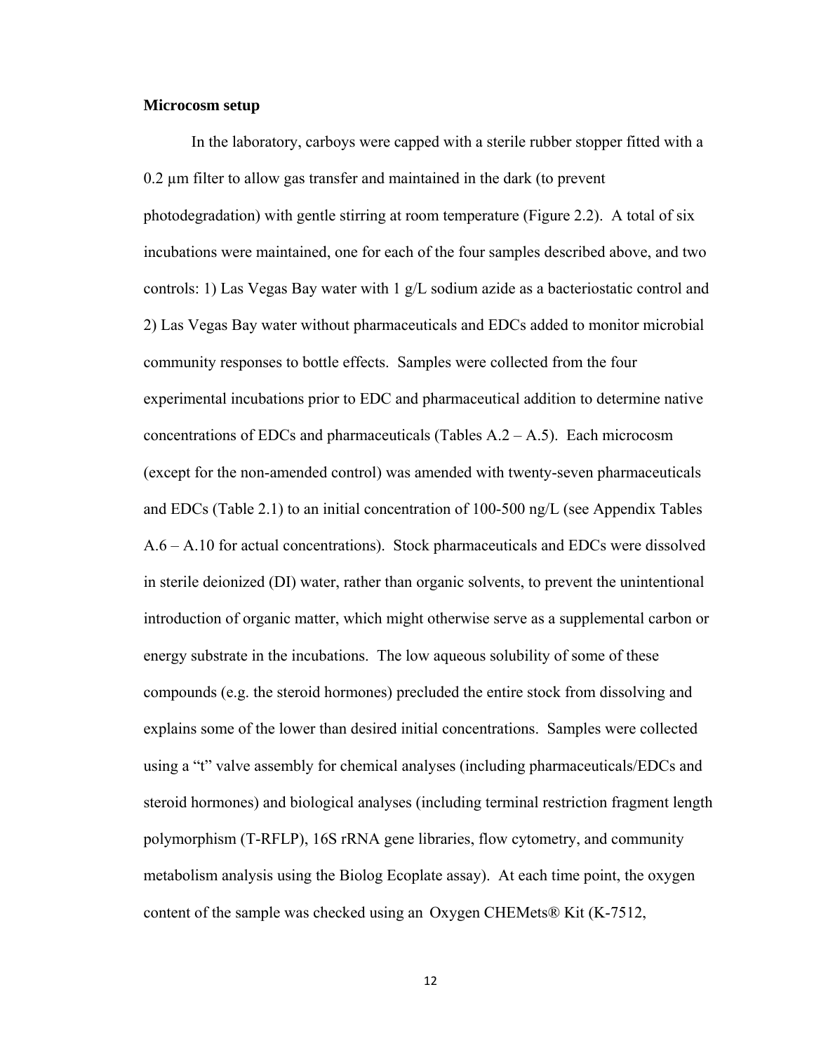**Microcosm setup**

In the laboratory, carboys were capped with a sterile rubber stopper fitted with a 0.2 µm filter to allow gas transfer and maintained in the dark (to prevent photodegradation) with gentle stirring at room temperature (Figure 2.2). A total of six incubations were maintained, one for each of the four samples described above, and two controls: 1) Las Vegas Bay water with 1 g/L sodium azide as a bacteriostatic control and 2) Las Vegas Bay water without pharmaceuticals and EDCs added to monitor microbial community responses to bottle effects. Samples were collected from the four experimental incubations prior to EDC and pharmaceutical addition to determine native concentrations of EDCs and pharmaceuticals (Tables A.2 – A.5). Each microcosm (except for the non-amended control) was amended with twenty-seven pharmaceuticals and EDCs (Table 2.1) to an initial concentration of 100-500 ng/L (see Appendix Tables A.6 – A.10 for actual concentrations). Stock pharmaceuticals and EDCs were dissolved in sterile deionized (DI) water, rather than organic solvents, to prevent the unintentional introduction of organic matter, which might otherwise serve as a supplemental carbon or energy substrate in the incubations. The low aqueous solubility of some of these compounds (e.g. the steroid hormones) precluded the entire stock from dissolving and explains some of the lower than desired initial concentrations. Samples were collected using a "t" valve assembly for chemical analyses (including pharmaceuticals/EDCs and steroid hormones) and biological analyses (including terminal restriction fragment length polymorphism (T-RFLP), 16S rRNA gene libraries, flow cytometry, and community metabolism analysis using the Biolog Ecoplate assay). At each time point, the oxygen content of the sample was checked using an Oxygen CHEMets® Kit (K-7512,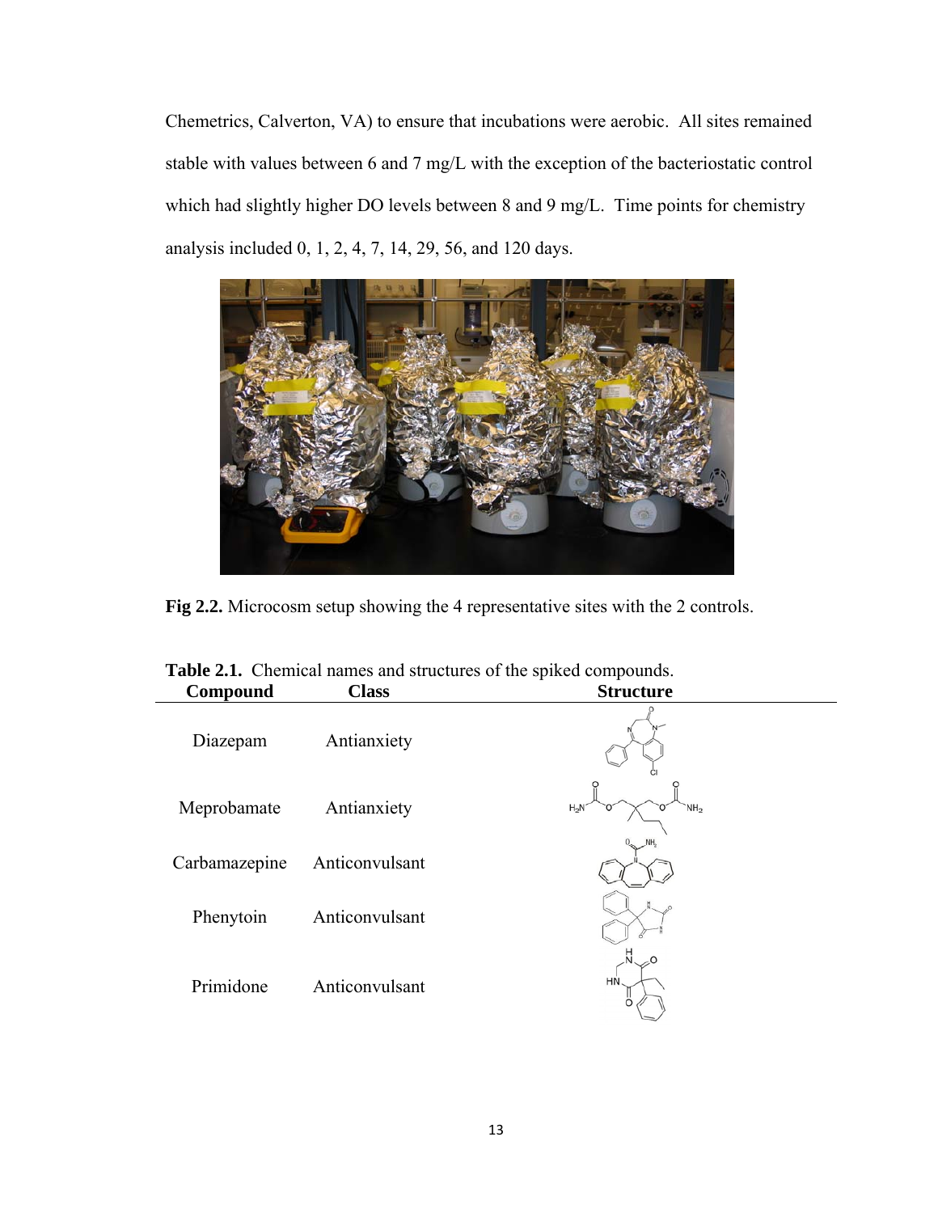Chemetrics, Calverton, VA) to ensure that incubations were aerobic. All sites remained stable with values between 6 and 7 mg/L with the exception of the bacteriostatic control which had slightly higher DO levels between 8 and 9 mg/L. Time points for chemistry analysis included 0, 1, 2, 4, 7, 14, 29, 56, and 120 days.

**Fig 2.2.** Microcosm setup showing the 4 representative sites with the 2 controls.

**Table 2.1.** Chemical names and structures of the spiked compounds.

| Compound | Class | Structure |
|---|---|---|
| Diazepam | Antianxiety | |
| Meprobamate | Antianxiety | |
| Carbamazepine | Anticonvulsant | |
| Phenytoin | Anticonvulsant | |
| Primidone | Anticonvulsant | |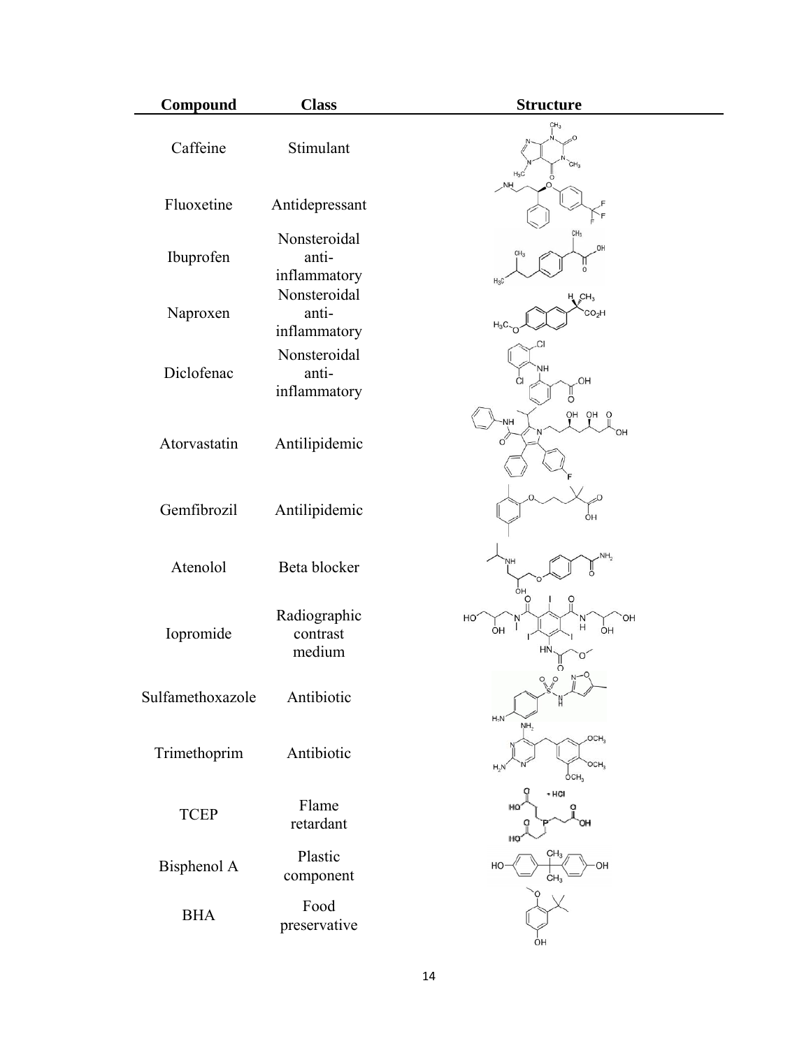| Compound | Class | Structure |
|---|---|---|
| Caffeine | Stimulant | |
| Fluoxetine | Antidepressant | |
| Ibuprofen | Nonsteroidal anti-inflammatory | |
| Naproxen | Nonsteroidal anti-inflammatory | |
| Diclofenac | Nonsteroidal anti-inflammatory | |
| Atorvastatin | Antilipidemic | |
| Gemfibrozil | Antilipidemic | |
| Atenolol | Beta blocker | |
| Iopromide | Radiographic contrast medium | |
| Sulfamethoxazole | Antibiotic | |
| Trimethoprim | Antibiotic | |
| TCEP | Flame retardant | |
| Bisphenol A | Plastic component | |
| BHA | Food preservative | |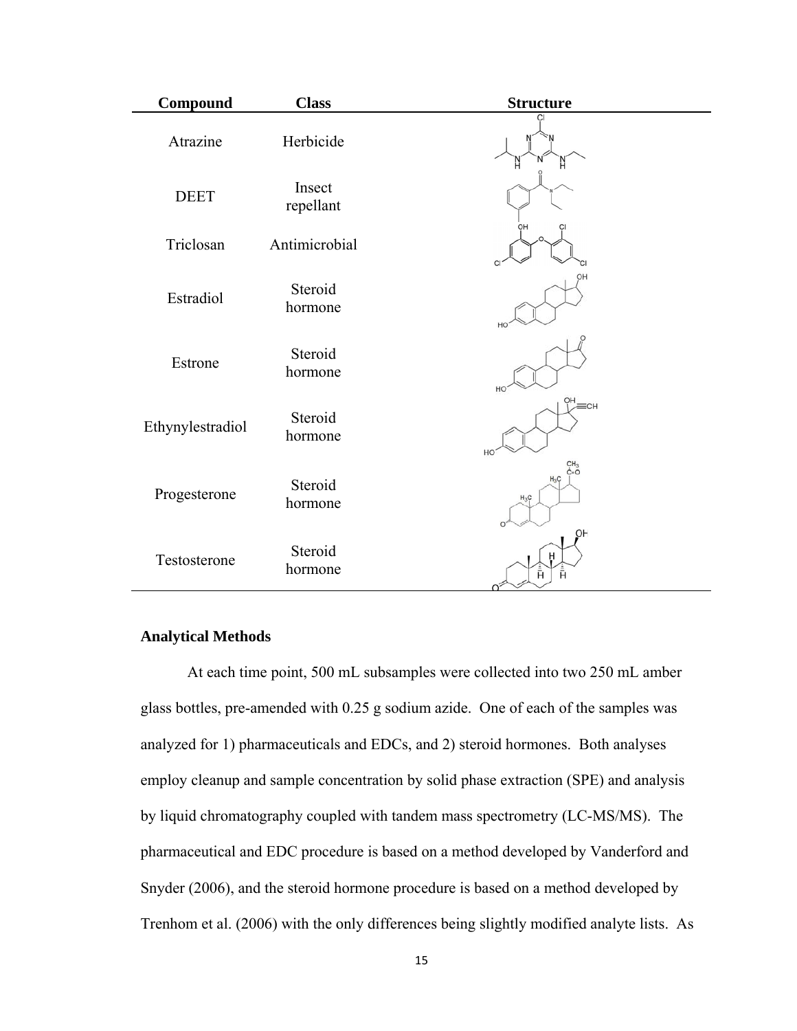| Compound | Class | Structure |
| --- | --- | --- |
| Atrazine | Herbicide | |
| DEET | Insect repellant | |
| Triclosan | Antimicrobial | |
| Estradiol | Steroid hormone | |
| Estrone | Steroid hormone | |
| Ethynylestradiol | Steroid hormone | |
| Progesterone | Steroid hormone | |
| Testosterone | Steroid hormone | |

**Analytical Methods**

At each time point, 500 mL subsamples were collected into two 250 mL amber glass bottles, pre-amended with 0.25 g sodium azide. One of each of the samples was analyzed for 1) pharmaceuticals and EDCs, and 2) steroid hormones. Both analyses employ cleanup and sample concentration by solid phase extraction (SPE) and analysis by liquid chromatography coupled with tandem mass spectrometry (LC-MS/MS). The pharmaceutical and EDC procedure is based on a method developed by Vanderford and Snyder (2006), and the steroid hormone procedure is based on a method developed by Trenhom et al. (2006) with the only differences being slightly modified analyte lists. As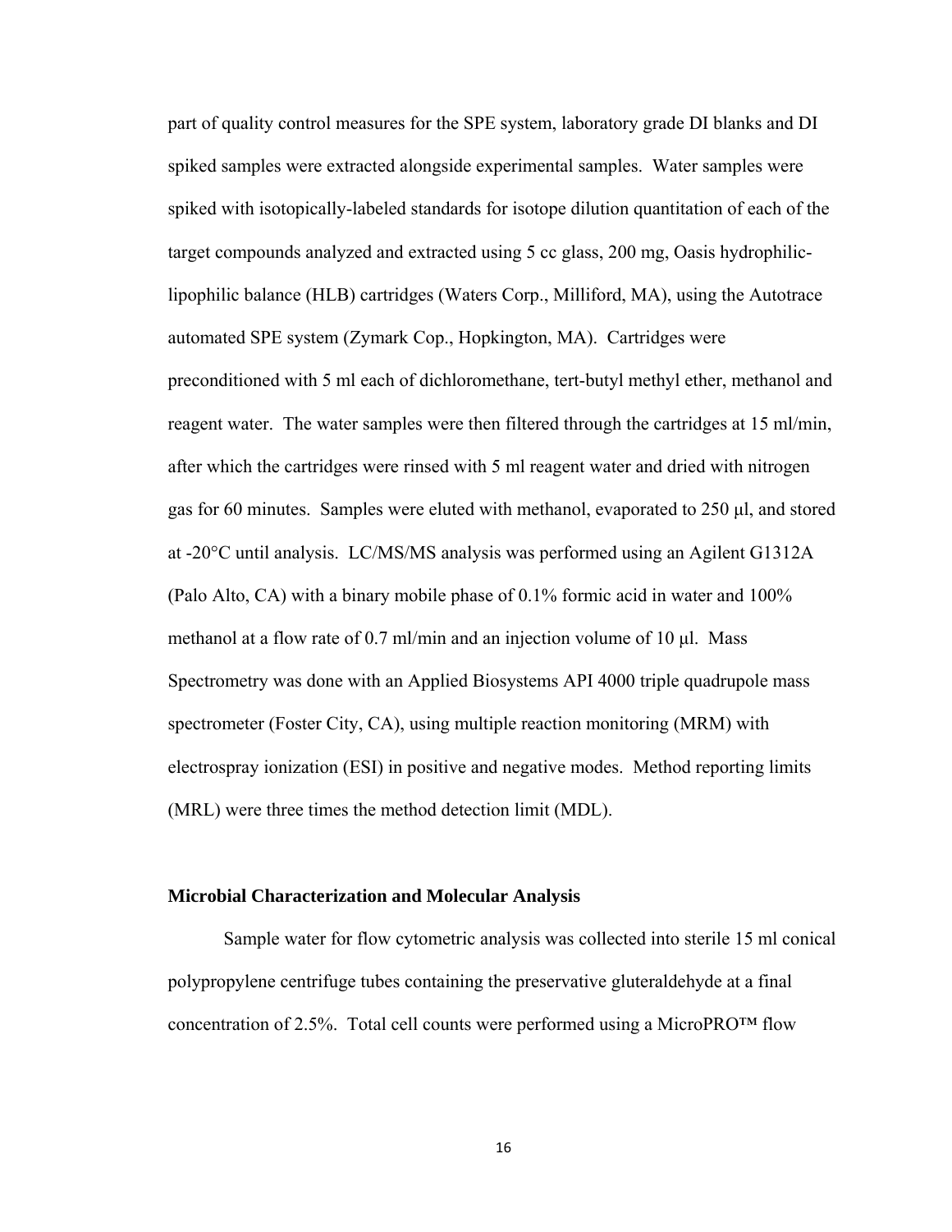part of quality control measures for the SPE system, laboratory grade DI blanks and DI spiked samples were extracted alongside experimental samples. Water samples were spiked with isotopically-labeled standards for isotope dilution quantitation of each of the target compounds analyzed and extracted using 5 cc glass, 200 mg, Oasis hydrophilic-lipophilic balance (HLB) cartridges (Waters Corp., Milliford, MA), using the Autotrace automated SPE system (Zymark Cop., Hopkington, MA). Cartridges were preconditioned with 5 ml each of dichloromethane, tert-butyl methyl ether, methanol and reagent water. The water samples were then filtered through the cartridges at 15 ml/min, after which the cartridges were rinsed with 5 ml reagent water and dried with nitrogen gas for 60 minutes. Samples were eluted with methanol, evaporated to 250 µl, and stored at -20°C until analysis. LC/MS/MS analysis was performed using an Agilent G1312A (Palo Alto, CA) with a binary mobile phase of 0.1% formic acid in water and 100% methanol at a flow rate of 0.7 ml/min and an injection volume of 10 µl. Mass Spectrometry was done with an Applied Biosystems API 4000 triple quadrupole mass spectrometer (Foster City, CA), using multiple reaction monitoring (MRM) with electrospray ionization (ESI) in positive and negative modes. Method reporting limits (MRL) were three times the method detection limit (MDL).

### Microbial Characterization and Molecular Analysis

Sample water for flow cytometric analysis was collected into sterile 15 ml conical polypropylene centrifuge tubes containing the preservative gluteraldehyde at a final concentration of 2.5%. Total cell counts were performed using a MicroPRO™ flow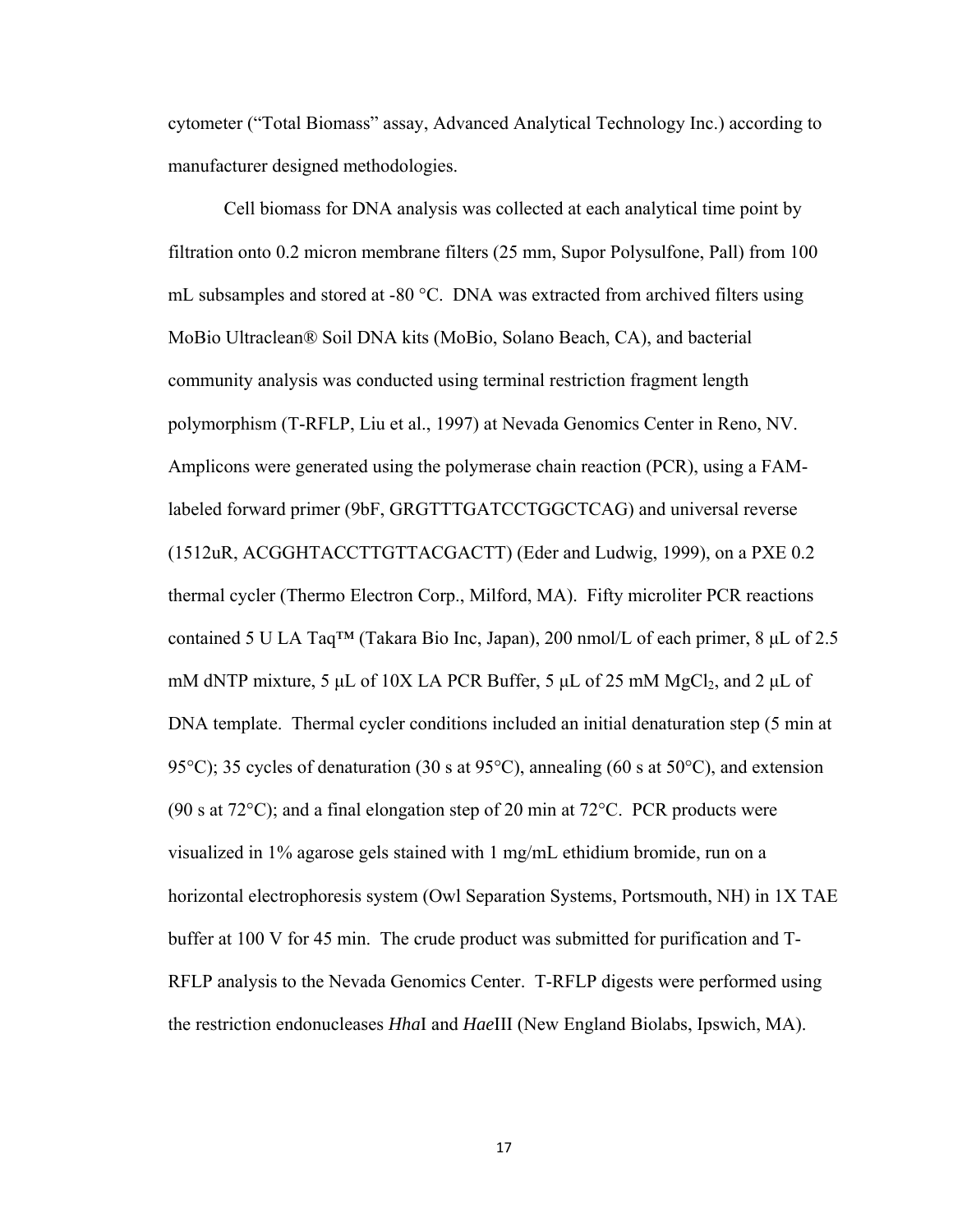cytometer ("Total Biomass" assay, Advanced Analytical Technology Inc.) according to manufacturer designed methodologies.

Cell biomass for DNA analysis was collected at each analytical time point by filtration onto 0.2 micron membrane filters (25 mm, Supor Polysulfone, Pall) from 100 mL subsamples and stored at -80 °C. DNA was extracted from archived filters using MoBio Ultraclean® Soil DNA kits (MoBio, Solano Beach, CA), and bacterial community analysis was conducted using terminal restriction fragment length polymorphism (T-RFLP, Liu et al., 1997) at Nevada Genomics Center in Reno, NV. Amplicons were generated using the polymerase chain reaction (PCR), using a FAM-labeled forward primer (9bF, GRGTTTGATCCTGGCTCAG) and universal reverse (1512uR, ACGGHTACCTTGTTACGACTT) (Eder and Ludwig, 1999), on a PXE 0.2 thermal cycler (Thermo Electron Corp., Milford, MA). Fifty microliter PCR reactions contained 5 U LA Taq™ (Takara Bio Inc, Japan), 200 nmol/L of each primer, 8 μL of 2.5 mM dNTP mixture, 5 μL of 10X LA PCR Buffer, 5 μL of 25 mM $MgCl_2$, and 2 μL of DNA template. Thermal cycler conditions included an initial denaturation step (5 min at 95°C); 35 cycles of denaturation (30 s at 95°C), annealing (60 s at 50°C), and extension (90 s at 72°C); and a final elongation step of 20 min at 72°C. PCR products were visualized in 1% agarose gels stained with 1 mg/mL ethidium bromide, run on a horizontal electrophoresis system (Owl Separation Systems, Portsmouth, NH) in 1X TAE buffer at 100 V for 45 min. The crude product was submitted for purification and T-RFLP analysis to the Nevada Genomics Center. T-RFLP digests were performed using the restriction endonucleases *Hha*I and *Hae*III (New England Biolabs, Ipswich, MA).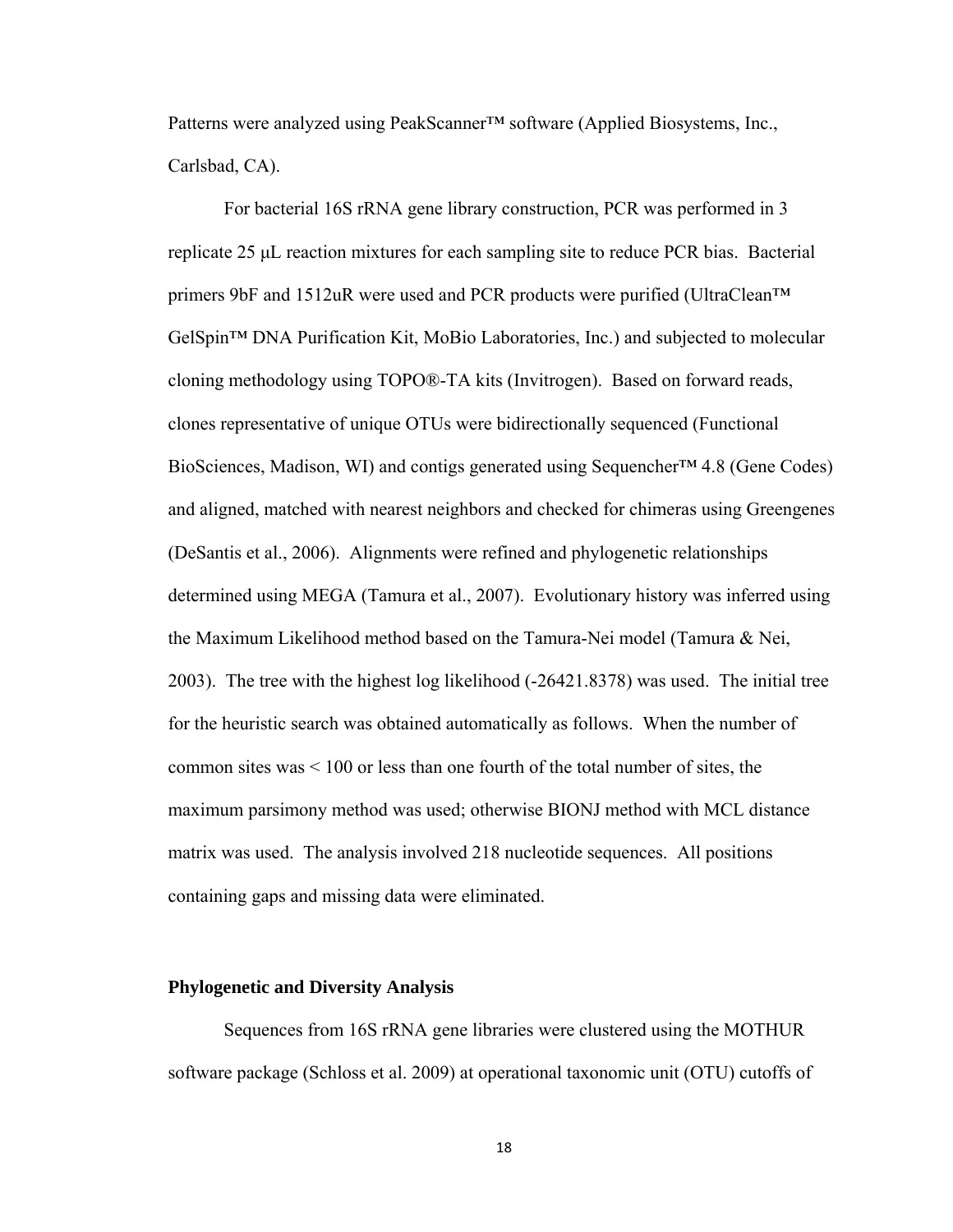Patterns were analyzed using PeakScanner™ software (Applied Biosystems, Inc., Carlsbad, CA).

For bacterial 16S rRNA gene library construction, PCR was performed in 3 replicate 25 μL reaction mixtures for each sampling site to reduce PCR bias. Bacterial primers 9bF and 1512uR were used and PCR products were purified (UltraClean™ GelSpin™ DNA Purification Kit, MoBio Laboratories, Inc.) and subjected to molecular cloning methodology using TOPO®-TA kits (Invitrogen). Based on forward reads, clones representative of unique OTUs were bidirectionally sequenced (Functional BioSciences, Madison, WI) and contigs generated using Sequencher™ 4.8 (Gene Codes) and aligned, matched with nearest neighbors and checked for chimeras using Greengenes (DeSantis et al., 2006). Alignments were refined and phylogenetic relationships determined using MEGA (Tamura et al., 2007). Evolutionary history was inferred using the Maximum Likelihood method based on the Tamura-Nei model (Tamura & Nei, 2003). The tree with the highest log likelihood (-26421.8378) was used. The initial tree for the heuristic search was obtained automatically as follows. When the number of common sites was < 100 or less than one fourth of the total number of sites, the maximum parsimony method was used; otherwise BIONJ method with MCL distance matrix was used. The analysis involved 218 nucleotide sequences. All positions containing gaps and missing data were eliminated.

**Phylogenetic and Diversity Analysis**

Sequences from 16S rRNA gene libraries were clustered using the MOTHUR software package (Schloss et al. 2009) at operational taxonomic unit (OTU) cutoffs of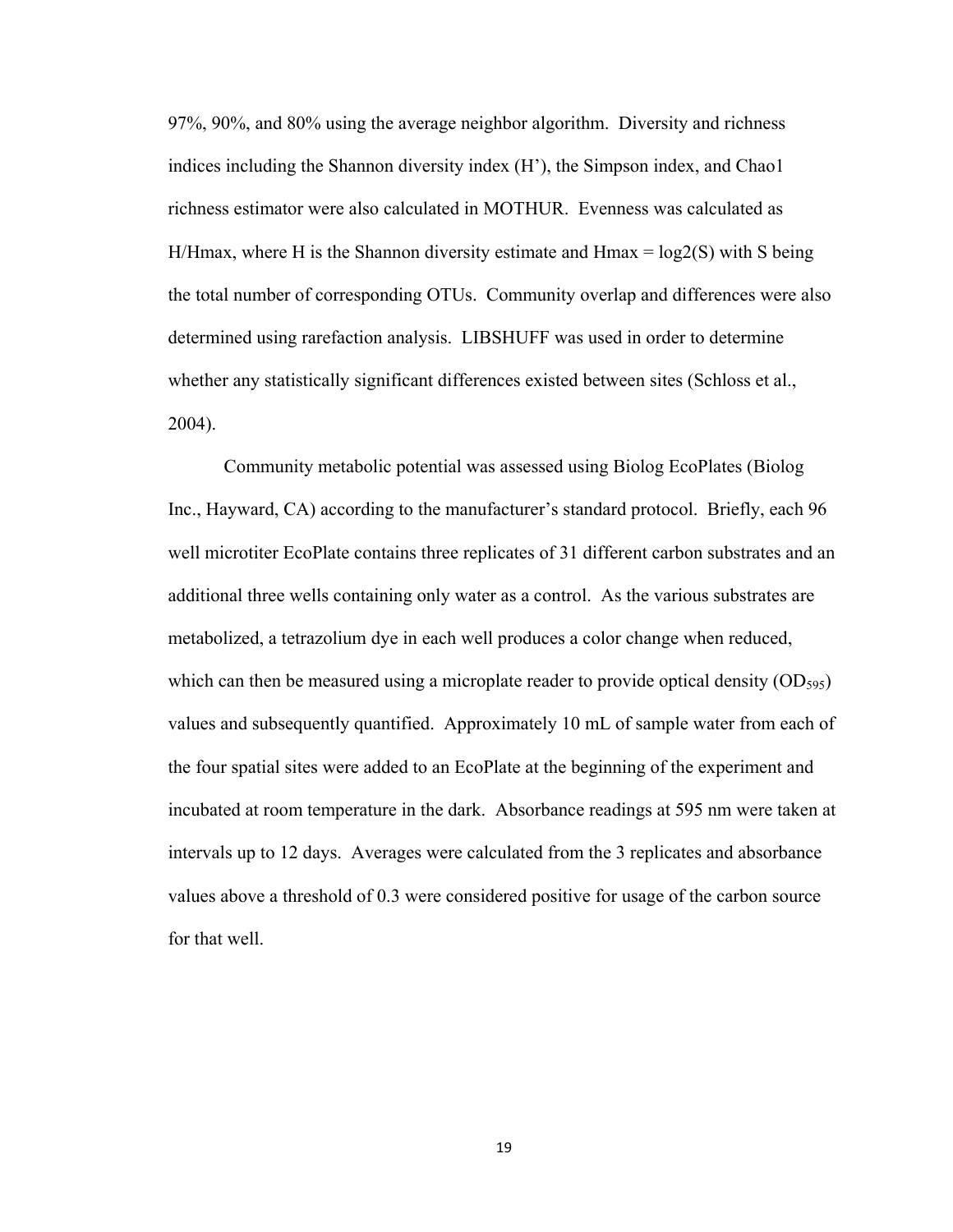97%, 90%, and 80% using the average neighbor algorithm. Diversity and richness indices including the Shannon diversity index (H'), the Simpson index, and Chao1 richness estimator were also calculated in MOTHUR. Evenness was calculated as H/Hmax, where H is the Shannon diversity estimate and Hmax = log2(S) with S being the total number of corresponding OTUs. Community overlap and differences were also determined using rarefaction analysis. LIBSHUFF was used in order to determine whether any statistically significant differences existed between sites (Schloss et al., 2004).

Community metabolic potential was assessed using Biolog EcoPlates (Biolog Inc., Hayward, CA) according to the manufacturer's standard protocol. Briefly, each 96 well microtiter EcoPlate contains three replicates of 31 different carbon substrates and an additional three wells containing only water as a control. As the various substrates are metabolized, a tetrazolium dye in each well produces a color change when reduced, which can then be measured using a microplate reader to provide optical density ($OD_{595}$) values and subsequently quantified. Approximately 10 mL of sample water from each of the four spatial sites were added to an EcoPlate at the beginning of the experiment and incubated at room temperature in the dark. Absorbance readings at 595 nm were taken at intervals up to 12 days. Averages were calculated from the 3 replicates and absorbance values above a threshold of 0.3 were considered positive for usage of the carbon source for that well.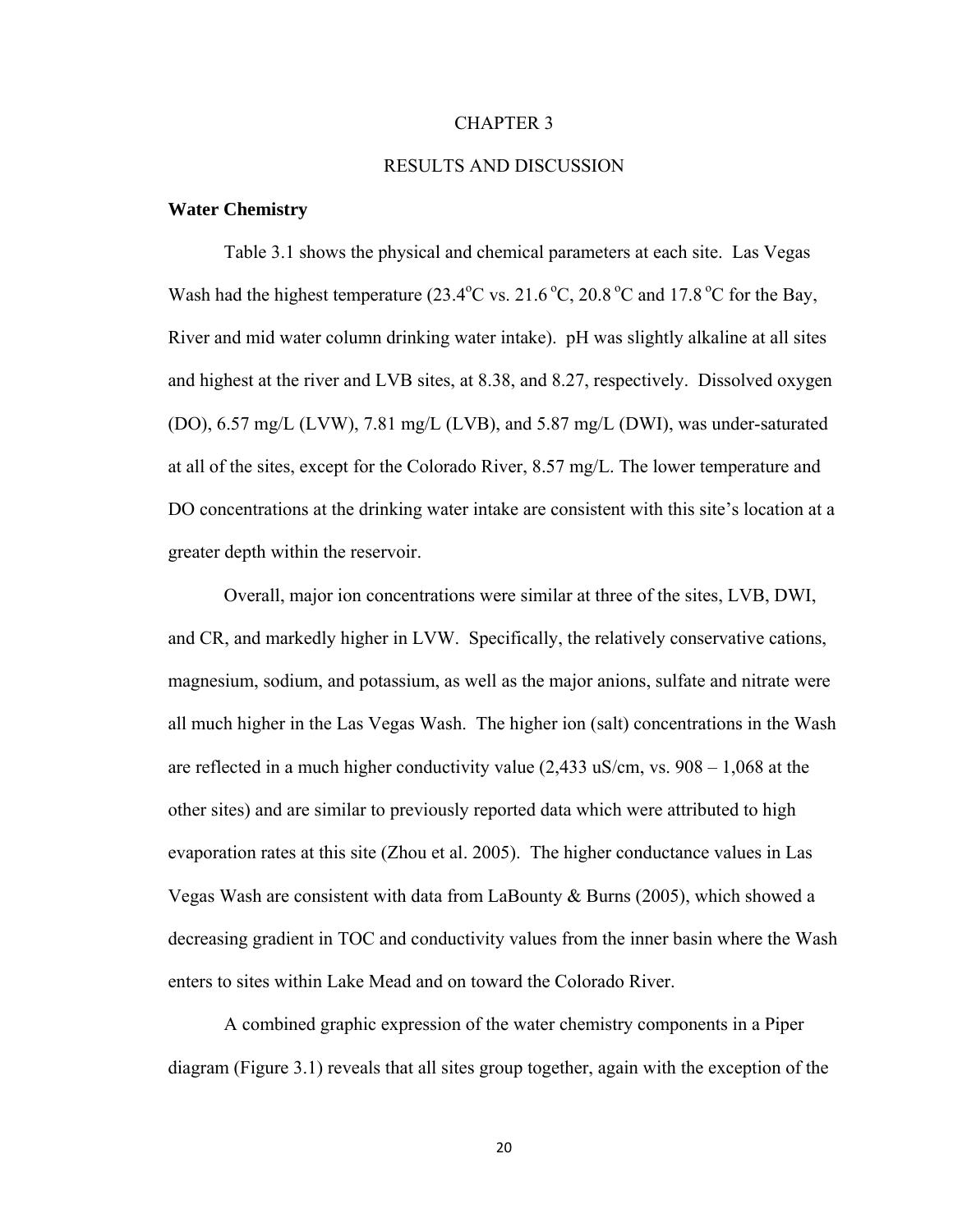# CHAPTER 3

# RESULTS AND DISCUSSION

## Water Chemistry

Table 3.1 shows the physical and chemical parameters at each site. Las Vegas Wash had the highest temperature (23.4°C vs. 21.6 °C, 20.8 °C and 17.8 °C for the Bay, River and mid water column drinking water intake). pH was slightly alkaline at all sites and highest at the river and LVB sites, at 8.38, and 8.27, respectively. Dissolved oxygen (DO), 6.57 mg/L (LVW), 7.81 mg/L (LVB), and 5.87 mg/L (DWI), was under-saturated at all of the sites, except for the Colorado River, 8.57 mg/L. The lower temperature and DO concentrations at the drinking water intake are consistent with this site's location at a greater depth within the reservoir.

Overall, major ion concentrations were similar at three of the sites, LVB, DWI, and CR, and markedly higher in LVW. Specifically, the relatively conservative cations, magnesium, sodium, and potassium, as well as the major anions, sulfate and nitrate were all much higher in the Las Vegas Wash. The higher ion (salt) concentrations in the Wash are reflected in a much higher conductivity value (2,433 uS/cm, vs. 908 – 1,068 at the other sites) and are similar to previously reported data which were attributed to high evaporation rates at this site (Zhou et al. 2005). The higher conductance values in Las Vegas Wash are consistent with data from LaBounty & Burns (2005), which showed a decreasing gradient in TOC and conductivity values from the inner basin where the Wash enters to sites within Lake Mead and on toward the Colorado River.

A combined graphic expression of the water chemistry components in a Piper diagram (Figure 3.1) reveals that all sites group together, again with the exception of the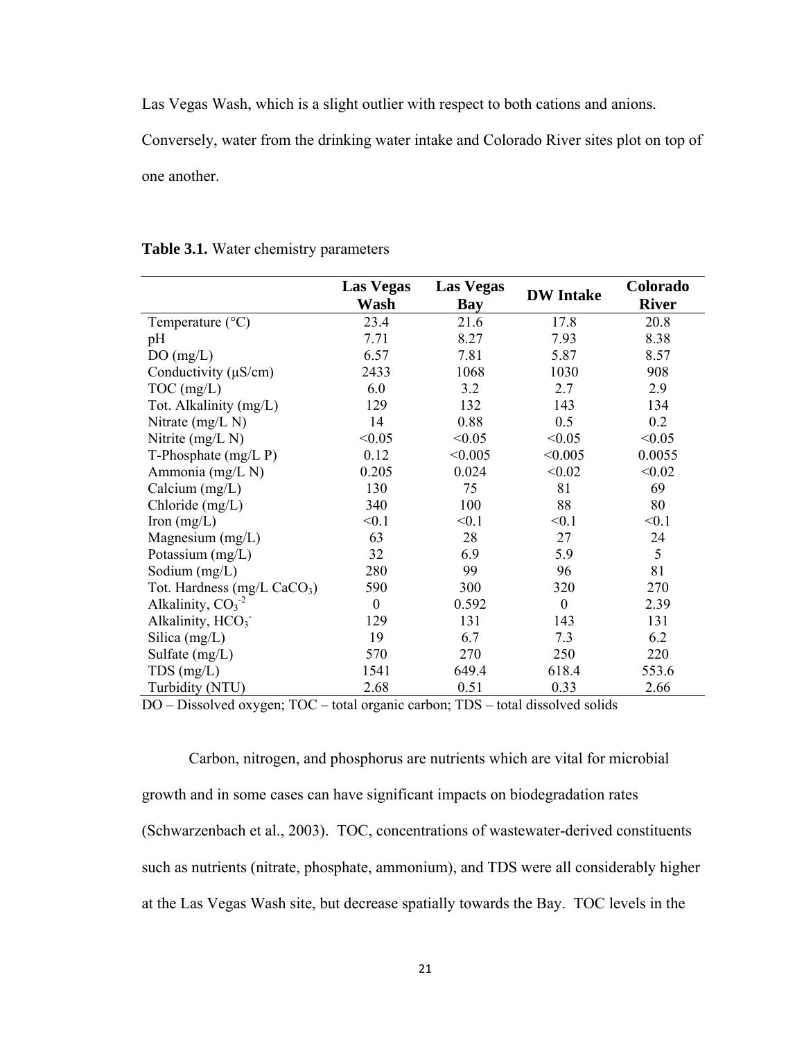Las Vegas Wash, which is a slight outlier with respect to both cations and anions. Conversely, water from the drinking water intake and Colorado River sites plot on top of one another.

**Table 3.1.** Water chemistry parameters

| | Las Vegas Wash | Las Vegas Bay | DW Intake | Colorado River |
|---|---|---|---|---|
| Temperature (°C) | 23.4 | 21.6 | 17.8 | 20.8 |
| pH | 7.71 | 8.27 | 7.93 | 8.38 |
| DO (mg/L) | 6.57 | 7.81 | 5.87 | 8.57 |
| Conductivity (μS/cm) | 2433 | 1068 | 1030 | 908 |
| TOC (mg/L) | 6.0 | 3.2 | 2.7 | 2.9 |
| Tot. Alkalinity (mg/L) | 129 | 132 | 143 | 134 |
| Nitrate (mg/L N) | 14 | 0.88 | 0.5 | 0.2 |
| Nitrite (mg/L N) | <0.05 | <0.05 | <0.05 | <0.05 |
| T-Phosphate (mg/L P) | 0.12 | <0.005 | <0.005 | 0.0055 |
| Ammonia (mg/L N) | 0.205 | 0.024 | <0.02 | <0.02 |
| Calcium (mg/L) | 130 | 75 | 81 | 69 |
| Chloride (mg/L) | 340 | 100 | 88 | 80 |
| Iron (mg/L) | <0.1 | <0.1 | <0.1 | <0.1 |
| Magnesium (mg/L) | 63 | 28 | 27 | 24 |
| Potassium (mg/L) | 32 | 6.9 | 5.9 | 5 |
| Sodium (mg/L) | 280 | 99 | 96 | 81 |
| Tot. Hardness (mg/L $CaCO_3$) | 590 | 300 | 320 | 270 |
| Alkalinity, $CO_3^{-2}$ | 0 | 0.592 | 0 | 2.39 |
| Alkalinity, $HCO_3^-$ | 129 | 131 | 143 | 131 |
| Silica (mg/L) | 19 | 6.7 | 7.3 | 6.2 |
| Sulfate (mg/L) | 570 | 270 | 250 | 220 |
| TDS (mg/L) | 1541 | 649.4 | 618.4 | 553.6 |
| Turbidity (NTU) | 2.68 | 0.51 | 0.33 | 2.66 |

DO – Dissolved oxygen; TOC – total organic carbon; TDS – total dissolved solids

Carbon, nitrogen, and phosphorus are nutrients which are vital for microbial growth and in some cases can have significant impacts on biodegradation rates (Schwarzenbach et al., 2003). TOC, concentrations of wastewater-derived constituents such as nutrients (nitrate, phosphate, ammonium), and TDS were all considerably higher at the Las Vegas Wash site, but decrease spatially towards the Bay. TOC levels in the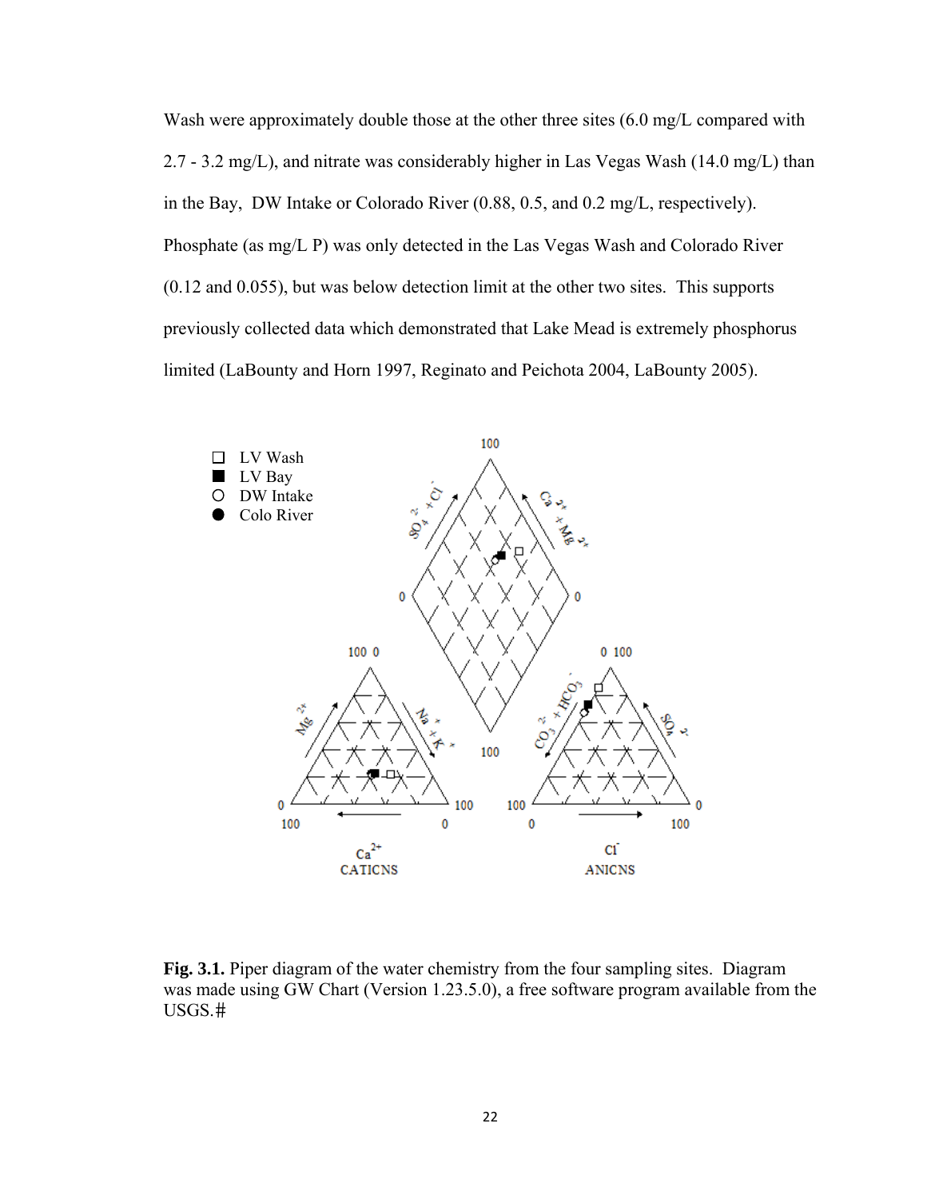Wash were approximately double those at the other three sites (6.0 mg/L compared with 2.7 - 3.2 mg/L), and nitrate was considerably higher in Las Vegas Wash (14.0 mg/L) than in the Bay, DW Intake or Colorado River (0.88, 0.5, and 0.2 mg/L, respectively). Phosphate (as mg/L P) was only detected in the Las Vegas Wash and Colorado River (0.12 and 0.055), but was below detection limit at the other two sites. This supports previously collected data which demonstrated that Lake Mead is extremely phosphorus limited (LaBounty and Horn 1997, Reginato and Peichota 2004, LaBounty 2005).

**Fig. 3.1.** Piper diagram of the water chemistry from the four sampling sites. Diagram was made using GW Chart (Version 1.23.5.0), a free software program available from the USGS.#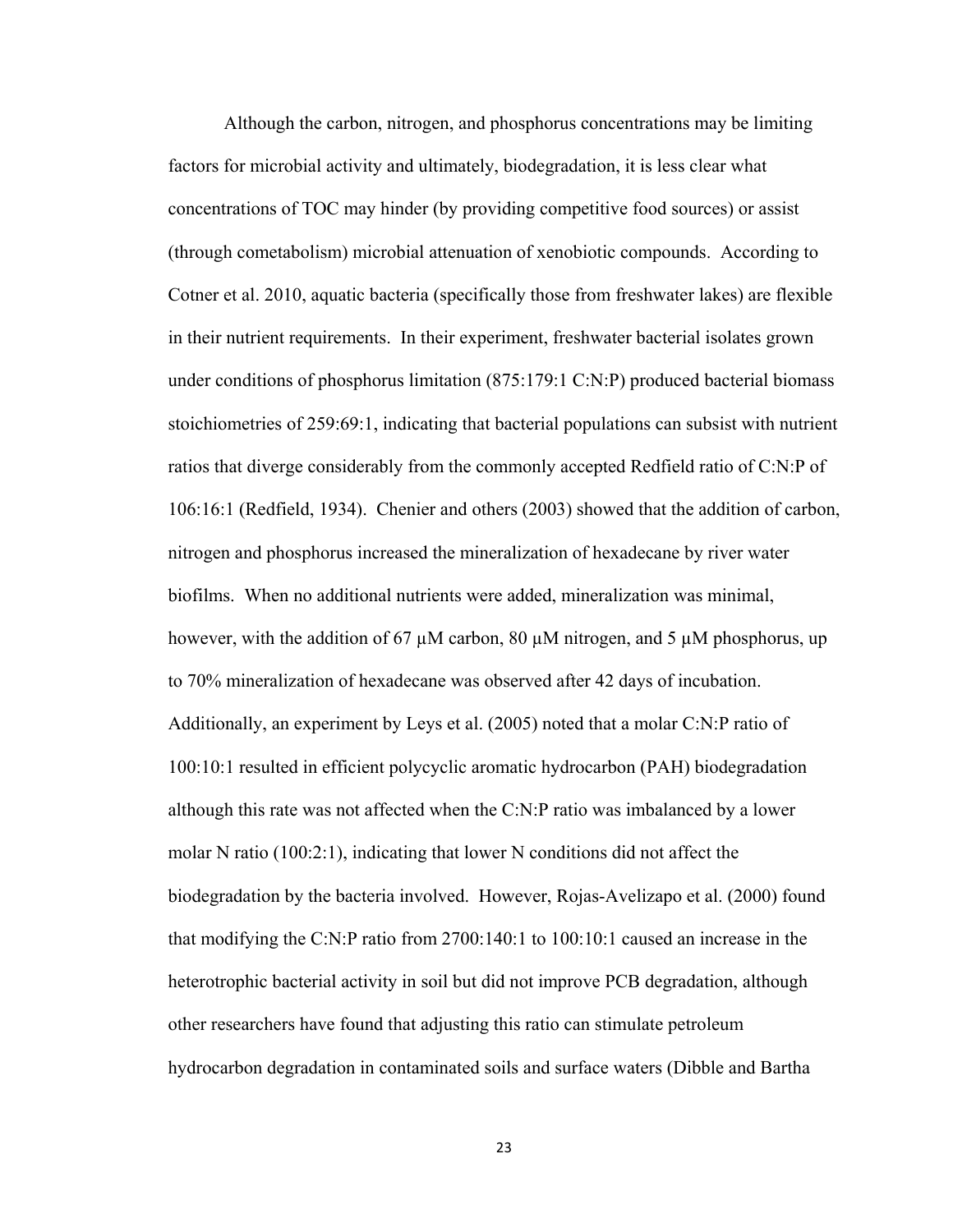Although the carbon, nitrogen, and phosphorus concentrations may be limiting factors for microbial activity and ultimately, biodegradation, it is less clear what concentrations of TOC may hinder (by providing competitive food sources) or assist (through cometabolism) microbial attenuation of xenobiotic compounds. According to Cotner et al. 2010, aquatic bacteria (specifically those from freshwater lakes) are flexible in their nutrient requirements. In their experiment, freshwater bacterial isolates grown under conditions of phosphorus limitation (875:179:1 C:N:P) produced bacterial biomass stoichiometries of 259:69:1, indicating that bacterial populations can subsist with nutrient ratios that diverge considerably from the commonly accepted Redfield ratio of C:N:P of 106:16:1 (Redfield, 1934). Chenier and others (2003) showed that the addition of carbon, nitrogen and phosphorus increased the mineralization of hexadecane by river water biofilms. When no additional nutrients were added, mineralization was minimal, however, with the addition of 67 µM carbon, 80 µM nitrogen, and 5 µM phosphorus, up to 70% mineralization of hexadecane was observed after 42 days of incubation. Additionally, an experiment by Leys et al. (2005) noted that a molar C:N:P ratio of 100:10:1 resulted in efficient polycyclic aromatic hydrocarbon (PAH) biodegradation although this rate was not affected when the C:N:P ratio was imbalanced by a lower molar N ratio (100:2:1), indicating that lower N conditions did not affect the biodegradation by the bacteria involved. However, Rojas-Avelizapo et al. (2000) found that modifying the C:N:P ratio from 2700:140:1 to 100:10:1 caused an increase in the heterotrophic bacterial activity in soil but did not improve PCB degradation, although other researchers have found that adjusting this ratio can stimulate petroleum hydrocarbon degradation in contaminated soils and surface waters (Dibble and Bartha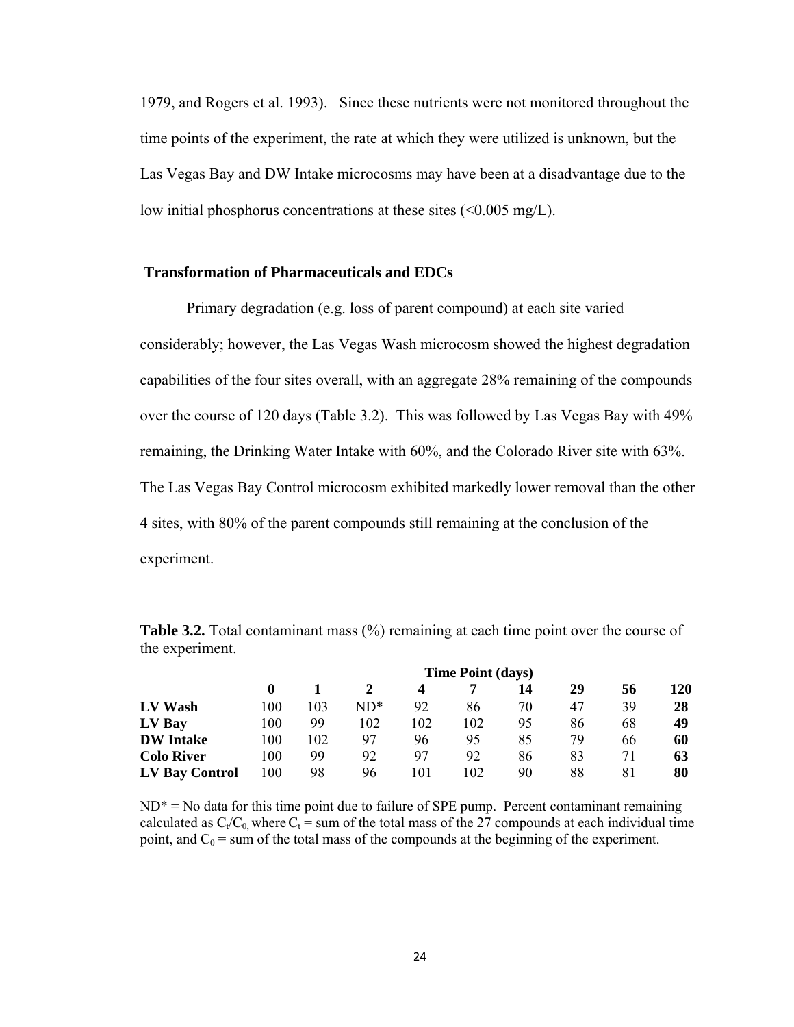1979, and Rogers et al. 1993). Since these nutrients were not monitored throughout the time points of the experiment, the rate at which they were utilized is unknown, but the Las Vegas Bay and DW Intake microcosms may have been at a disadvantage due to the low initial phosphorus concentrations at these sites (<0.005 mg/L).

### Transformation of Pharmaceuticals and EDCs

Primary degradation (e.g. loss of parent compound) at each site varied considerably; however, the Las Vegas Wash microcosm showed the highest degradation capabilities of the four sites overall, with an aggregate 28% remaining of the compounds over the course of 120 days (Table 3.2). This was followed by Las Vegas Bay with 49% remaining, the Drinking Water Intake with 60%, and the Colorado River site with 63%. The Las Vegas Bay Control microcosm exhibited markedly lower removal than the other 4 sites, with 80% of the parent compounds still remaining at the conclusion of the experiment.

**Table 3.2.** Total contaminant mass (%) remaining at each time point over the course of the experiment.

| | Time Point (days) | | | | | | | | |
|---|---|---|---|---|---|---|---|---|---|
| | **0** | **1** | **2** | **4** | **7** | **14** | **29** | **56** | **120** |
| **LV Wash** | 100 | 103 | ND* | 92 | 86 | 70 | 47 | 39 | **28** |
| **LV Bay** | 100 | 99 | 102 | 102 | 102 | 95 | 86 | 68 | **49** |
| **DW Intake** | 100 | 102 | 97 | 96 | 95 | 85 | 79 | 66 | **60** |
| **Colo River** | 100 | 99 | 92 | 97 | 92 | 86 | 83 | 71 | **63** |
| **LV Bay Control** | 100 | 98 | 96 | 101 | 102 | 90 | 88 | 81 | **80** |

ND* = No data for this time point due to failure of SPE pump. Percent contaminant remaining calculated as $C_t/C_0$, where $C_t$ = sum of the total mass of the 27 compounds at each individual time point, and $C_0$ = sum of the total mass of the compounds at the beginning of the experiment.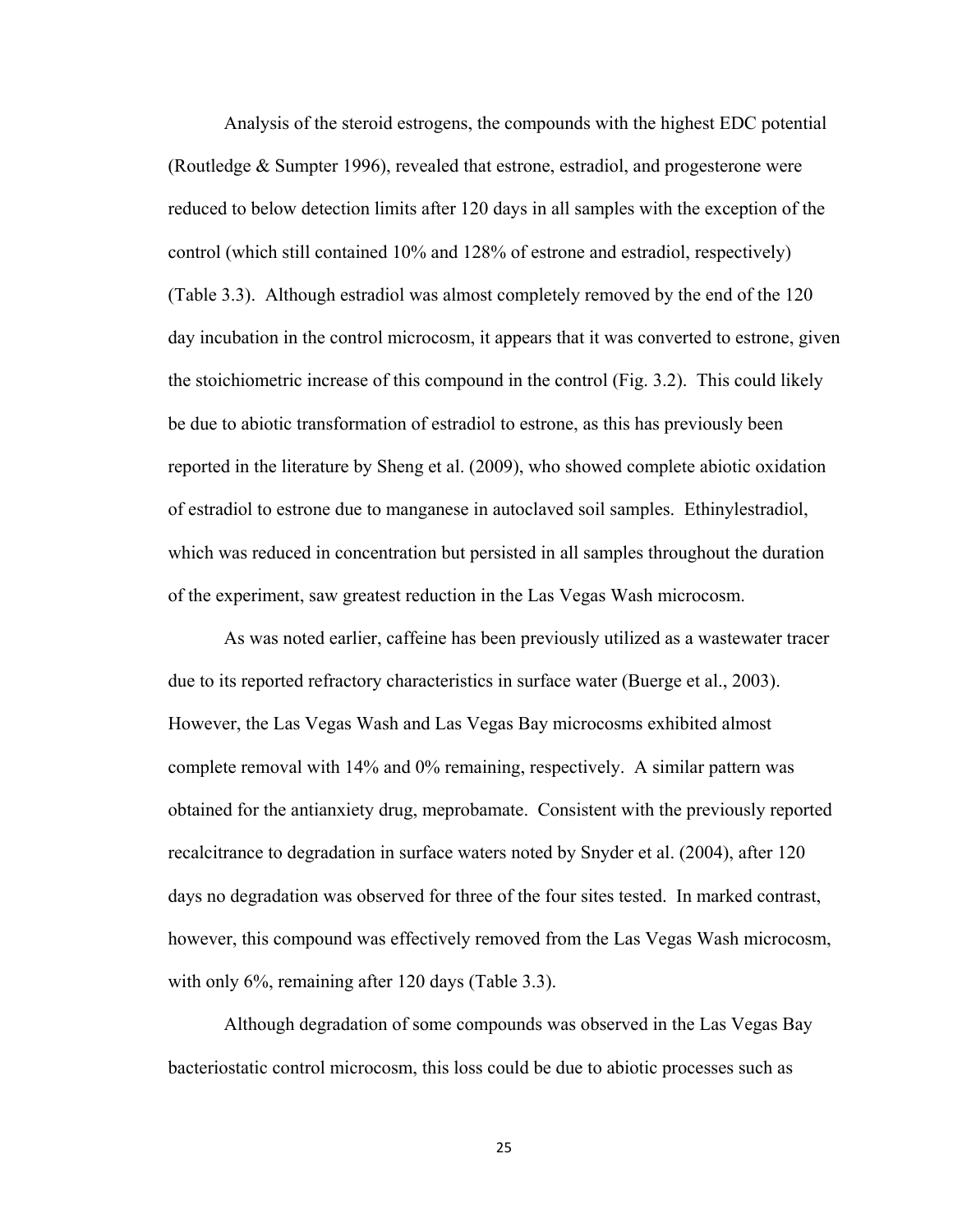Analysis of the steroid estrogens, the compounds with the highest EDC potential (Routledge & Sumpter 1996), revealed that estrone, estradiol, and progesterone were reduced to below detection limits after 120 days in all samples with the exception of the control (which still contained 10% and 128% of estrone and estradiol, respectively) (Table 3.3). Although estradiol was almost completely removed by the end of the 120 day incubation in the control microcosm, it appears that it was converted to estrone, given the stoichiometric increase of this compound in the control (Fig. 3.2). This could likely be due to abiotic transformation of estradiol to estrone, as this has previously been reported in the literature by Sheng et al. (2009), who showed complete abiotic oxidation of estradiol to estrone due to manganese in autoclaved soil samples. Ethinylestradiol, which was reduced in concentration but persisted in all samples throughout the duration of the experiment, saw greatest reduction in the Las Vegas Wash microcosm.

As was noted earlier, caffeine has been previously utilized as a wastewater tracer due to its reported refractory characteristics in surface water (Buerge et al., 2003). However, the Las Vegas Wash and Las Vegas Bay microcosms exhibited almost complete removal with 14% and 0% remaining, respectively. A similar pattern was obtained for the antianxiety drug, meprobamate. Consistent with the previously reported recalcitrance to degradation in surface waters noted by Snyder et al. (2004), after 120 days no degradation was observed for three of the four sites tested. In marked contrast, however, this compound was effectively removed from the Las Vegas Wash microcosm, with only 6%, remaining after 120 days (Table 3.3).

Although degradation of some compounds was observed in the Las Vegas Bay bacteriostatic control microcosm, this loss could be due to abiotic processes such as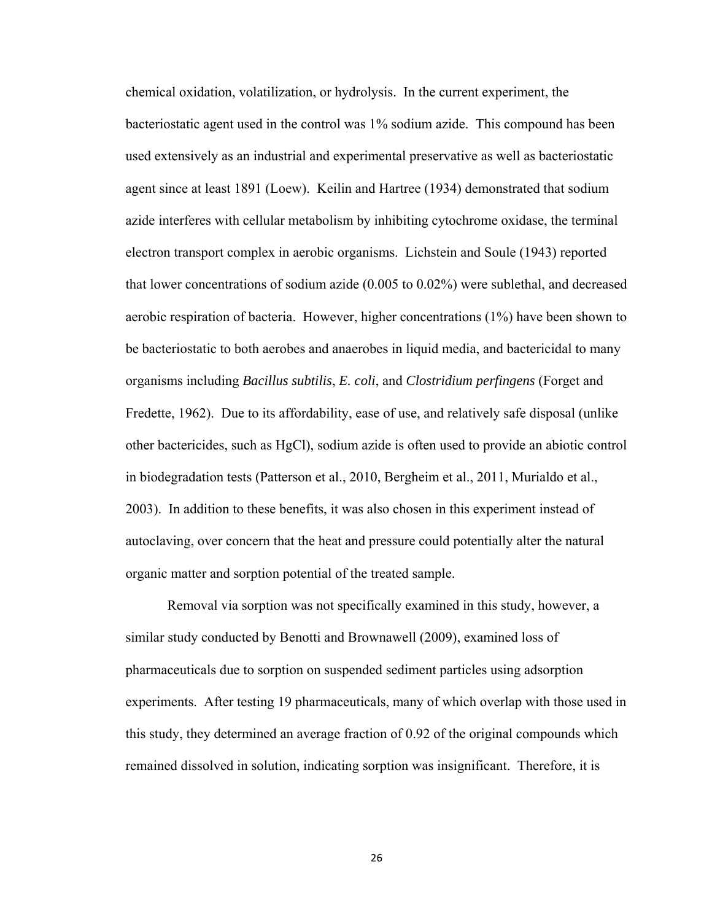chemical oxidation, volatilization, or hydrolysis. In the current experiment, the bacteriostatic agent used in the control was 1% sodium azide. This compound has been used extensively as an industrial and experimental preservative as well as bacteriostatic agent since at least 1891 (Loew). Keilin and Hartree (1934) demonstrated that sodium azide interferes with cellular metabolism by inhibiting cytochrome oxidase, the terminal electron transport complex in aerobic organisms. Lichstein and Soule (1943) reported that lower concentrations of sodium azide (0.005 to 0.02%) were sublethal, and decreased aerobic respiration of bacteria. However, higher concentrations (1%) have been shown to be bacteriostatic to both aerobes and anaerobes in liquid media, and bactericidal to many organisms including *Bacillus subtilis*, *E. coli*, and *Clostridium perfingens* (Forget and Fredette, 1962). Due to its affordability, ease of use, and relatively safe disposal (unlike other bactericides, such as HgCl), sodium azide is often used to provide an abiotic control in biodegradation tests (Patterson et al., 2010, Bergheim et al., 2011, Murialdo et al., 2003). In addition to these benefits, it was also chosen in this experiment instead of autoclaving, over concern that the heat and pressure could potentially alter the natural organic matter and sorption potential of the treated sample.

Removal via sorption was not specifically examined in this study, however, a similar study conducted by Benotti and Brownawell (2009), examined loss of pharmaceuticals due to sorption on suspended sediment particles using adsorption experiments. After testing 19 pharmaceuticals, many of which overlap with those used in this study, they determined an average fraction of 0.92 of the original compounds which remained dissolved in solution, indicating sorption was insignificant. Therefore, it is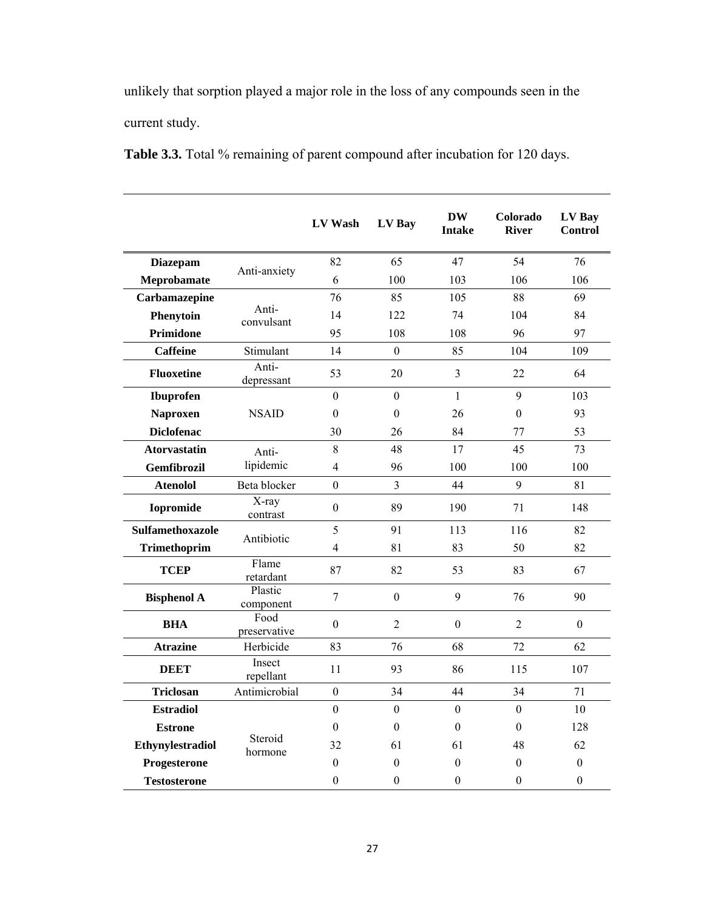unlikely that sorption played a major role in the loss of any compounds seen in the current study.

**Table 3.3.** Total % remaining of parent compound after incubation for 120 days.

| | | LV Wash | LV Bay | DW Intake | Colorado River | LV Bay Control |
|---|---|---|---|---|---|---|
| **Diazepam** | Anti-anxiety | 82 | 65 | 47 | 54 | 76 |
| **Meprobamate** | | 6 | 100 | 103 | 106 | 106 |
| **Carbamazepine** | Anti-convulsant | 76 | 85 | 105 | 88 | 69 |
| **Phenytoin** | | 14 | 122 | 74 | 104 | 84 |
| **Primidone** | | 95 | 108 | 108 | 96 | 97 |
| **Caffeine** | Stimulant | 14 | 0 | 85 | 104 | 109 |
| **Fluoxetine** | Anti-depressant | 53 | 20 | 3 | 22 | 64 |
| **Ibuprofen** | NSAID | 0 | 0 | 1 | 9 | 103 |
| **Naproxen** | | 0 | 0 | 26 | 0 | 93 |
| **Diclofenac** | | 30 | 26 | 84 | 77 | 53 |
| **Atorvastatin** | Anti-lipidemic | 8 | 48 | 17 | 45 | 73 |
| **Gemfibrozil** | | 4 | 96 | 100 | 100 | 100 |
| **Atenolol** | Beta blocker | 0 | 3 | 44 | 9 | 81 |
| **Iopromide** | X-ray contrast | 0 | 89 | 190 | 71 | 148 |
| **Sulfamethoxazole** | Antibiotic | 5 | 91 | 113 | 116 | 82 |
| **Trimethoprim** | | 4 | 81 | 83 | 50 | 82 |
| **TCEP** | Flame retardant | 87 | 82 | 53 | 83 | 67 |
| **Bisphenol A** | Plastic component | 7 | 0 | 9 | 76 | 90 |
| **BHA** | Food preservative | 0 | 2 | 0 | 2 | 0 |
| **Atrazine** | Herbicide | 83 | 76 | 68 | 72 | 62 |
| **DEET** | Insect repellant | 11 | 93 | 86 | 115 | 107 |
| **Triclosan** | Antimicrobial | 0 | 34 | 44 | 34 | 71 |
| **Estradiol** | Steroid hormone | 0 | 0 | 0 | 0 | 10 |
| **Estrone** | | 0 | 0 | 0 | 0 | 128 |
| **Ethynylestradiol** | | 32 | 61 | 61 | 48 | 62 |
| **Progesterone** | | 0 | 0 | 0 | 0 | 0 |
| **Testosterone** | | 0 | 0 | 0 | 0 | 0 |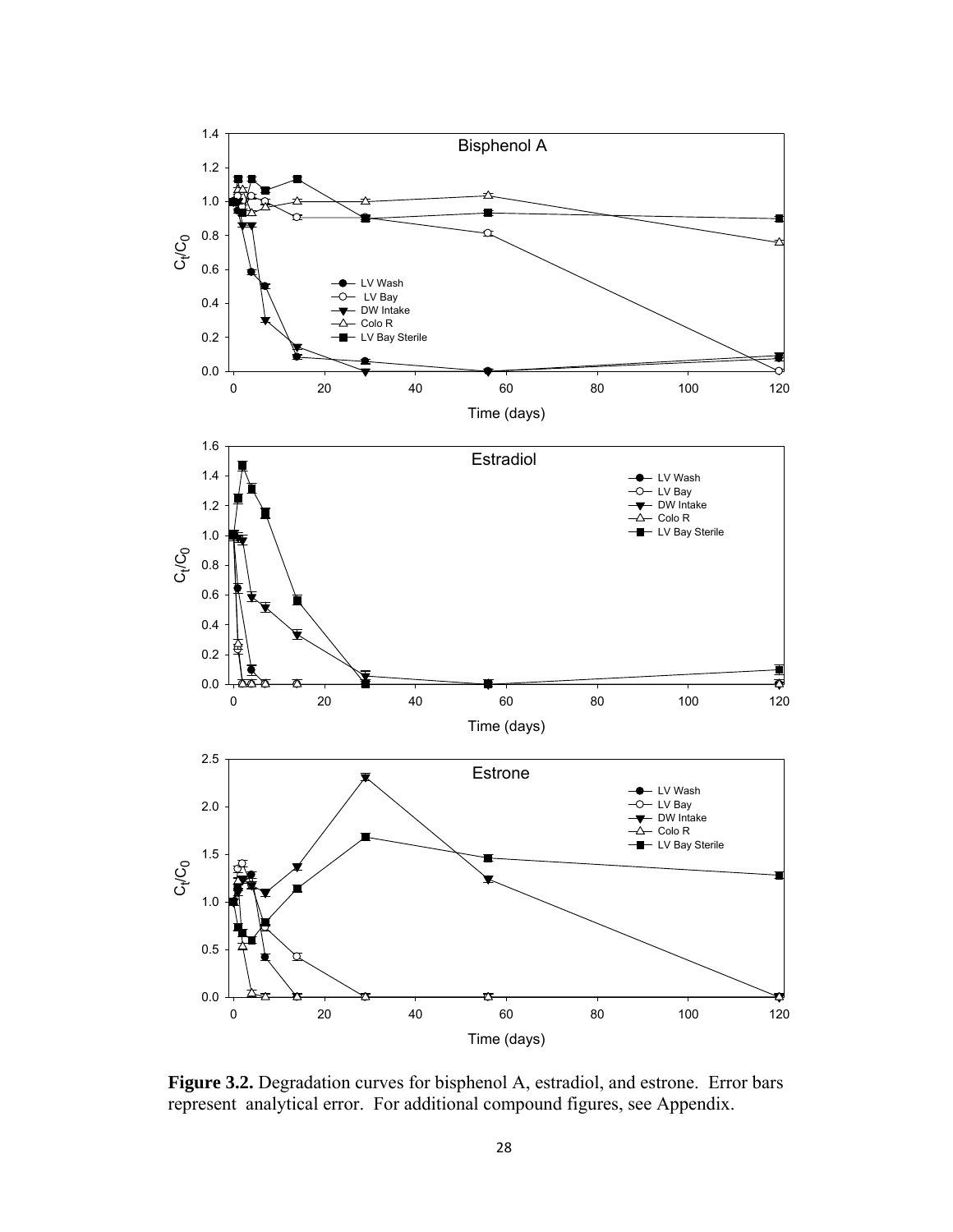**Figure 3.2.** Degradation curves for bisphenol A, estradiol, and estrone. Error bars represent analytical error. For additional compound figures, see Appendix.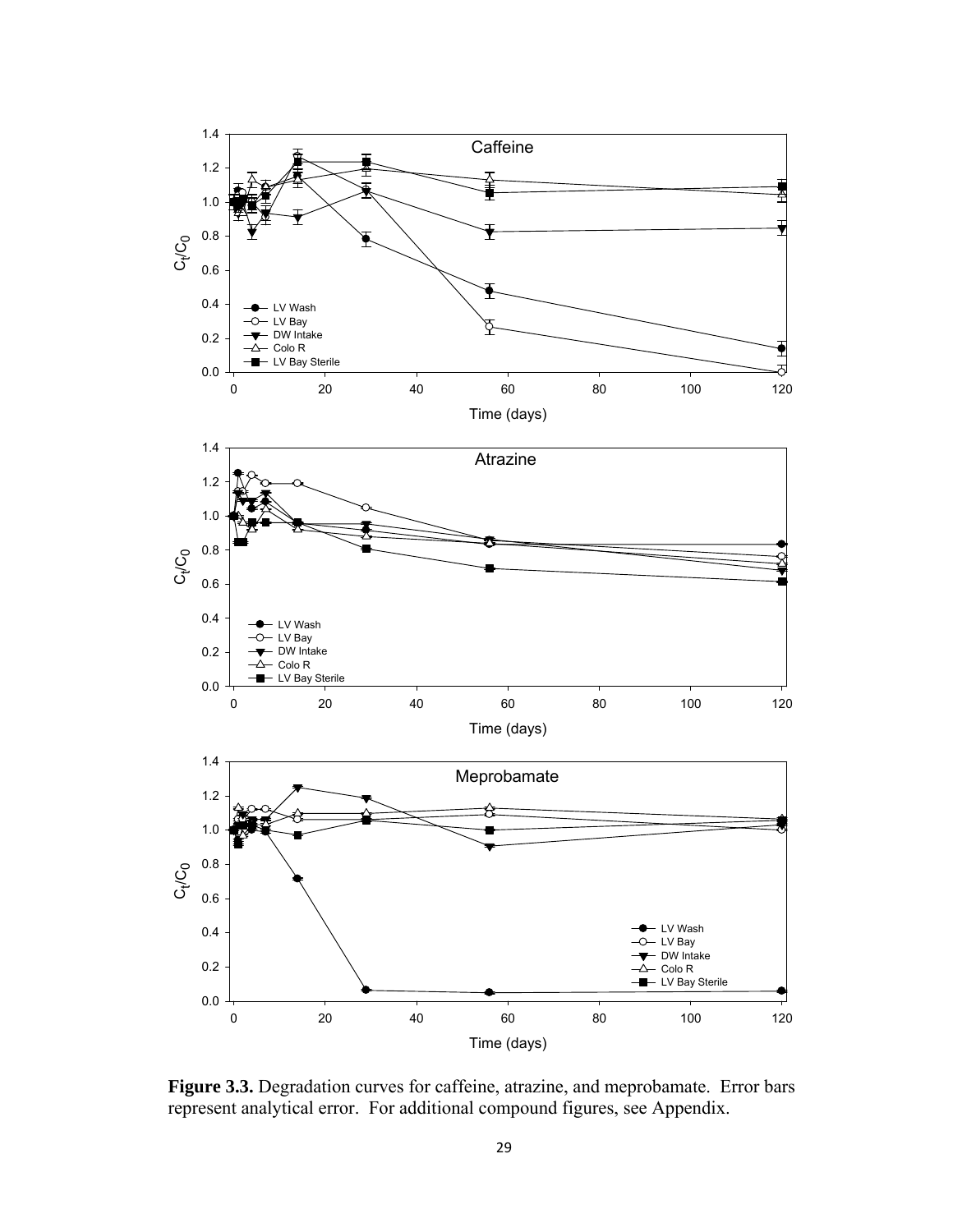**Figure 3.3.** Degradation curves for caffeine, atrazine, and meprobamate. Error bars represent analytical error. For additional compound figures, see Appendix.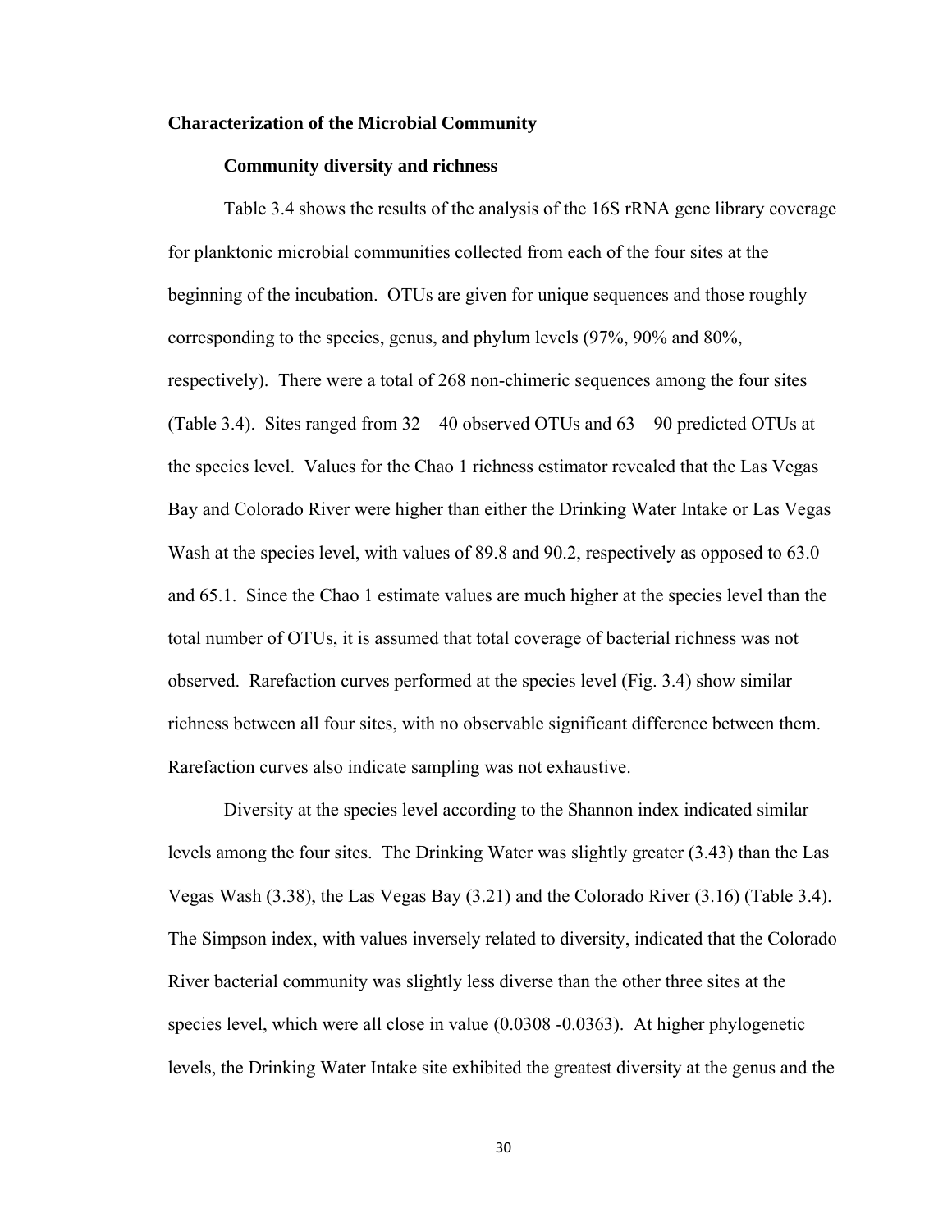## Characterization of the Microbial Community

### Community diversity and richness

Table 3.4 shows the results of the analysis of the 16S rRNA gene library coverage for planktonic microbial communities collected from each of the four sites at the beginning of the incubation. OTUs are given for unique sequences and those roughly corresponding to the species, genus, and phylum levels (97%, 90% and 80%, respectively). There were a total of 268 non-chimeric sequences among the four sites (Table 3.4). Sites ranged from 32 – 40 observed OTUs and 63 – 90 predicted OTUs at the species level. Values for the Chao 1 richness estimator revealed that the Las Vegas Bay and Colorado River were higher than either the Drinking Water Intake or Las Vegas Wash at the species level, with values of 89.8 and 90.2, respectively as opposed to 63.0 and 65.1. Since the Chao 1 estimate values are much higher at the species level than the total number of OTUs, it is assumed that total coverage of bacterial richness was not observed. Rarefaction curves performed at the species level (Fig. 3.4) show similar richness between all four sites, with no observable significant difference between them. Rarefaction curves also indicate sampling was not exhaustive.

Diversity at the species level according to the Shannon index indicated similar levels among the four sites. The Drinking Water was slightly greater (3.43) than the Las Vegas Wash (3.38), the Las Vegas Bay (3.21) and the Colorado River (3.16) (Table 3.4). The Simpson index, with values inversely related to diversity, indicated that the Colorado River bacterial community was slightly less diverse than the other three sites at the species level, which were all close in value (0.0308 -0.0363). At higher phylogenetic levels, the Drinking Water Intake site exhibited the greatest diversity at the genus and the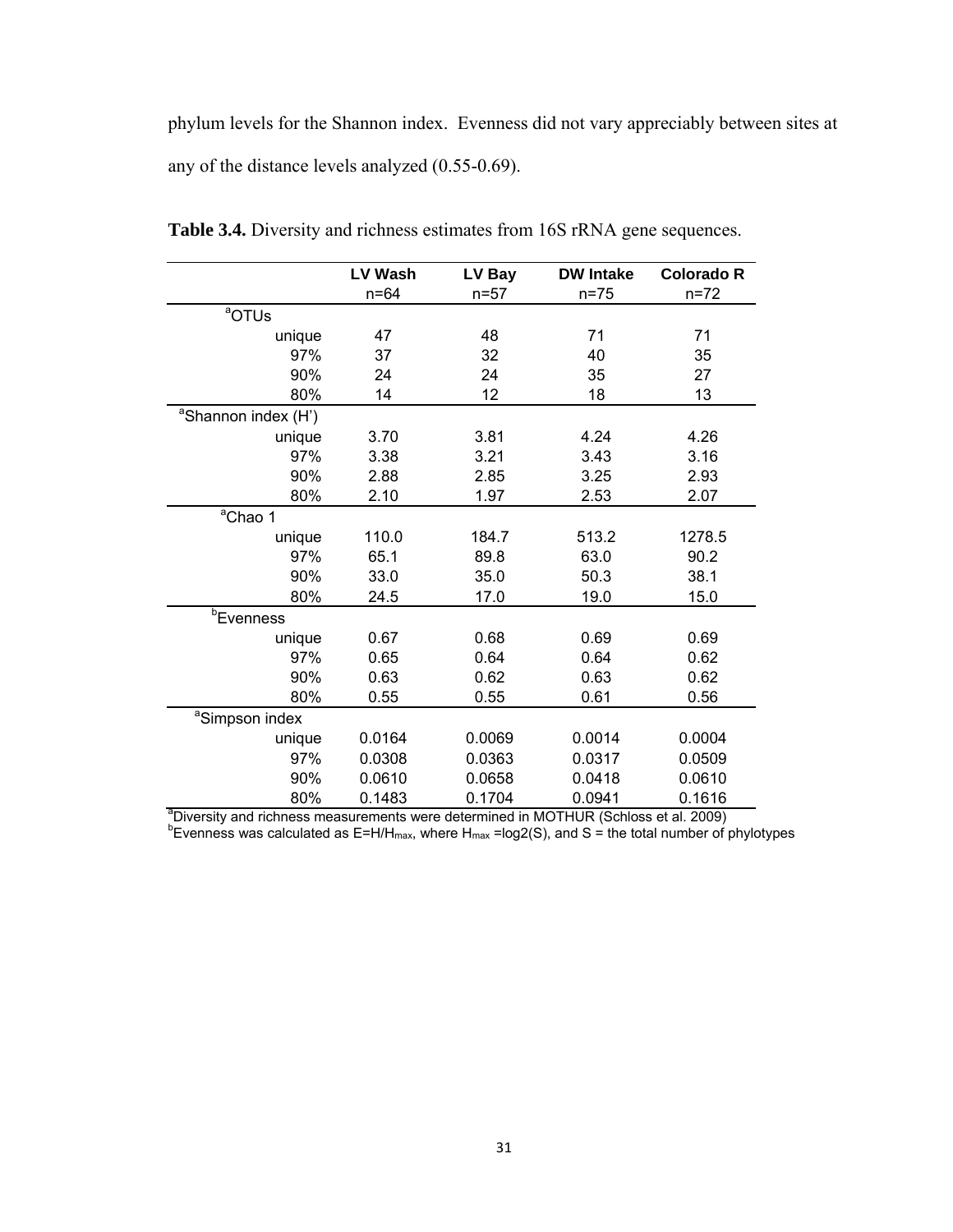phylum levels for the Shannon index. Evenness did not vary appreciably between sites at any of the distance levels analyzed (0.55-0.69).

**Table 3.4.** Diversity and richness estimates from 16S rRNA gene sequences.

| | LV Wash n=64 | LV Bay n=57 | DW Intake n=75 | Colorado R n=72 |
|---|---|---|---|---|
| [a]OTUs | | | | |
| unique | 47 | 48 | 71 | 71 |
| 97% | 37 | 32 | 40 | 35 |
| 90% | 24 | 24 | 35 | 27 |
| 80% | 14 | 12 | 18 | 13 |
| [a]Shannon index (H') | | | | |
| unique | 3.70 | 3.81 | 4.24 | 4.26 |
| 97% | 3.38 | 3.21 | 3.43 | 3.16 |
| 90% | 2.88 | 2.85 | 3.25 | 2.93 |
| 80% | 2.10 | 1.97 | 2.53 | 2.07 |
| [a]Chao 1 | | | | |
| unique | 110.0 | 184.7 | 513.2 | 1278.5 |
| 97% | 65.1 | 89.8 | 63.0 | 90.2 |
| 90% | 33.0 | 35.0 | 50.3 | 38.1 |
| 80% | 24.5 | 17.0 | 19.0 | 15.0 |
| [b]Evenness | | | | |
| unique | 0.67 | 0.68 | 0.69 | 0.69 |
| 97% | 0.65 | 0.64 | 0.64 | 0.62 |
| 90% | 0.63 | 0.62 | 0.63 | 0.62 |
| 80% | 0.55 | 0.55 | 0.61 | 0.56 |
| [a]Simpson index | | | | |
| unique | 0.0164 | 0.0069 | 0.0014 | 0.0004 |
| 97% | 0.0308 | 0.0363 | 0.0317 | 0.0509 |
| 90% | 0.0610 | 0.0658 | 0.0418 | 0.0610 |
| 80% | 0.1483 | 0.1704 | 0.0941 | 0.1616 |

[a]Diversity and richness measurements were determined in MOTHUR (Schloss et al. 2009)
[b]Evenness was calculated as $E=H/H_{max}$, where $H_{max} = \log2(S)$, and S = the total number of phylotypes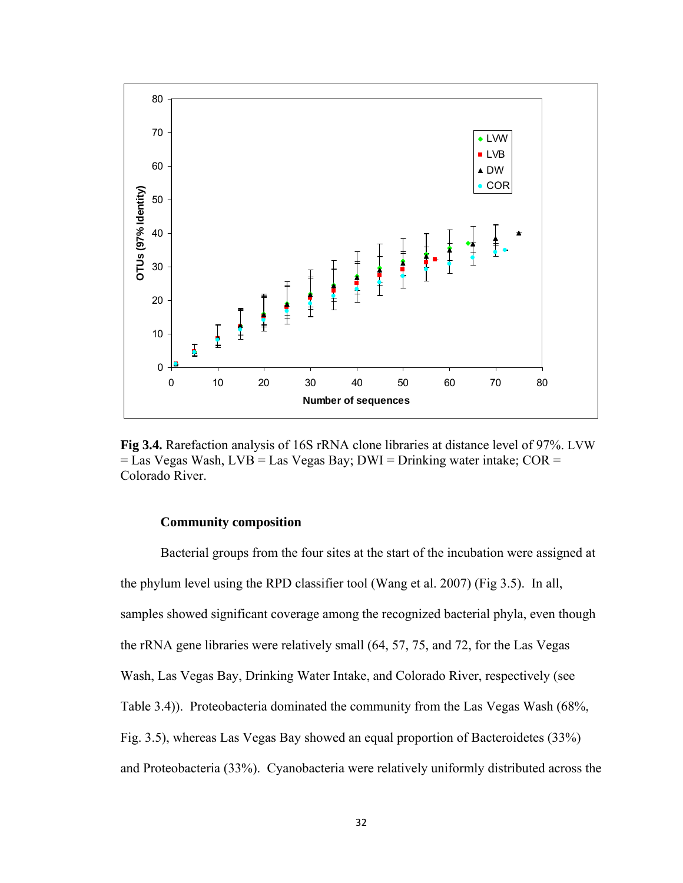**Fig 3.4.** Rarefaction analysis of 16S rRNA clone libraries at distance level of 97%. LVW = Las Vegas Wash, LVB = Las Vegas Bay; DWI = Drinking water intake; COR = Colorado River.

### Community composition

Bacterial groups from the four sites at the start of the incubation were assigned at the phylum level using the RPD classifier tool (Wang et al. 2007) (Fig 3.5). In all, samples showed significant coverage among the recognized bacterial phyla, even though the rRNA gene libraries were relatively small (64, 57, 75, and 72, for the Las Vegas Wash, Las Vegas Bay, Drinking Water Intake, and Colorado River, respectively (see Table 3.4)). Proteobacteria dominated the community from the Las Vegas Wash (68%, Fig. 3.5), whereas Las Vegas Bay showed an equal proportion of Bacteroidetes (33%) and Proteobacteria (33%). Cyanobacteria were relatively uniformly distributed across the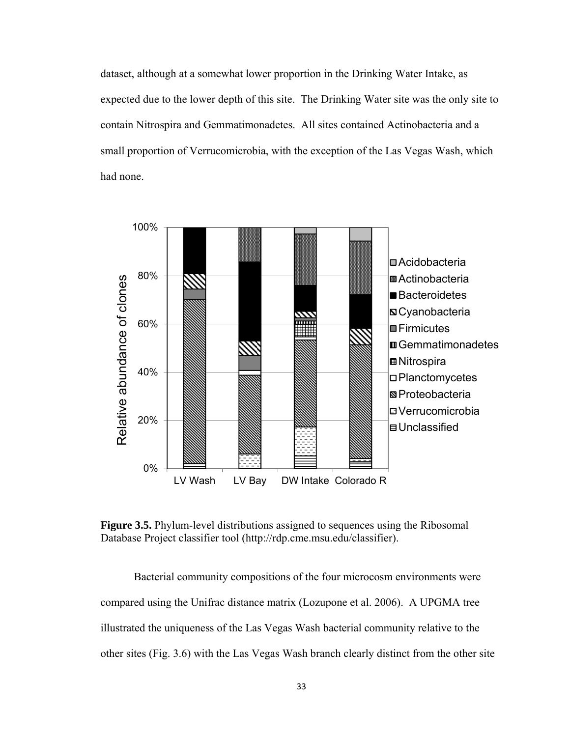dataset, although at a somewhat lower proportion in the Drinking Water Intake, as expected due to the lower depth of this site. The Drinking Water site was the only site to contain Nitrospira and Gemmatimonadetes. All sites contained Actinobacteria and a small proportion of Verrucomicrobia, with the exception of the Las Vegas Wash, which had none.

**Figure 3.5.** Phylum-level distributions assigned to sequences using the Ribosomal Database Project classifier tool (http://rdp.cme.msu.edu/classifier).

Bacterial community compositions of the four microcosm environments were compared using the Unifrac distance matrix (Lozupone et al. 2006). A UPGMA tree illustrated the uniqueness of the Las Vegas Wash bacterial community relative to the other sites (Fig. 3.6) with the Las Vegas Wash branch clearly distinct from the other site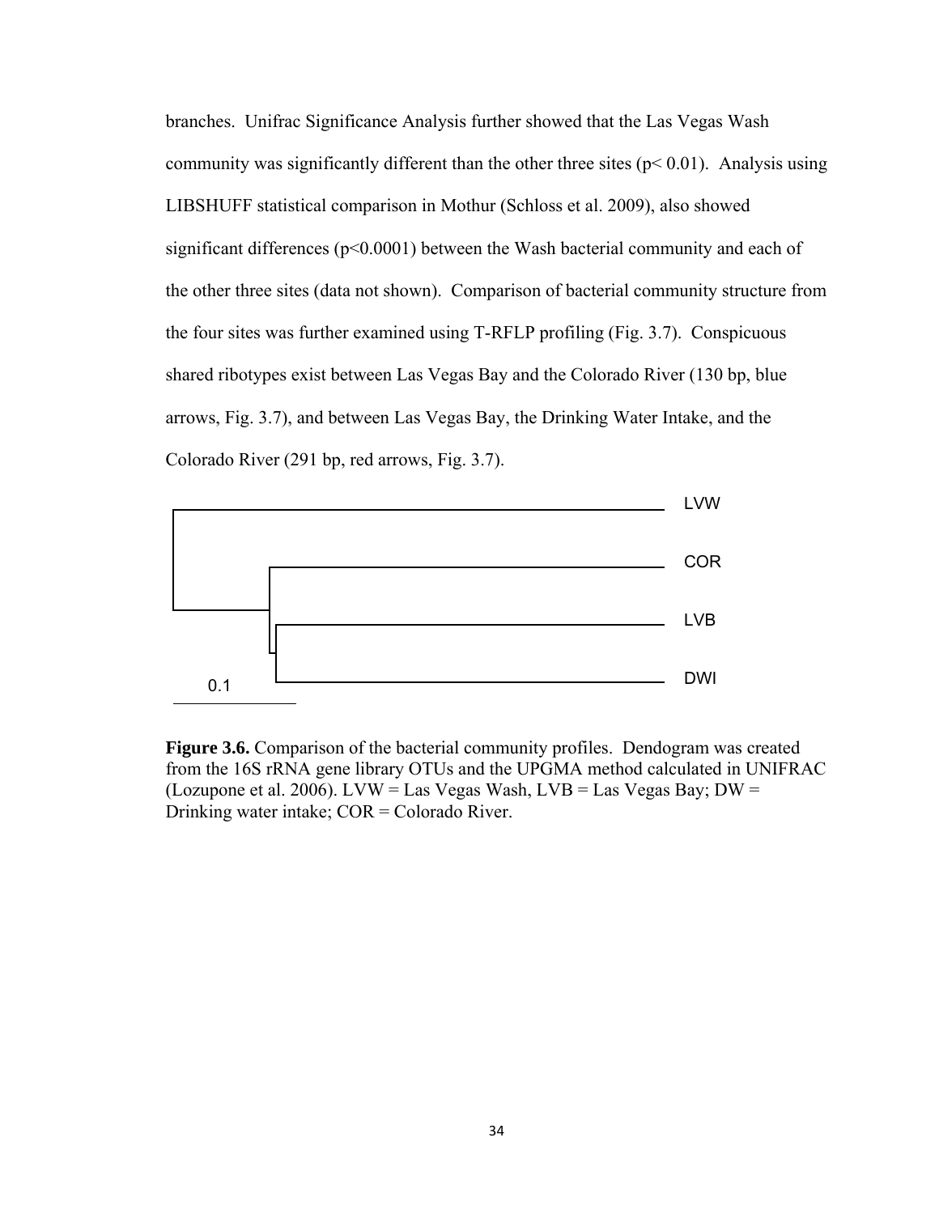branches. Unifrac Significance Analysis further showed that the Las Vegas Wash community was significantly different than the other three sites ($p < 0.01$). Analysis using LIBSHUFF statistical comparison in Mothur (Schloss et al. 2009), also showed significant differences ($p < 0.0001$) between the Wash bacterial community and each of the other three sites (data not shown). Comparison of bacterial community structure from the four sites was further examined using T-RFLP profiling (Fig. 3.7). Conspicuous shared ribotypes exist between Las Vegas Bay and the Colorado River (130 bp, blue arrows, Fig. 3.7), and between Las Vegas Bay, the Drinking Water Intake, and the Colorado River (291 bp, red arrows, Fig. 3.7).

**Figure 3.6.** Comparison of the bacterial community profiles. Dendogram was created from the 16S rRNA gene library OTUs and the UPGMA method calculated in UNIFRAC (Lozupone et al. 2006). LVW = Las Vegas Wash, LVB = Las Vegas Bay; DW = Drinking water intake; COR = Colorado River.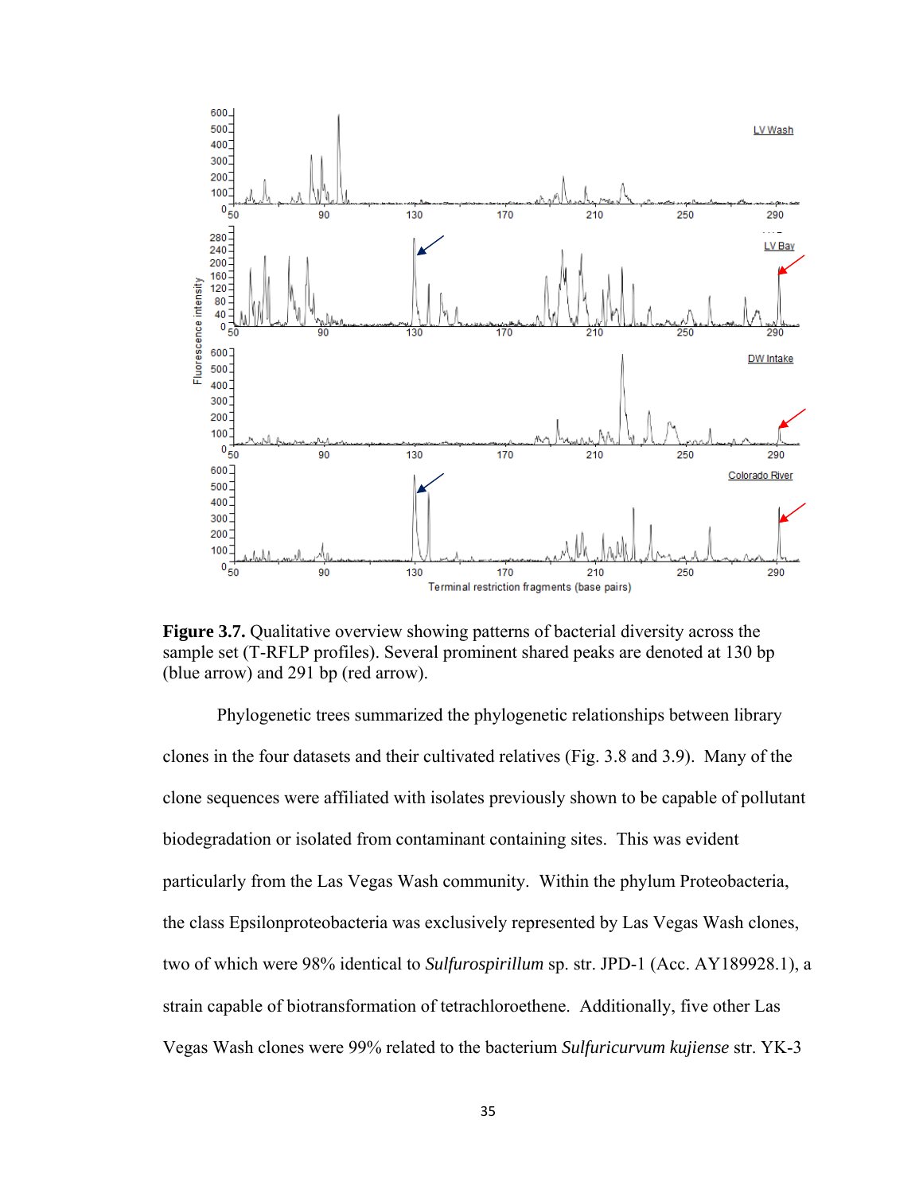**Figure 3.7.** Qualitative overview showing patterns of bacterial diversity across the sample set (T-RFLP profiles). Several prominent shared peaks are denoted at 130 bp (blue arrow) and 291 bp (red arrow).

Phylogenetic trees summarized the phylogenetic relationships between library clones in the four datasets and their cultivated relatives (Fig. 3.8 and 3.9). Many of the clone sequences were affiliated with isolates previously shown to be capable of pollutant biodegradation or isolated from contaminant containing sites. This was evident particularly from the Las Vegas Wash community. Within the phylum Proteobacteria, the class Epsilonproteobacteria was exclusively represented by Las Vegas Wash clones, two of which were 98% identical to *Sulfurospirillum* sp. str. JPD-1 (Acc. AY189928.1), a strain capable of biotransformation of tetrachloroethene. Additionally, five other Las Vegas Wash clones were 99% related to the bacterium *Sulfuricurvum kujiense* str. YK-3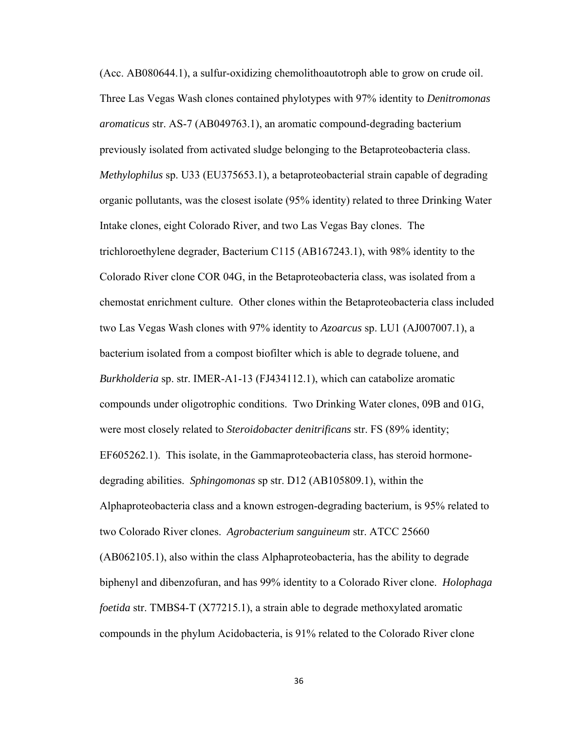(Acc. AB080644.1), a sulfur-oxidizing chemolithoautotroph able to grow on crude oil. Three Las Vegas Wash clones contained phylotypes with 97% identity to *Denitromonas aromaticus* str. AS-7 (AB049763.1), an aromatic compound-degrading bacterium previously isolated from activated sludge belonging to the Betaproteobacteria class. *Methylophilus* sp. U33 (EU375653.1), a betaproteobacterial strain capable of degrading organic pollutants, was the closest isolate (95% identity) related to three Drinking Water Intake clones, eight Colorado River, and two Las Vegas Bay clones. The trichloroethylene degrader, Bacterium C115 (AB167243.1), with 98% identity to the Colorado River clone COR 04G, in the Betaproteobacteria class, was isolated from a chemostat enrichment culture. Other clones within the Betaproteobacteria class included two Las Vegas Wash clones with 97% identity to *Azoarcus* sp. LU1 (AJ007007.1), a bacterium isolated from a compost biofilter which is able to degrade toluene, and *Burkholderia* sp. str. IMER-A1-13 (FJ434112.1), which can catabolize aromatic compounds under oligotrophic conditions. Two Drinking Water clones, 09B and 01G, were most closely related to *Steroidobacter denitrificans* str. FS (89% identity; EF605262.1). This isolate, in the Gammaproteobacteria class, has steroid hormone-degrading abilities. *Sphingomonas* sp str. D12 (AB105809.1), within the Alphaproteobacteria class and a known estrogen-degrading bacterium, is 95% related to two Colorado River clones. *Agrobacterium sanguineum* str. ATCC 25660 (AB062105.1), also within the class Alphaproteobacteria, has the ability to degrade biphenyl and dibenzofuran, and has 99% identity to a Colorado River clone. *Holophaga foetida* str. TMBS4-T (X77215.1), a strain able to degrade methoxylated aromatic compounds in the phylum Acidobacteria, is 91% related to the Colorado River clone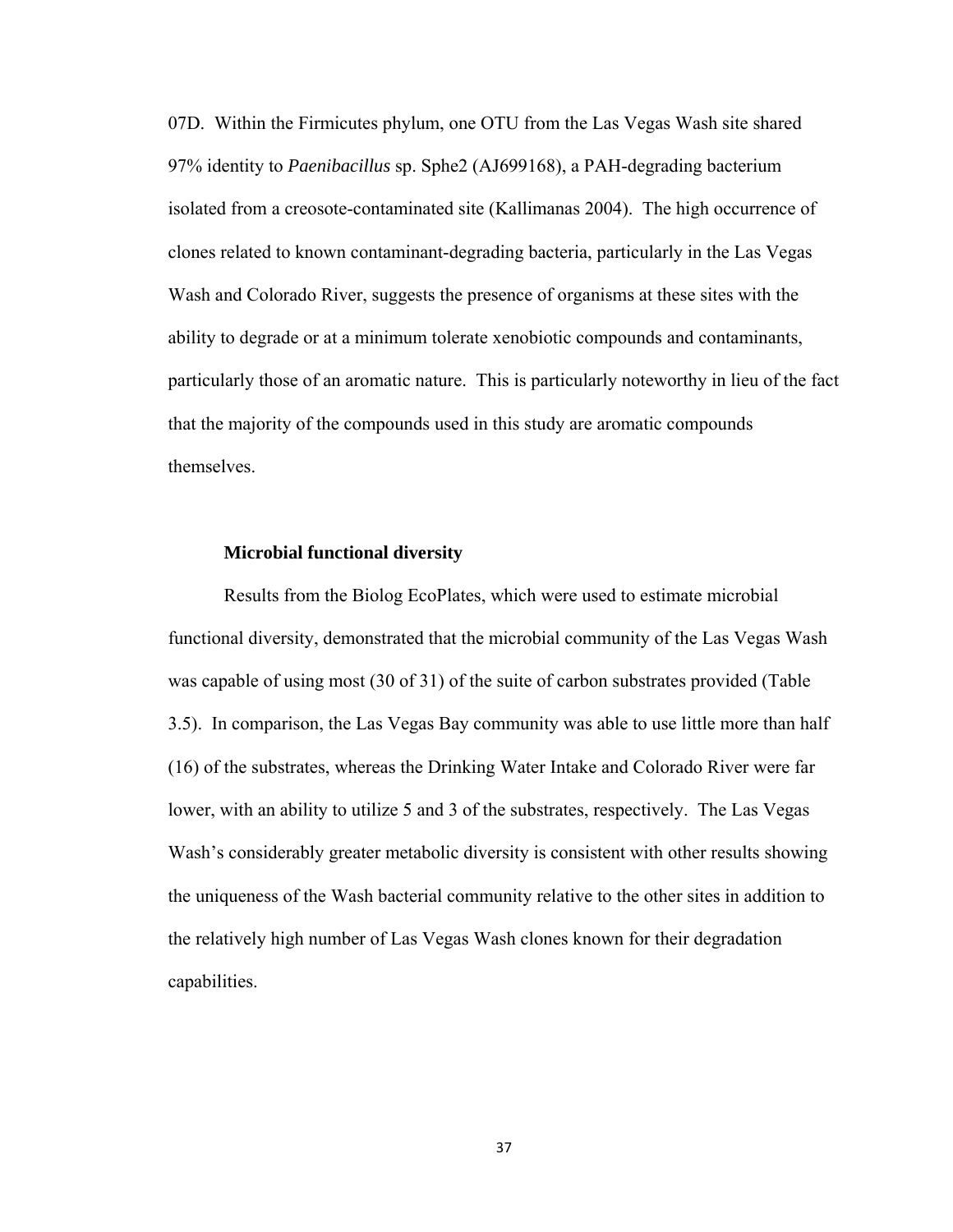07D. Within the Firmicutes phylum, one OTU from the Las Vegas Wash site shared 97% identity to *Paenibacillus* sp. Sphe2 (AJ699168), a PAH-degrading bacterium isolated from a creosote-contaminated site (Kallimanas 2004). The high occurrence of clones related to known contaminant-degrading bacteria, particularly in the Las Vegas Wash and Colorado River, suggests the presence of organisms at these sites with the ability to degrade or at a minimum tolerate xenobiotic compounds and contaminants, particularly those of an aromatic nature. This is particularly noteworthy in lieu of the fact that the majority of the compounds used in this study are aromatic compounds themselves.

### Microbial functional diversity

Results from the Biolog EcoPlates, which were used to estimate microbial functional diversity, demonstrated that the microbial community of the Las Vegas Wash was capable of using most (30 of 31) of the suite of carbon substrates provided (Table 3.5). In comparison, the Las Vegas Bay community was able to use little more than half (16) of the substrates, whereas the Drinking Water Intake and Colorado River were far lower, with an ability to utilize 5 and 3 of the substrates, respectively. The Las Vegas Wash's considerably greater metabolic diversity is consistent with other results showing the uniqueness of the Wash bacterial community relative to the other sites in addition to the relatively high number of Las Vegas Wash clones known for their degradation capabilities.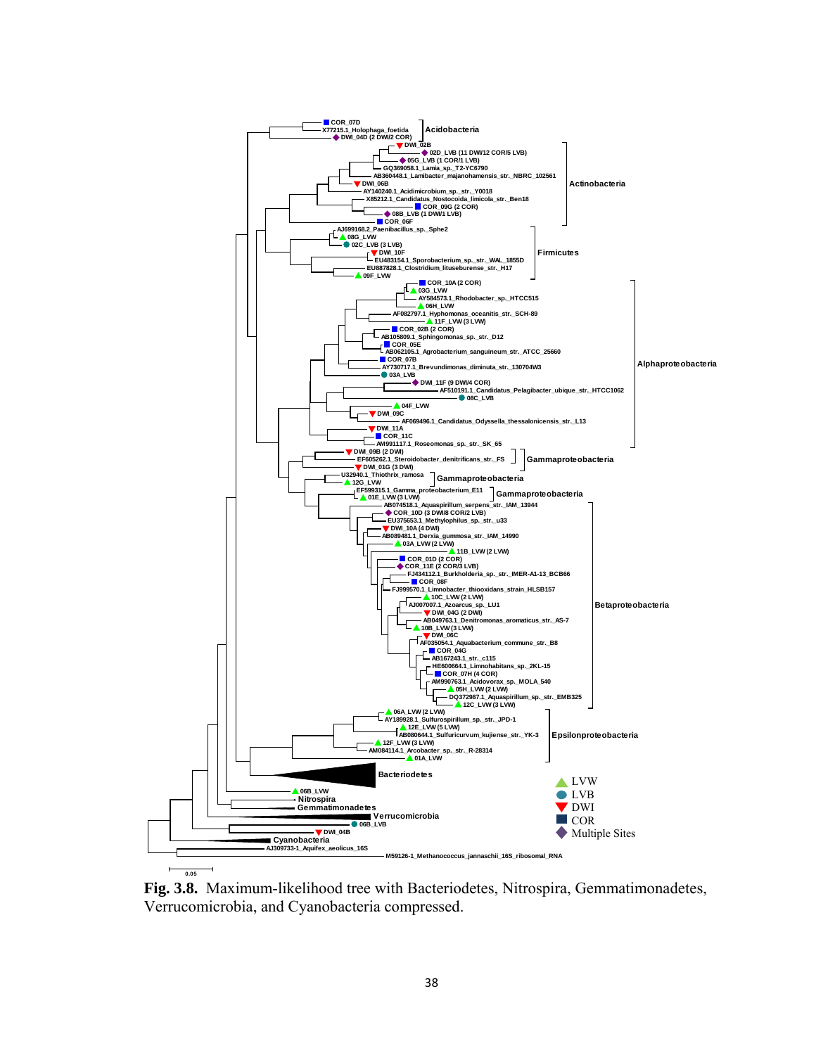**Fig. 3.8.** Maximum-likelihood tree with Bacteriodetes, Nitrospira, Gemmatimonadetes, Verrucomicrobia, and Cyanobacteria compressed.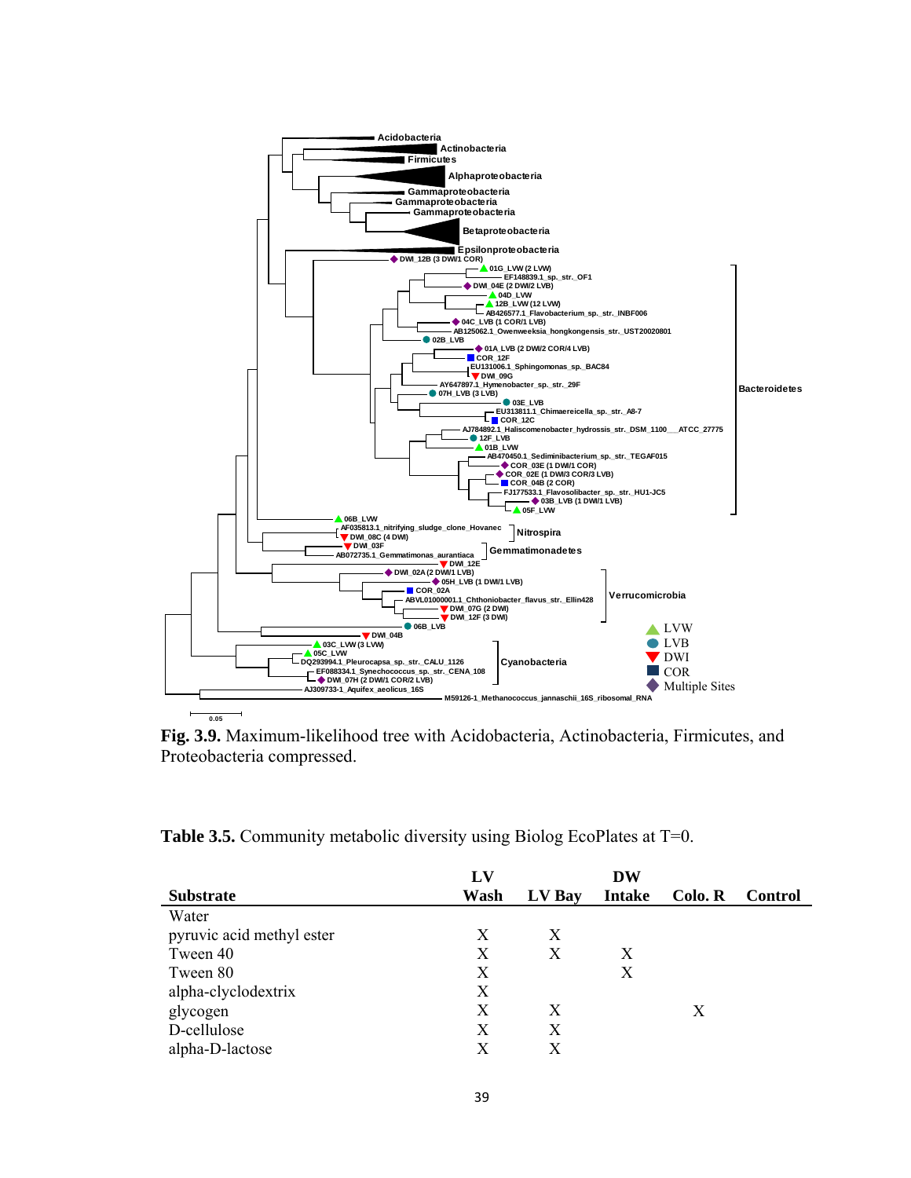**Fig. 3.9.** Maximum-likelihood tree with Acidobacteria, Actinobacteria, Firmicutes, and Proteobacteria compressed.

**Table 3.5.** Community metabolic diversity using Biolog EcoPlates at T=0.

| Substrate | LV Wash | LV Bay | DW Intake | Colo. R | Control |
|---|---|---|---|---|---|
| Water | | | | | |
| pyruvic acid methyl ester | X | X | | | |
| Tween 40 | X | X | X | | |
| Tween 80 | X | | X | | |
| alpha-clyclodextrix | X | | | | |
| glycogen | X | X | | X | |
| D-cellulose | X | X | | | |
| alpha-D-lactose | X | X | | | |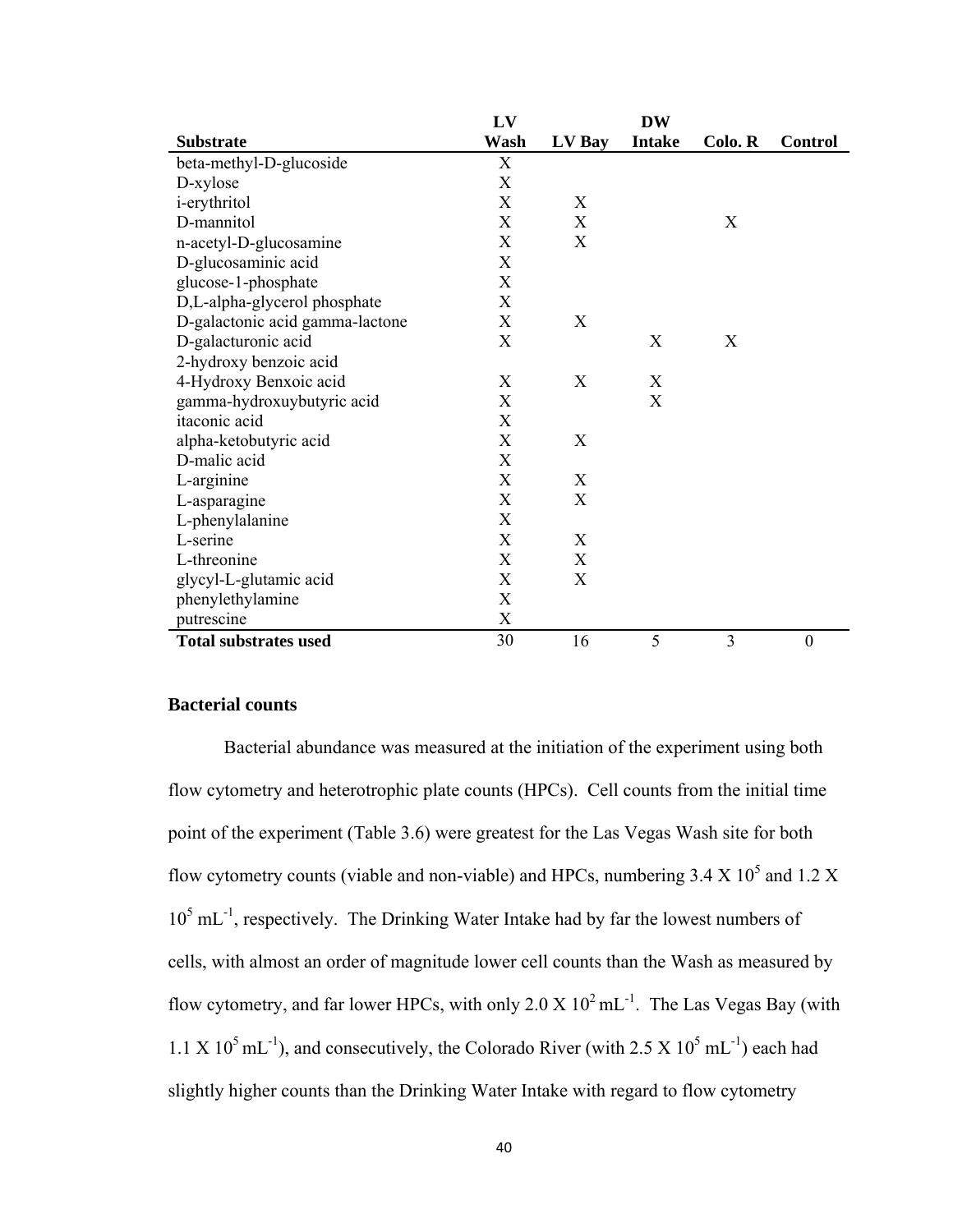| Substrate | LV Wash | LV Bay | DW Intake | Colo. R | Control |
|---|---|---|---|---|---|
| beta-methyl-D-glucoside | X | | | | |
| D-xylose | X | | | | |
| i-erythritol | X | X | | | |
| D-mannitol | X | X | | X | |
| n-acetyl-D-glucosamine | X | X | | | |
| D-glucosaminic acid | X | | | | |
| glucose-1-phosphate | X | | | | |
| D,L-alpha-glycerol phosphate | X | | | | |
| D-galactonic acid gamma-lactone | X | X | | | |
| D-galacturonic acid | X | | X | X | |
| 2-hydroxy benzoic acid | | | | | |
| 4-Hydroxy Benxoic acid | X | X | X | | |
| gamma-hydroxuybutyric acid | X | | X | | |
| itaconic acid | X | | | | |
| alpha-ketobutyric acid | X | X | | | |
| D-malic acid | X | | | | |
| L-arginine | X | X | | | |
| L-asparagine | X | X | | | |
| L-phenylalanine | X | | | | |
| L-serine | X | X | | | |
| L-threonine | X | X | | | |
| glycyl-L-glutamic acid | X | X | | | |
| phenylethylamine | X | | | | |
| putrescine | X | | | | |
| **Total substrates used** | 30 | 16 | 5 | 3 | 0 |

### Bacterial counts

Bacterial abundance was measured at the initiation of the experiment using both flow cytometry and heterotrophic plate counts (HPCs). Cell counts from the initial time point of the experiment (Table 3.6) were greatest for the Las Vegas Wash site for both flow cytometry counts (viable and non-viable) and HPCs, numbering $3.4 \times 10^5$ and $1.2 \times 10^5$ $mL^{-1}$, respectively. The Drinking Water Intake had by far the lowest numbers of cells, with almost an order of magnitude lower cell counts than the Wash as measured by flow cytometry, and far lower HPCs, with only $2.0 \times 10^2$ $mL^{-1}$. The Las Vegas Bay (with $1.1 \times 10^5$ $mL^{-1}$), and consecutively, the Colorado River (with $2.5 \times 10^5$ $mL^{-1}$) each had slightly higher counts than the Drinking Water Intake with regard to flow cytometry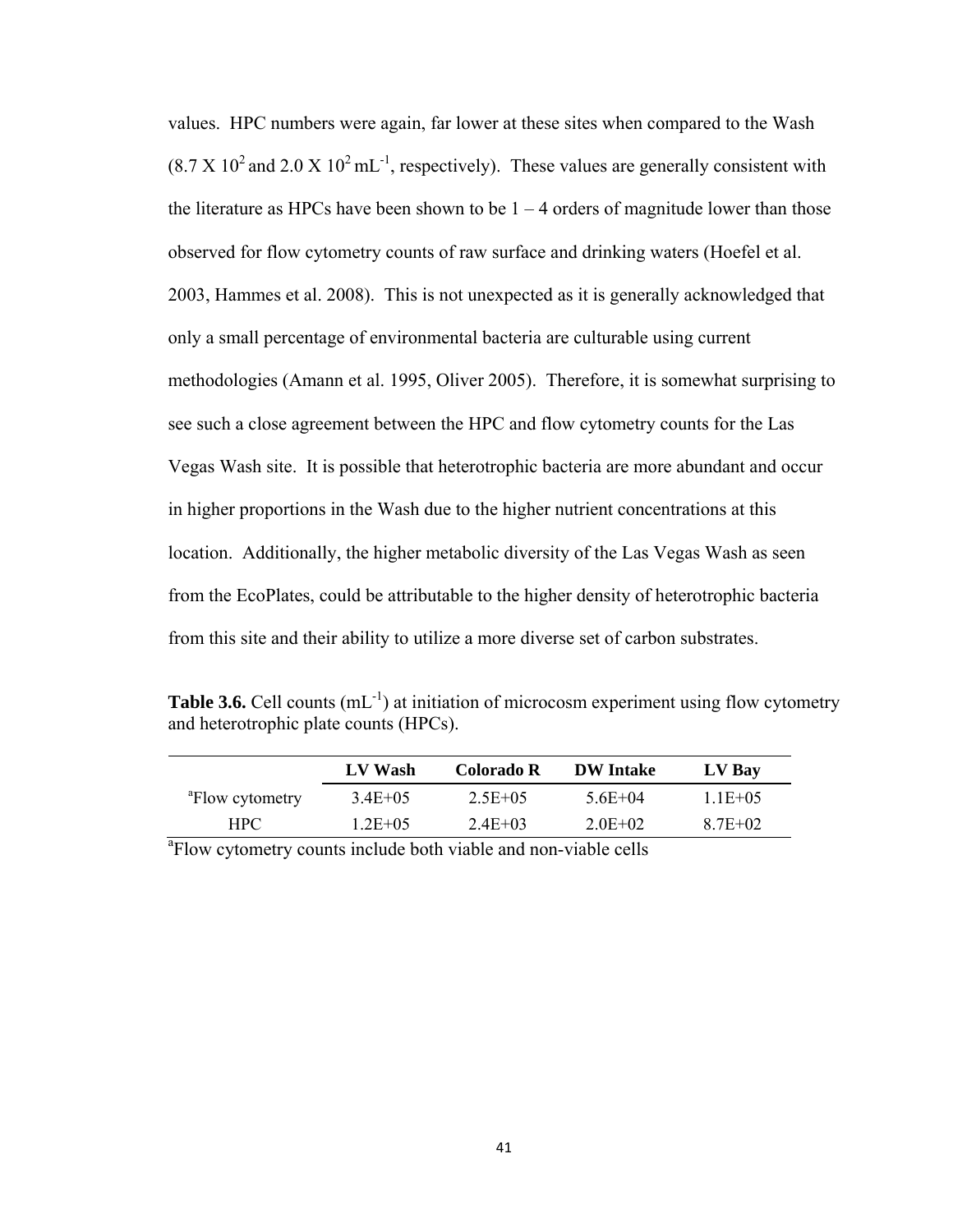values. HPC numbers were again, far lower at these sites when compared to the Wash ($8.7 \times 10^2$ and $2.0 \times 10^2$ $mL^{-1}$, respectively). These values are generally consistent with the literature as HPCs have been shown to be 1 – 4 orders of magnitude lower than those observed for flow cytometry counts of raw surface and drinking waters (Hoefel et al. 2003, Hammes et al. 2008). This is not unexpected as it is generally acknowledged that only a small percentage of environmental bacteria are culturable using current methodologies (Amann et al. 1995, Oliver 2005). Therefore, it is somewhat surprising to see such a close agreement between the HPC and flow cytometry counts for the Las Vegas Wash site. It is possible that heterotrophic bacteria are more abundant and occur in higher proportions in the Wash due to the higher nutrient concentrations at this location. Additionally, the higher metabolic diversity of the Las Vegas Wash as seen from the EcoPlates, could be attributable to the higher density of heterotrophic bacteria from this site and their ability to utilize a more diverse set of carbon substrates.

**Table 3.6.** Cell counts ($mL^{-1}$) at initiation of microcosm experiment using flow cytometry and heterotrophic plate counts (HPCs).

| | LV Wash | Colorado R | DW Intake | LV Bay |
|---|---|---|---|---|
| [a]Flow cytometry | 3.4E+05 | 2.5E+05 | 5.6E+04 | 1.1E+05 |
| HPC | 1.2E+05 | 2.4E+03 | 2.0E+02 | 8.7E+02 |

[a]Flow cytometry counts include both viable and non-viable cells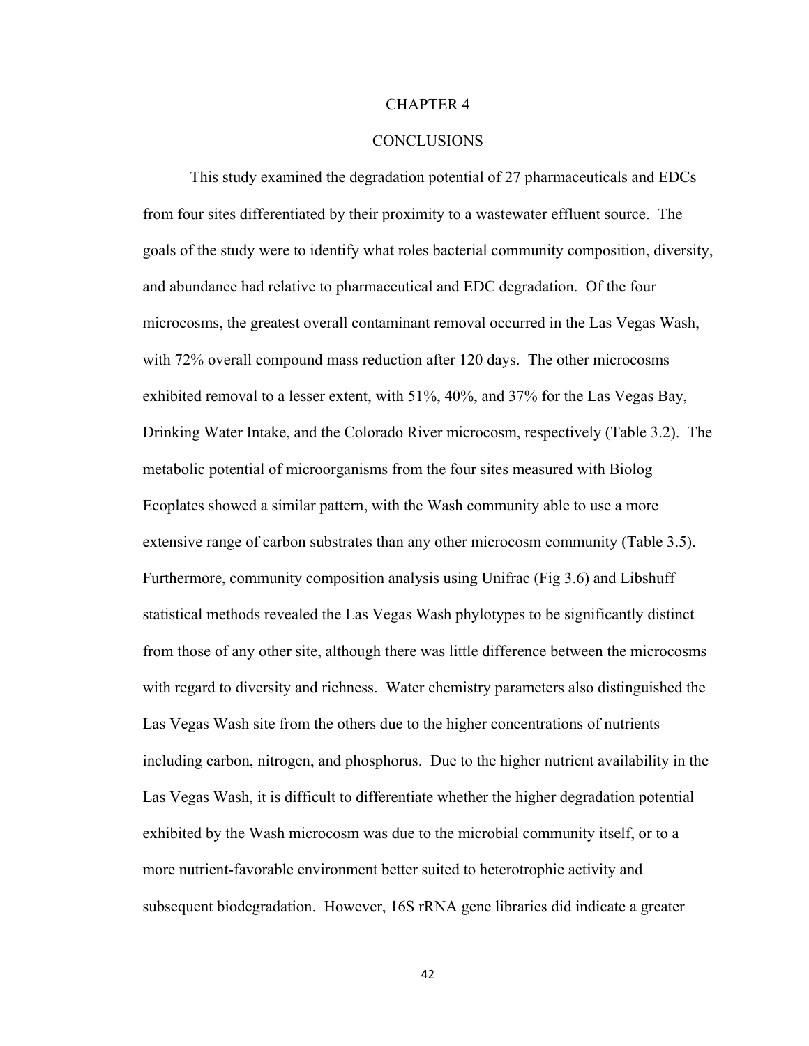# CHAPTER 4

## CONCLUSIONS

This study examined the degradation potential of 27 pharmaceuticals and EDCs from four sites differentiated by their proximity to a wastewater effluent source. The goals of the study were to identify what roles bacterial community composition, diversity, and abundance had relative to pharmaceutical and EDC degradation. Of the four microcosms, the greatest overall contaminant removal occurred in the Las Vegas Wash, with 72% overall compound mass reduction after 120 days. The other microcosms exhibited removal to a lesser extent, with 51%, 40%, and 37% for the Las Vegas Bay, Drinking Water Intake, and the Colorado River microcosm, respectively (Table 3.2). The metabolic potential of microorganisms from the four sites measured with Biolog Ecoplates showed a similar pattern, with the Wash community able to use a more extensive range of carbon substrates than any other microcosm community (Table 3.5). Furthermore, community composition analysis using Unifrac (Fig 3.6) and Libshuff statistical methods revealed the Las Vegas Wash phylotypes to be significantly distinct from those of any other site, although there was little difference between the microcosms with regard to diversity and richness. Water chemistry parameters also distinguished the Las Vegas Wash site from the others due to the higher concentrations of nutrients including carbon, nitrogen, and phosphorus. Due to the higher nutrient availability in the Las Vegas Wash, it is difficult to differentiate whether the higher degradation potential exhibited by the Wash microcosm was due to the microbial community itself, or to a more nutrient-favorable environment better suited to heterotrophic activity and subsequent biodegradation. However, 16S rRNA gene libraries did indicate a greater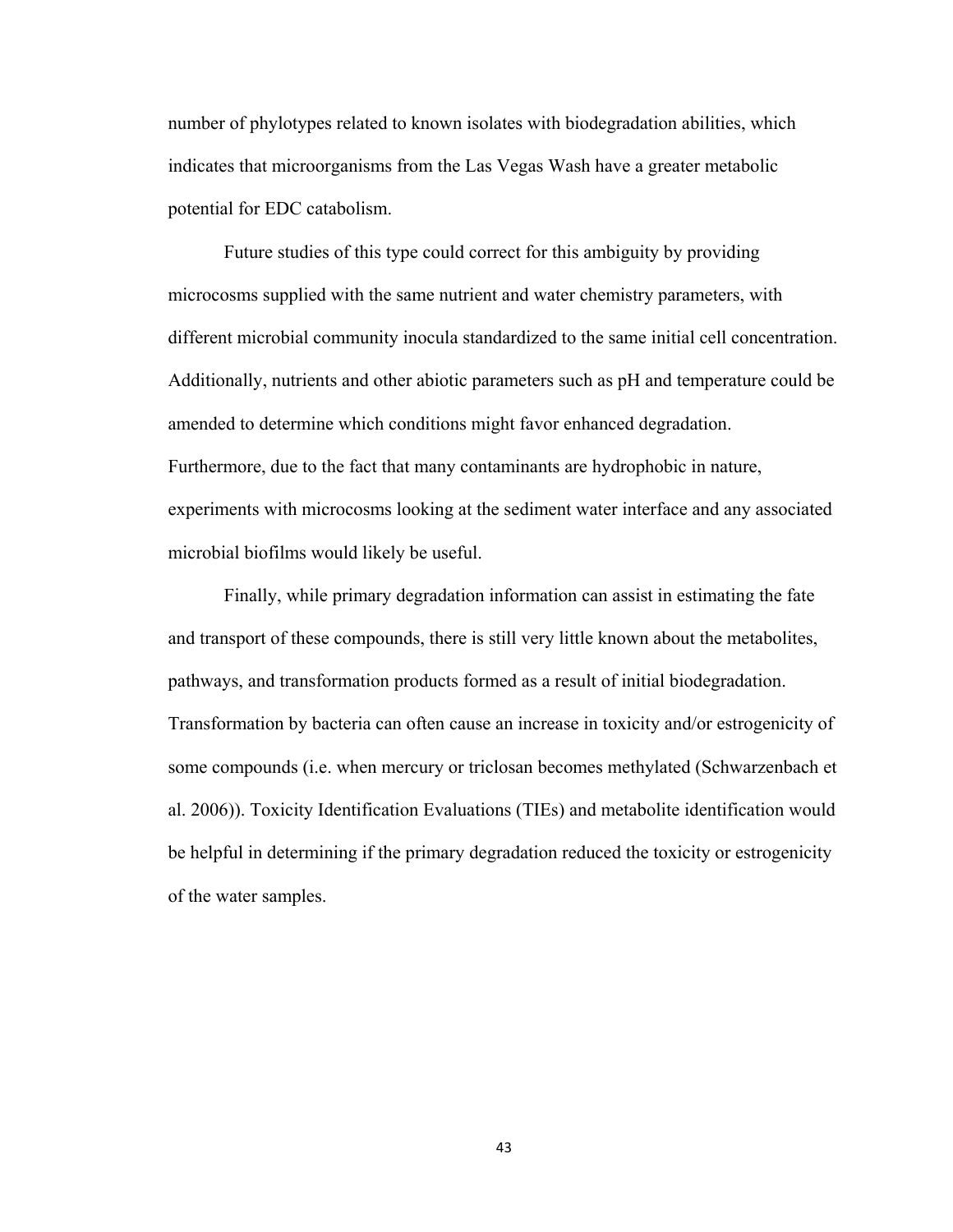number of phylotypes related to known isolates with biodegradation abilities, which indicates that microorganisms from the Las Vegas Wash have a greater metabolic potential for EDC catabolism.

Future studies of this type could correct for this ambiguity by providing microcosms supplied with the same nutrient and water chemistry parameters, with different microbial community inocula standardized to the same initial cell concentration. Additionally, nutrients and other abiotic parameters such as pH and temperature could be amended to determine which conditions might favor enhanced degradation. Furthermore, due to the fact that many contaminants are hydrophobic in nature, experiments with microcosms looking at the sediment water interface and any associated microbial biofilms would likely be useful.

Finally, while primary degradation information can assist in estimating the fate and transport of these compounds, there is still very little known about the metabolites, pathways, and transformation products formed as a result of initial biodegradation. Transformation by bacteria can often cause an increase in toxicity and/or estrogenicity of some compounds (i.e. when mercury or triclosan becomes methylated (Schwarzenbach et al. 2006)). Toxicity Identification Evaluations (TIEs) and metabolite identification would be helpful in determining if the primary degradation reduced the toxicity or estrogenicity of the water samples.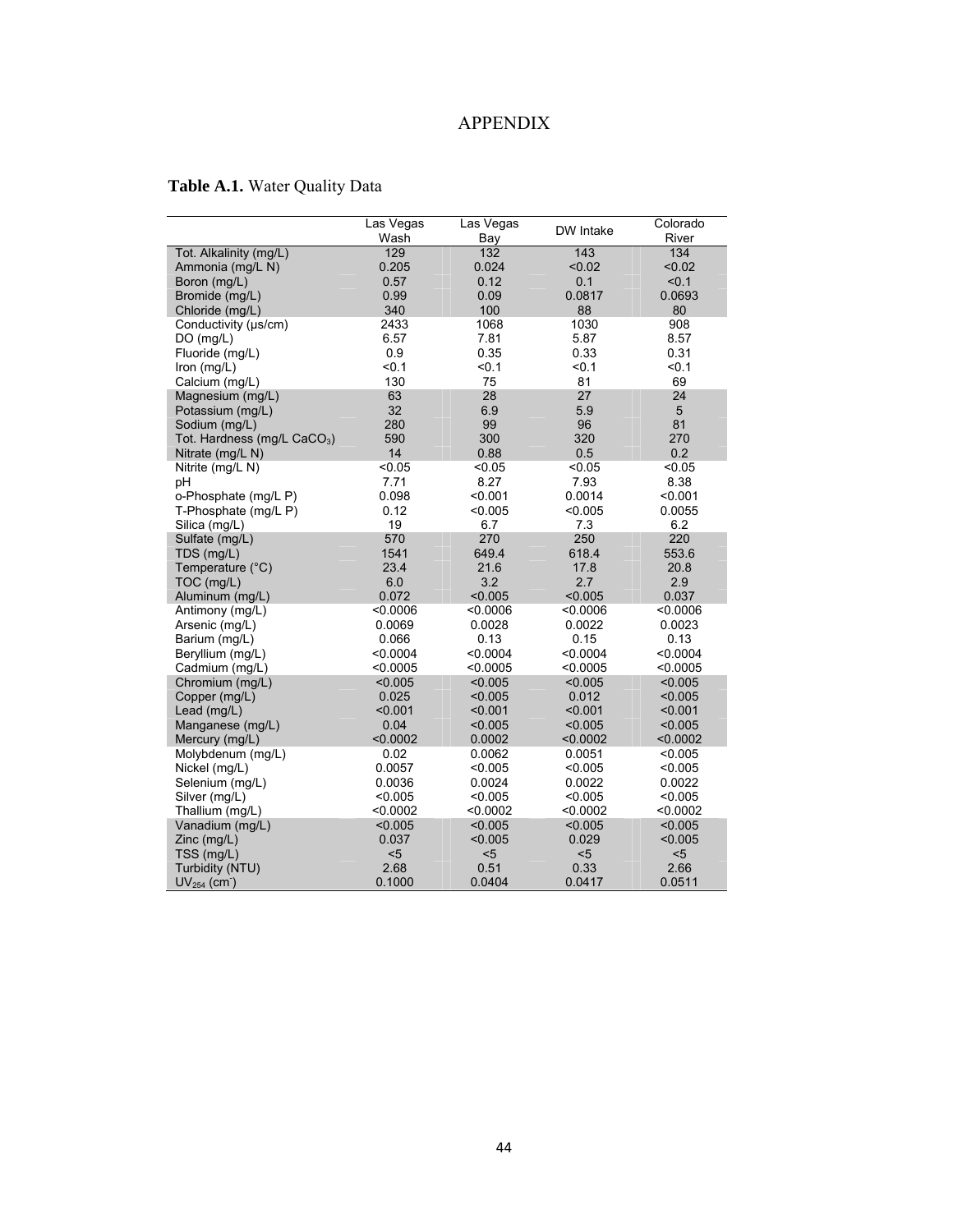# APPENDIX

**Table A.1.** Water Quality Data

| | Las Vegas Wash | Las Vegas Bay | DW Intake | Colorado River |
|---|---|---|---|---|
| Tot. Alkalinity (mg/L) | 129 | 132 | 143 | 134 |
| Ammonia (mg/L N) | 0.205 | 0.024 | <0.02 | <0.02 |
| Boron (mg/L) | 0.57 | 0.12 | 0.1 | <0.1 |
| Bromide (mg/L) | 0.99 | 0.09 | 0.0817 | 0.0693 |
| Chloride (mg/L) | 340 | 100 | 88 | 80 |
| Conductivity (μs/cm) | 2433 | 1068 | 1030 | 908 |
| DO (mg/L) | 6.57 | 7.81 | 5.87 | 8.57 |
| Fluoride (mg/L) | 0.9 | 0.35 | 0.33 | 0.31 |
| Iron (mg/L) | <0.1 | <0.1 | <0.1 | <0.1 |
| Calcium (mg/L) | 130 | 75 | 81 | 69 |
| Magnesium (mg/L) | 63 | 28 | 27 | 24 |
| Potassium (mg/L) | 32 | 6.9 | 5.9 | 5 |
| Sodium (mg/L) | 280 | 99 | 96 | 81 |
| Tot. Hardness (mg/L $CaCO_3$) | 590 | 300 | 320 | 270 |
| Nitrate (mg/L N) | 14 | 0.88 | 0.5 | 0.2 |
| Nitrite (mg/L N) | <0.05 | <0.05 | <0.05 | <0.05 |
| pH | 7.71 | 8.27 | 7.93 | 8.38 |
| o-Phosphate (mg/L P) | 0.098 | <0.001 | 0.0014 | <0.001 |
| T-Phosphate (mg/L P) | 0.12 | <0.005 | <0.005 | 0.0055 |
| Silica (mg/L) | 19 | 6.7 | 7.3 | 6.2 |
| Sulfate (mg/L) | 570 | 270 | 250 | 220 |
| TDS (mg/L) | 1541 | 649.4 | 618.4 | 553.6 |
| Temperature (°C) | 23.4 | 21.6 | 17.8 | 20.8 |
| TOC (mg/L) | 6.0 | 3.2 | 2.7 | 2.9 |
| Aluminum (mg/L) | 0.072 | <0.005 | <0.005 | 0.037 |
| Antimony (mg/L) | <0.0006 | <0.0006 | <0.0006 | <0.0006 |
| Arsenic (mg/L) | 0.0069 | 0.0028 | 0.0022 | 0.0023 |
| Barium (mg/L) | 0.066 | 0.13 | 0.15 | 0.13 |
| Beryllium (mg/L) | <0.0004 | <0.0004 | <0.0004 | <0.0004 |
| Cadmium (mg/L) | <0.0005 | <0.0005 | <0.0005 | <0.0005 |
| Chromium (mg/L) | <0.005 | <0.005 | <0.005 | <0.005 |
| Copper (mg/L) | 0.025 | <0.005 | 0.012 | <0.005 |
| Lead (mg/L) | <0.001 | <0.001 | <0.001 | <0.001 |
| Manganese (mg/L) | 0.04 | <0.005 | <0.005 | <0.005 |
| Mercury (mg/L) | <0.0002 | 0.0002 | <0.0002 | <0.0002 |
| Molybdenum (mg/L) | 0.02 | 0.0062 | 0.0051 | <0.005 |
| Nickel (mg/L) | 0.0057 | <0.005 | <0.005 | <0.005 |
| Selenium (mg/L) | 0.0036 | 0.0024 | 0.0022 | 0.0022 |
| Silver (mg/L) | <0.005 | <0.005 | <0.005 | <0.005 |
| Thallium (mg/L) | <0.0002 | <0.0002 | <0.0002 | <0.0002 |
| Vanadium (mg/L) | <0.005 | <0.005 | <0.005 | <0.005 |
| Zinc (mg/L) | 0.037 | <0.005 | 0.029 | <0.005 |
| TSS (mg/L) | <5 | <5 | <5 | <5 |
| Turbidity (NTU) | 2.68 | 0.51 | 0.33 | 2.66 |
| $UV_{254}$ (cm$^{-}$) | 0.1000 | 0.0404 | 0.0417 | 0.0511 |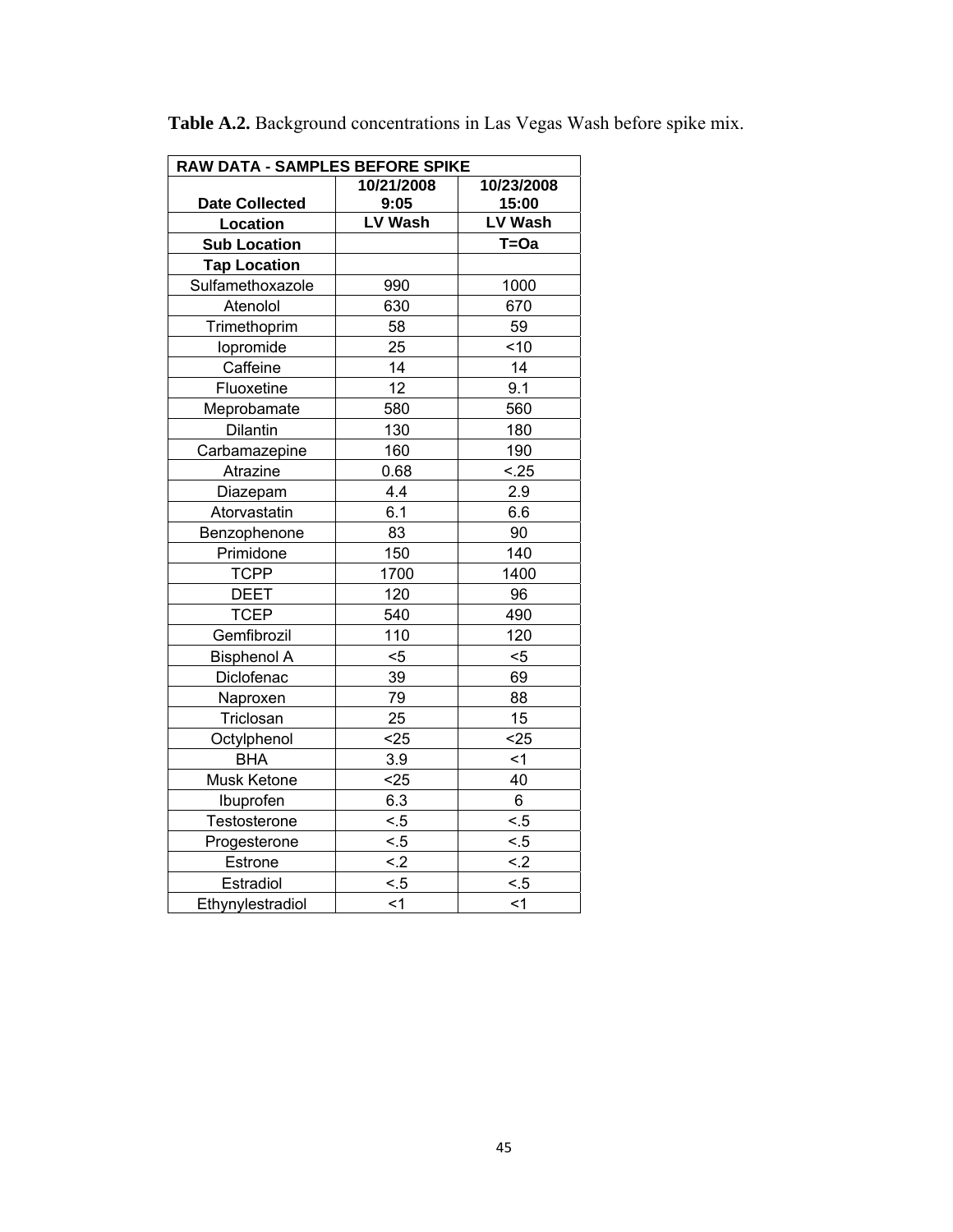**Table A.2.** Background concentrations in Las Vegas Wash before spike mix.

| RAW DATA - SAMPLES BEFORE SPIKE | | |
|---|---|---|
| **Date Collected** | **10/21/2008 9:05** | **10/23/2008 15:00** |
| **Location** | **LV Wash** | **LV Wash** |
| **Sub Location** | | **T=Oa** |
| **Tap Location** | | |
| Sulfamethoxazole | 990 | 1000 |
| Atenolol | 630 | 670 |
| Trimethoprim | 58 | 59 |
| Iopromide | 25 | <10 |
| Caffeine | 14 | 14 |
| Fluoxetine | 12 | 9.1 |
| Meprobamate | 580 | 560 |
| Dilantin | 130 | 180 |
| Carbamazepine | 160 | 190 |
| Atrazine | 0.68 | <.25 |
| Diazepam | 4.4 | 2.9 |
| Atorvastatin | 6.1 | 6.6 |
| Benzophenone | 83 | 90 |
| Primidone | 150 | 140 |
| TCPP | 1700 | 1400 |
| DEET | 120 | 96 |
| TCEP | 540 | 490 |
| Gemfibrozil | 110 | 120 |
| Bisphenol A | <5 | <5 |
| Diclofenac | 39 | 69 |
| Naproxen | 79 | 88 |
| Triclosan | 25 | 15 |
| Octylphenol | <25 | <25 |
| BHA | 3.9 | <1 |
| Musk Ketone | <25 | 40 |
| Ibuprofen | 6.3 | 6 |
| Testosterone | <.5 | <.5 |
| Progesterone | <.5 | <.5 |
| Estrone | <.2 | <.2 |
| Estradiol | <.5 | <.5 |
| Ethynylestradiol | <1 | <1 |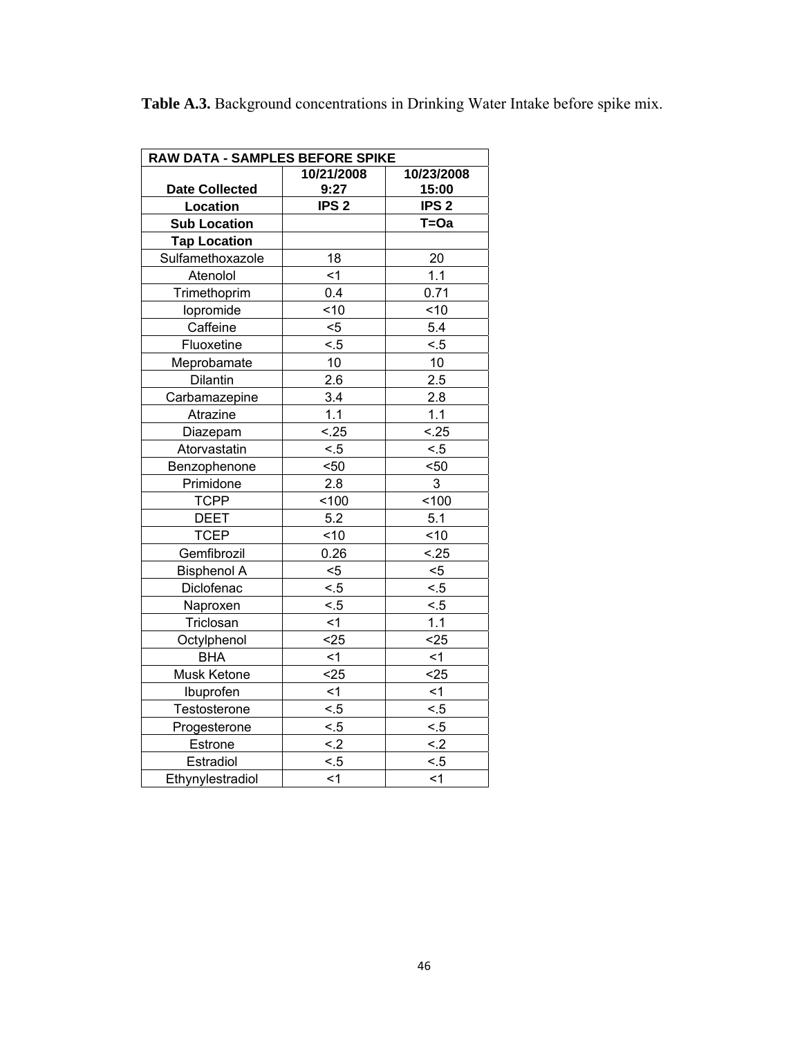**Table A.3.** Background concentrations in Drinking Water Intake before spike mix.

| RAW DATA - SAMPLES BEFORE SPIKE | | |
|---|---|---|
| **Date Collected** | **10/21/2008 9:27** | **10/23/2008 15:00** |
| **Location** | **IPS 2** | **IPS 2** |
| **Sub Location** | | **T=Oa** |
| **Tap Location** | | |
| Sulfamethoxazole | 18 | 20 |
| Atenolol | <1 | 1.1 |
| Trimethoprim | 0.4 | 0.71 |
| Iopromide | <10 | <10 |
| Caffeine | <5 | 5.4 |
| Fluoxetine | <.5 | <.5 |
| Meprobamate | 10 | 10 |
| Dilantin | 2.6 | 2.5 |
| Carbamazepine | 3.4 | 2.8 |
| Atrazine | 1.1 | 1.1 |
| Diazepam | <.25 | <.25 |
| Atorvastatin | <.5 | <.5 |
| Benzophenone | <50 | <50 |
| Primidone | 2.8 | 3 |
| TCPP | <100 | <100 |
| DEET | 5.2 | 5.1 |
| TCEP | <10 | <10 |
| Gemfibrozil | 0.26 | <.25 |
| Bisphenol A | <5 | <5 |
| Diclofenac | <.5 | <.5 |
| Naproxen | <.5 | <.5 |
| Triclosan | <1 | 1.1 |
| Octylphenol | <25 | <25 |
| BHA | <1 | <1 |
| Musk Ketone | <25 | <25 |
| Ibuprofen | <1 | <1 |
| Testosterone | <.5 | <.5 |
| Progesterone | <.5 | <.5 |
| Estrone | <.2 | <.2 |
| Estradiol | <.5 | <.5 |
| Ethynylestradiol | <1 | <1 |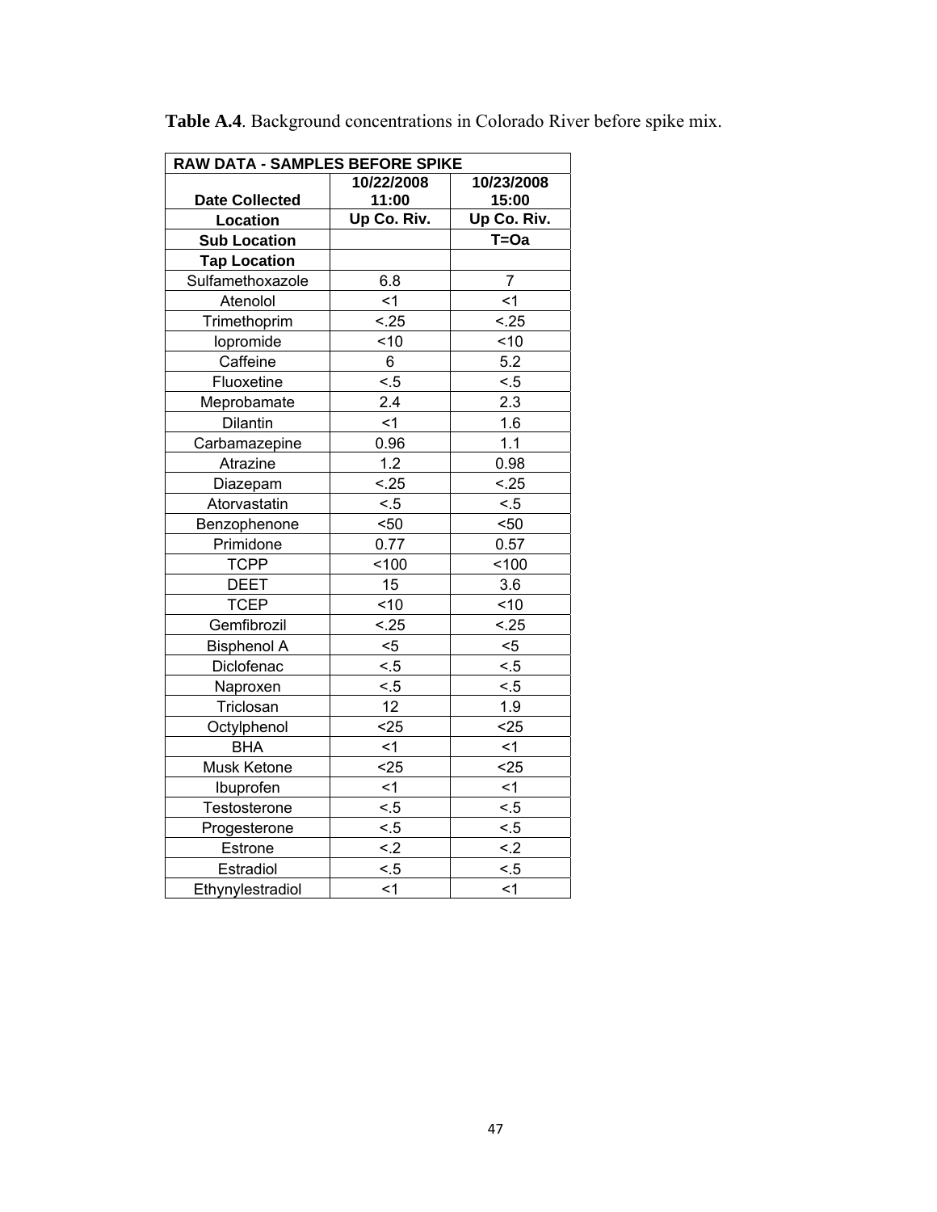**Table A.4**. Background concentrations in Colorado River before spike mix.

| RAW DATA - SAMPLES BEFORE SPIKE | | |
|---|---|---|
| **Date Collected** | **10/22/2008 11:00** | **10/23/2008 15:00** |
| **Location** | **Up Co. Riv.** | **Up Co. Riv.** |
| **Sub Location** | | **T=Oa** |
| **Tap Location** | | |
| Sulfamethoxazole | 6.8 | 7 |
| Atenolol | <1 | <1 |
| Trimethoprim | <.25 | <.25 |
| Iopromide | <10 | <10 |
| Caffeine | 6 | 5.2 |
| Fluoxetine | <.5 | <.5 |
| Meprobamate | 2.4 | 2.3 |
| Dilantin | <1 | 1.6 |
| Carbamazepine | 0.96 | 1.1 |
| Atrazine | 1.2 | 0.98 |
| Diazepam | <.25 | <.25 |
| Atorvastatin | <.5 | <.5 |
| Benzophenone | <50 | <50 |
| Primidone | 0.77 | 0.57 |
| TCPP | <100 | <100 |
| DEET | 15 | 3.6 |
| TCEP | <10 | <10 |
| Gemfibrozil | <.25 | <.25 |
| Bisphenol A | <5 | <5 |
| Diclofenac | <.5 | <.5 |
| Naproxen | <.5 | <.5 |
| Triclosan | 12 | 1.9 |
| Octylphenol | <25 | <25 |
| BHA | <1 | <1 |
| Musk Ketone | <25 | <25 |
| Ibuprofen | <1 | <1 |
| Testosterone | <.5 | <.5 |
| Progesterone | <.5 | <.5 |
| Estrone | <.2 | <.2 |
| Estradiol | <.5 | <.5 |
| Ethynylestradiol | <1 | <1 |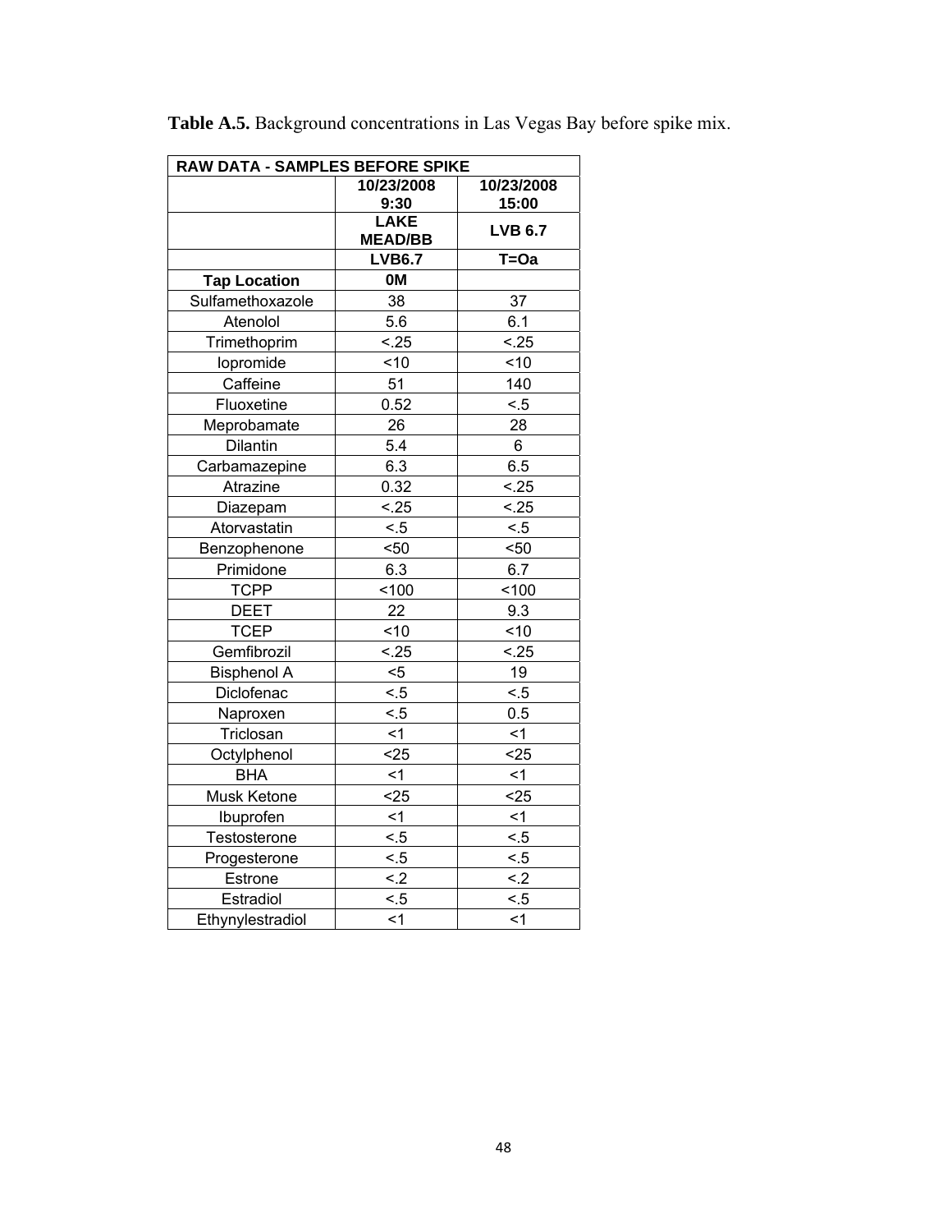**Table A.5.** Background concentrations in Las Vegas Bay before spike mix.

| RAW DATA - SAMPLES BEFORE SPIKE | | |
|---|---|---|
| | 10/23/2008 9:30 | 10/23/2008 15:00 |
| | LAKE MEAD/BB | LVB 6.7 |
| | LVB6.7 | T=Oa |
| **Tap Location** | 0M | |
| Sulfamethoxazole | 38 | 37 |
| Atenolol | 5.6 | 6.1 |
| Trimethoprim | <.25 | <.25 |
| Iopromide | <10 | <10 |
| Caffeine | 51 | 140 |
| Fluoxetine | 0.52 | <.5 |
| Meprobamate | 26 | 28 |
| Dilantin | 5.4 | 6 |
| Carbamazepine | 6.3 | 6.5 |
| Atrazine | 0.32 | <.25 |
| Diazepam | <.25 | <.25 |
| Atorvastatin | <.5 | <.5 |
| Benzophenone | <50 | <50 |
| Primidone | 6.3 | 6.7 |
| TCPP | <100 | <100 |
| DEET | 22 | 9.3 |
| TCEP | <10 | <10 |
| Gemfibrozil | <.25 | <.25 |
| Bisphenol A | <5 | 19 |
| Diclofenac | <.5 | <.5 |
| Naproxen | <.5 | 0.5 |
| Triclosan | <1 | <1 |
| Octylphenol | <25 | <25 |
| BHA | <1 | <1 |
| Musk Ketone | <25 | <25 |
| Ibuprofen | <1 | <1 |
| Testosterone | <.5 | <.5 |
| Progesterone | <.5 | <.5 |
| Estrone | <.2 | <.2 |
| Estradiol | <.5 | <.5 |
| Ethynylestradiol | <1 | <1 |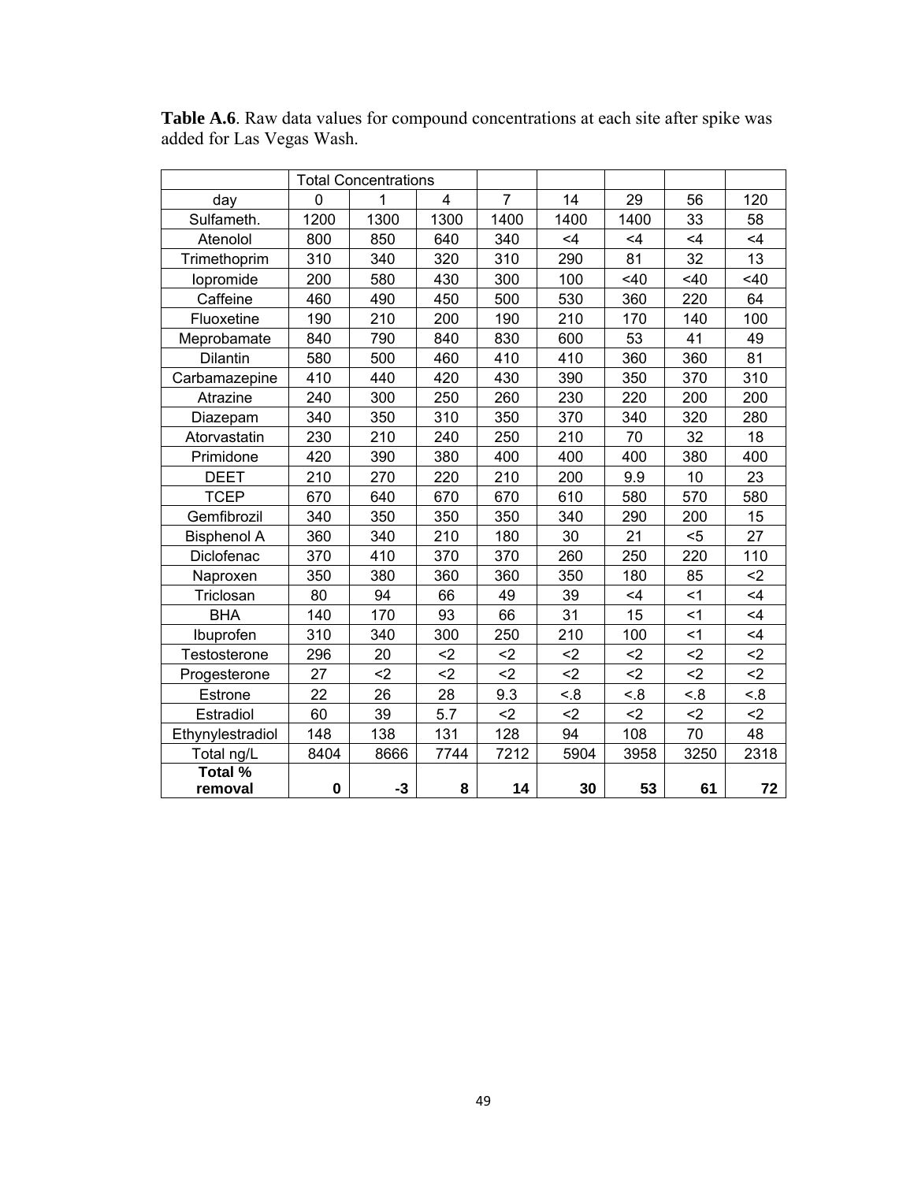**Table A.6**. Raw data values for compound concentrations at each site after spike was added for Las Vegas Wash.

| | Total Concentrations | | | | | | | |
|---|---|---|---|---|---|---|---|---|
| day | 0 | 1 | 4 | 7 | 14 | 29 | 56 | 120 |
| Sulfameth. | 1200 | 1300 | 1300 | 1400 | 1400 | 1400 | 33 | 58 |
| Atenolol | 800 | 850 | 640 | 340 | <4 | <4 | <4 | <4 |
| Trimethoprim | 310 | 340 | 320 | 310 | 290 | 81 | 32 | 13 |
| Iopromide | 200 | 580 | 430 | 300 | 100 | <40 | <40 | <40 |
| Caffeine | 460 | 490 | 450 | 500 | 530 | 360 | 220 | 64 |
| Fluoxetine | 190 | 210 | 200 | 190 | 210 | 170 | 140 | 100 |
| Meprobamate | 840 | 790 | 840 | 830 | 600 | 53 | 41 | 49 |
| Dilantin | 580 | 500 | 460 | 410 | 410 | 360 | 360 | 81 |
| Carbamazepine | 410 | 440 | 420 | 430 | 390 | 350 | 370 | 310 |
| Atrazine | 240 | 300 | 250 | 260 | 230 | 220 | 200 | 200 |
| Diazepam | 340 | 350 | 310 | 350 | 370 | 340 | 320 | 280 |
| Atorvastatin | 230 | 210 | 240 | 250 | 210 | 70 | 32 | 18 |
| Primidone | 420 | 390 | 380 | 400 | 400 | 400 | 380 | 400 |
| DEET | 210 | 270 | 220 | 210 | 200 | 9.9 | 10 | 23 |
| TCEP | 670 | 640 | 670 | 670 | 610 | 580 | 570 | 580 |
| Gemfibrozil | 340 | 350 | 350 | 350 | 340 | 290 | 200 | 15 |
| Bisphenol A | 360 | 340 | 210 | 180 | 30 | 21 | <5 | 27 |
| Diclofenac | 370 | 410 | 370 | 370 | 260 | 250 | 220 | 110 |
| Naproxen | 350 | 380 | 360 | 360 | 350 | 180 | 85 | <2 |
| Triclosan | 80 | 94 | 66 | 49 | 39 | <4 | <1 | <4 |
| BHA | 140 | 170 | 93 | 66 | 31 | 15 | <1 | <4 |
| Ibuprofen | 310 | 340 | 300 | 250 | 210 | 100 | <1 | <4 |
| Testosterone | 296 | 20 | <2 | <2 | <2 | <2 | <2 | <2 |
| Progesterone | 27 | <2 | <2 | <2 | <2 | <2 | <2 | <2 |
| Estrone | 22 | 26 | 28 | 9.3 | <.8 | <.8 | <.8 | <.8 |
| Estradiol | 60 | 39 | 5.7 | <2 | <2 | <2 | <2 | <2 |
| Ethynylestradiol | 148 | 138 | 131 | 128 | 94 | 108 | 70 | 48 |
| Total ng/L | 8404 | 8666 | 7744 | 7212 | 5904 | 3958 | 3250 | 2318 |
| **Total % removal** | **0** | **-3** | **8** | **14** | **30** | **53** | **61** | **72** |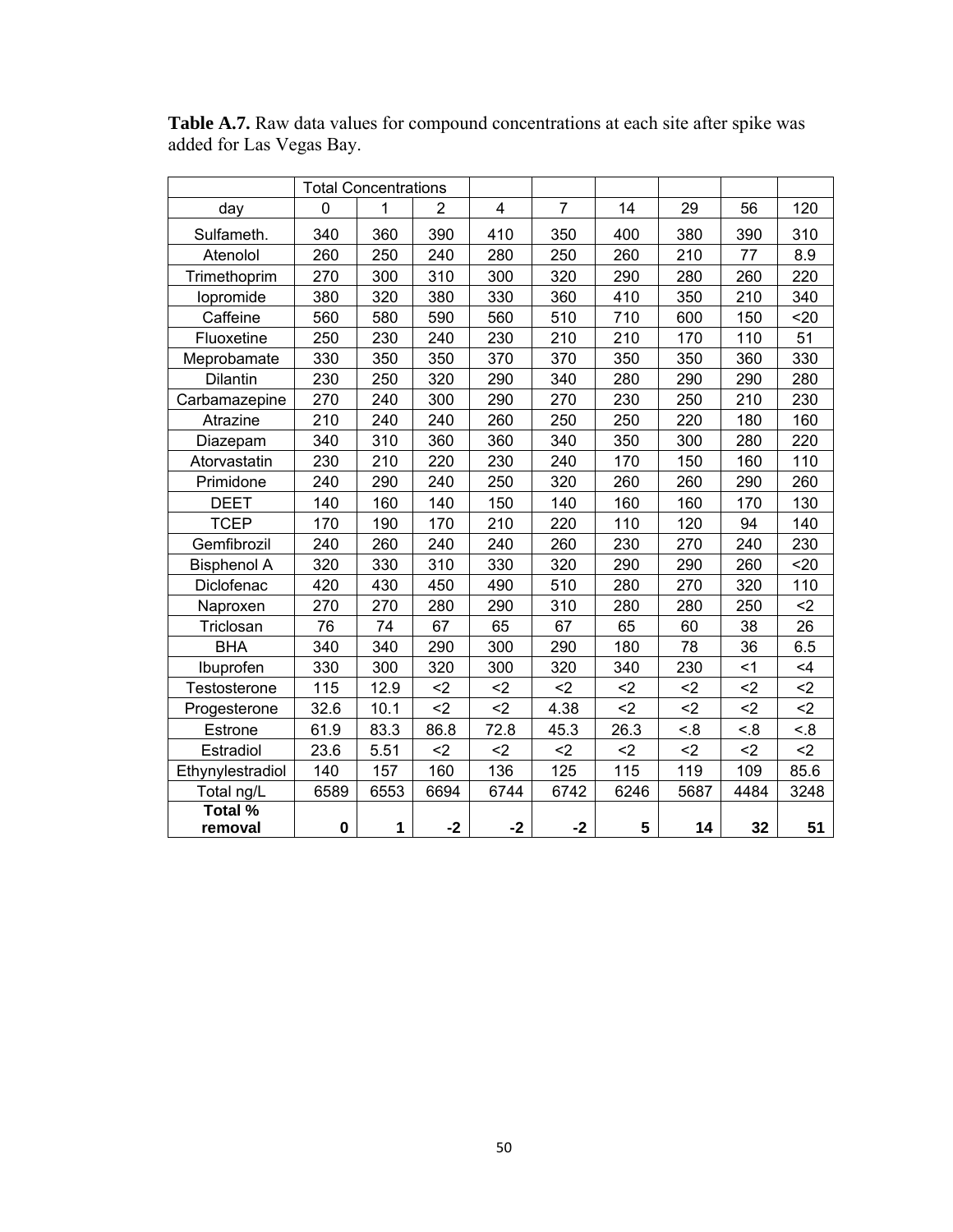**Table A.7.** Raw data values for compound concentrations at each site after spike was added for Las Vegas Bay.

| | Total Concentrations | | | | | | | | |
|---|---|---|---|---|---|---|---|---|---|
| day | 0 | 1 | 2 | 4 | 7 | 14 | 29 | 56 | 120 |
| Sulfameth. | 340 | 360 | 390 | 410 | 350 | 400 | 380 | 390 | 310 |
| Atenolol | 260 | 250 | 240 | 280 | 250 | 260 | 210 | 77 | 8.9 |
| Trimethoprim | 270 | 300 | 310 | 300 | 320 | 290 | 280 | 260 | 220 |
| Iopromide | 380 | 320 | 380 | 330 | 360 | 410 | 350 | 210 | 340 |
| Caffeine | 560 | 580 | 590 | 560 | 510 | 710 | 600 | 150 | <20 |
| Fluoxetine | 250 | 230 | 240 | 230 | 210 | 210 | 170 | 110 | 51 |
| Meprobamate | 330 | 350 | 350 | 370 | 370 | 350 | 350 | 360 | 330 |
| Dilantin | 230 | 250 | 320 | 290 | 340 | 280 | 290 | 290 | 280 |
| Carbamazepine | 270 | 240 | 300 | 290 | 270 | 230 | 250 | 210 | 230 |
| Atrazine | 210 | 240 | 240 | 260 | 250 | 250 | 220 | 180 | 160 |
| Diazepam | 340 | 310 | 360 | 360 | 340 | 350 | 300 | 280 | 220 |
| Atorvastatin | 230 | 210 | 220 | 230 | 240 | 170 | 150 | 160 | 110 |
| Primidone | 240 | 290 | 240 | 250 | 320 | 260 | 260 | 290 | 260 |
| DEET | 140 | 160 | 140 | 150 | 140 | 160 | 160 | 170 | 130 |
| TCEP | 170 | 190 | 170 | 210 | 220 | 110 | 120 | 94 | 140 |
| Gemfibrozil | 240 | 260 | 240 | 240 | 260 | 230 | 270 | 240 | 230 |
| Bisphenol A | 320 | 330 | 310 | 330 | 320 | 290 | 290 | 260 | <20 |
| Diclofenac | 420 | 430 | 450 | 490 | 510 | 280 | 270 | 320 | 110 |
| Naproxen | 270 | 270 | 280 | 290 | 310 | 280 | 280 | 250 | <2 |
| Triclosan | 76 | 74 | 67 | 65 | 67 | 65 | 60 | 38 | 26 |
| BHA | 340 | 340 | 290 | 300 | 290 | 180 | 78 | 36 | 6.5 |
| Ibuprofen | 330 | 300 | 320 | 300 | 320 | 340 | 230 | <1 | <4 |
| Testosterone | 115 | 12.9 | <2 | <2 | <2 | <2 | <2 | <2 | <2 |
| Progesterone | 32.6 | 10.1 | <2 | <2 | 4.38 | <2 | <2 | <2 | <2 |
| Estrone | 61.9 | 83.3 | 86.8 | 72.8 | 45.3 | 26.3 | <.8 | <.8 | <.8 |
| Estradiol | 23.6 | 5.51 | <2 | <2 | <2 | <2 | <2 | <2 | <2 |
| Ethynylestradiol | 140 | 157 | 160 | 136 | 125 | 115 | 119 | 109 | 85.6 |
| Total ng/L | 6589 | 6553 | 6694 | 6744 | 6742 | 6246 | 5687 | 4484 | 3248 |
| **Total % removal** | **0** | **1** | **-2** | **-2** | **-2** | **5** | **14** | **32** | **51** |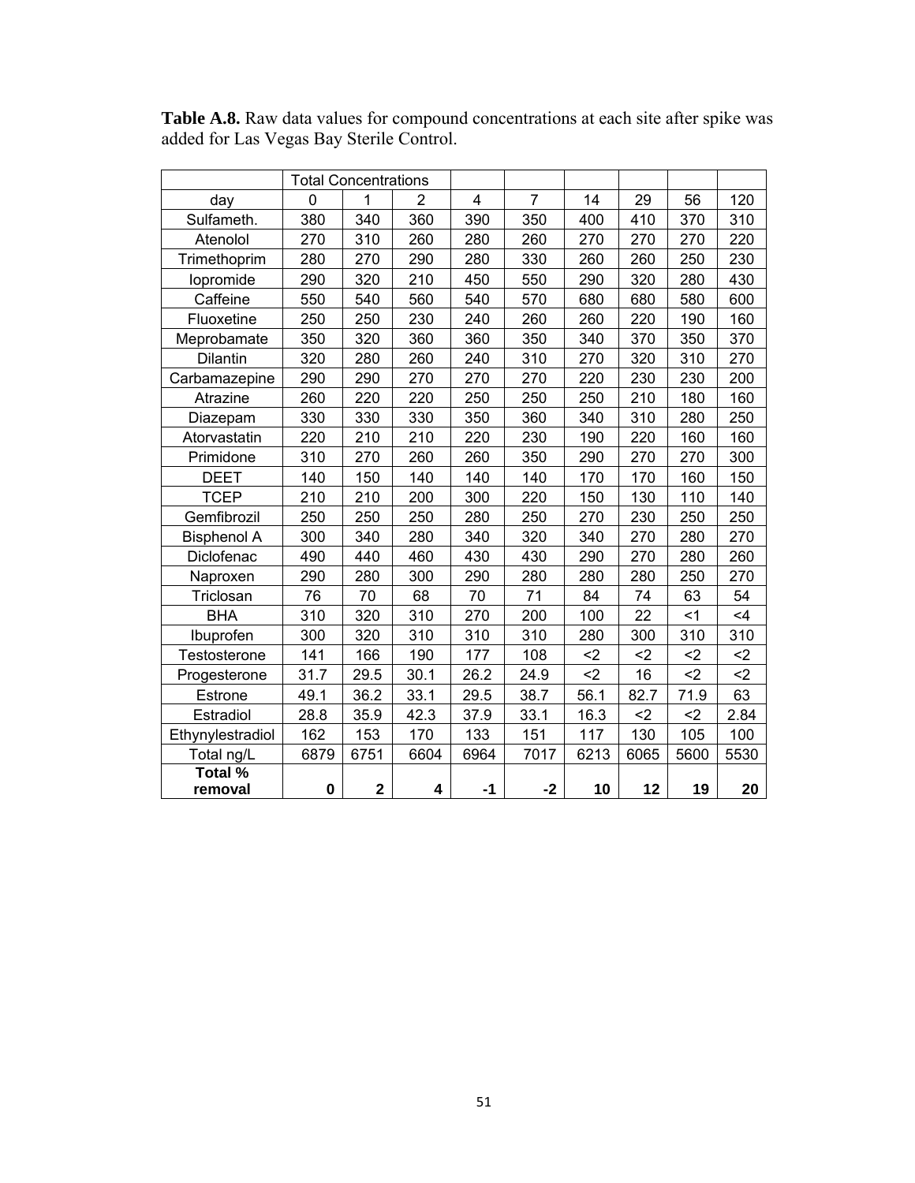**Table A.8.** Raw data values for compound concentrations at each site after spike was added for Las Vegas Bay Sterile Control.

| | Total Concentrations | | | | | | | | |
|---|---|---|---|---|---|---|---|---|---|
| day | 0 | 1 | 2 | 4 | 7 | 14 | 29 | 56 | 120 |
| Sulfameth. | 380 | 340 | 360 | 390 | 350 | 400 | 410 | 370 | 310 |
| Atenolol | 270 | 310 | 260 | 280 | 260 | 270 | 270 | 270 | 220 |
| Trimethoprim | 280 | 270 | 290 | 280 | 330 | 260 | 260 | 250 | 230 |
| Iopromide | 290 | 320 | 210 | 450 | 550 | 290 | 320 | 280 | 430 |
| Caffeine | 550 | 540 | 560 | 540 | 570 | 680 | 680 | 580 | 600 |
| Fluoxetine | 250 | 250 | 230 | 240 | 260 | 260 | 220 | 190 | 160 |
| Meprobamate | 350 | 320 | 360 | 360 | 350 | 340 | 370 | 350 | 370 |
| Dilantin | 320 | 280 | 260 | 240 | 310 | 270 | 320 | 310 | 270 |
| Carbamazepine | 290 | 290 | 270 | 270 | 270 | 220 | 230 | 230 | 200 |
| Atrazine | 260 | 220 | 220 | 250 | 250 | 250 | 210 | 180 | 160 |
| Diazepam | 330 | 330 | 330 | 350 | 360 | 340 | 310 | 280 | 250 |
| Atorvastatin | 220 | 210 | 210 | 220 | 230 | 190 | 220 | 160 | 160 |
| Primidone | 310 | 270 | 260 | 260 | 350 | 290 | 270 | 270 | 300 |
| DEET | 140 | 150 | 140 | 140 | 140 | 170 | 170 | 160 | 150 |
| TCEP | 210 | 210 | 200 | 300 | 220 | 150 | 130 | 110 | 140 |
| Gemfibrozil | 250 | 250 | 250 | 280 | 250 | 270 | 230 | 250 | 250 |
| Bisphenol A | 300 | 340 | 280 | 340 | 320 | 340 | 270 | 280 | 270 |
| Diclofenac | 490 | 440 | 460 | 430 | 430 | 290 | 270 | 280 | 260 |
| Naproxen | 290 | 280 | 300 | 290 | 280 | 280 | 280 | 250 | 270 |
| Triclosan | 76 | 70 | 68 | 70 | 71 | 84 | 74 | 63 | 54 |
| BHA | 310 | 320 | 310 | 270 | 200 | 100 | 22 | <1 | <4 |
| Ibuprofen | 300 | 320 | 310 | 310 | 310 | 280 | 300 | 310 | 310 |
| Testosterone | 141 | 166 | 190 | 177 | 108 | <2 | <2 | <2 | <2 |
| Progesterone | 31.7 | 29.5 | 30.1 | 26.2 | 24.9 | <2 | 16 | <2 | <2 |
| Estrone | 49.1 | 36.2 | 33.1 | 29.5 | 38.7 | 56.1 | 82.7 | 71.9 | 63 |
| Estradiol | 28.8 | 35.9 | 42.3 | 37.9 | 33.1 | 16.3 | <2 | <2 | 2.84 |
| Ethynylestradiol | 162 | 153 | 170 | 133 | 151 | 117 | 130 | 105 | 100 |
| Total ng/L | 6879 | 6751 | 6604 | 6964 | 7017 | 6213 | 6065 | 5600 | 5530 |
| **Total % removal** | **0** | **2** | **4** | **-1** | **-2** | **10** | **12** | **19** | **20** |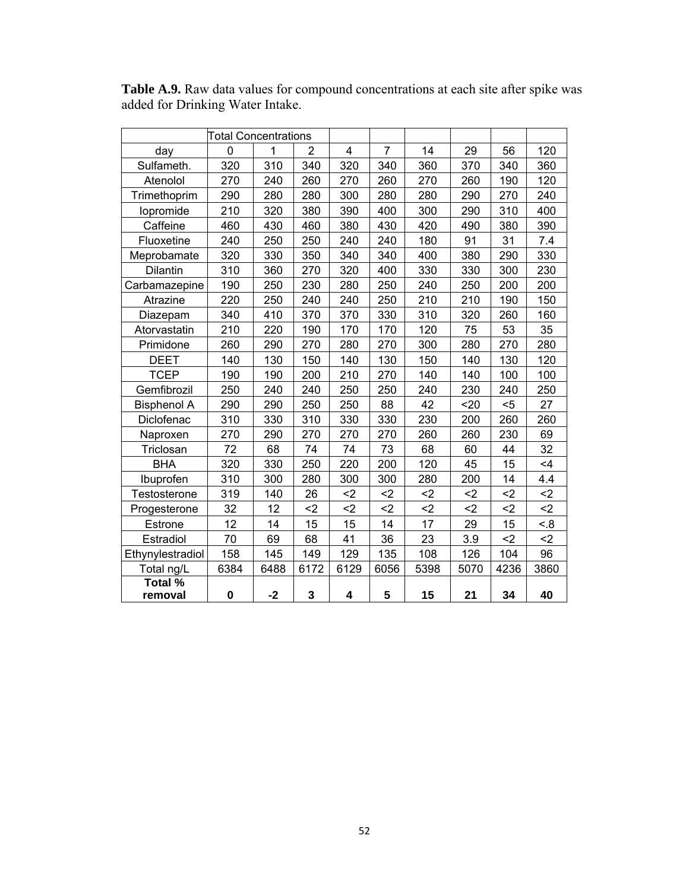**Table A.9.** Raw data values for compound concentrations at each site after spike was added for Drinking Water Intake.

| | Total Concentrations | | | | | | | | |
|---|---|---|---|---|---|---|---|---|---|
| day | 0 | 1 | 2 | 4 | 7 | 14 | 29 | 56 | 120 |
| Sulfameth. | 320 | 310 | 340 | 320 | 340 | 360 | 370 | 340 | 360 |
| Atenolol | 270 | 240 | 260 | 270 | 260 | 270 | 260 | 190 | 120 |
| Trimethoprim | 290 | 280 | 280 | 300 | 280 | 280 | 290 | 270 | 240 |
| Iopromide | 210 | 320 | 380 | 390 | 400 | 300 | 290 | 310 | 400 |
| Caffeine | 460 | 430 | 460 | 380 | 430 | 420 | 490 | 380 | 390 |
| Fluoxetine | 240 | 250 | 250 | 240 | 240 | 180 | 91 | 31 | 7.4 |
| Meprobamate | 320 | 330 | 350 | 340 | 340 | 400 | 380 | 290 | 330 |
| Dilantin | 310 | 360 | 270 | 320 | 400 | 330 | 330 | 300 | 230 |
| Carbamazepine | 190 | 250 | 230 | 280 | 250 | 240 | 250 | 200 | 200 |
| Atrazine | 220 | 250 | 240 | 240 | 250 | 210 | 210 | 190 | 150 |
| Diazepam | 340 | 410 | 370 | 370 | 330 | 310 | 320 | 260 | 160 |
| Atorvastatin | 210 | 220 | 190 | 170 | 170 | 120 | 75 | 53 | 35 |
| Primidone | 260 | 290 | 270 | 280 | 270 | 300 | 280 | 270 | 280 |
| DEET | 140 | 130 | 150 | 140 | 130 | 150 | 140 | 130 | 120 |
| TCEP | 190 | 190 | 200 | 210 | 270 | 140 | 140 | 100 | 100 |
| Gemfibrozil | 250 | 240 | 240 | 250 | 250 | 240 | 230 | 240 | 250 |
| Bisphenol A | 290 | 290 | 250 | 250 | 88 | 42 | <20 | <5 | 27 |
| Diclofenac | 310 | 330 | 310 | 330 | 330 | 230 | 200 | 260 | 260 |
| Naproxen | 270 | 290 | 270 | 270 | 270 | 260 | 260 | 230 | 69 |
| Triclosan | 72 | 68 | 74 | 74 | 73 | 68 | 60 | 44 | 32 |
| BHA | 320 | 330 | 250 | 220 | 200 | 120 | 45 | 15 | <4 |
| Ibuprofen | 310 | 300 | 280 | 300 | 300 | 280 | 200 | 14 | 4.4 |
| Testosterone | 319 | 140 | 26 | <2 | <2 | <2 | <2 | <2 | <2 |
| Progesterone | 32 | 12 | <2 | <2 | <2 | <2 | <2 | <2 | <2 |
| Estrone | 12 | 14 | 15 | 15 | 14 | 17 | 29 | 15 | <.8 |
| Estradiol | 70 | 69 | 68 | 41 | 36 | 23 | 3.9 | <2 | <2 |
| Ethynylestradiol | 158 | 145 | 149 | 129 | 135 | 108 | 126 | 104 | 96 |
| Total ng/L | 6384 | 6488 | 6172 | 6129 | 6056 | 5398 | 5070 | 4236 | 3860 |
| **Total % removal** | **0** | **-2** | **3** | **4** | **5** | **15** | **21** | **34** | **40** |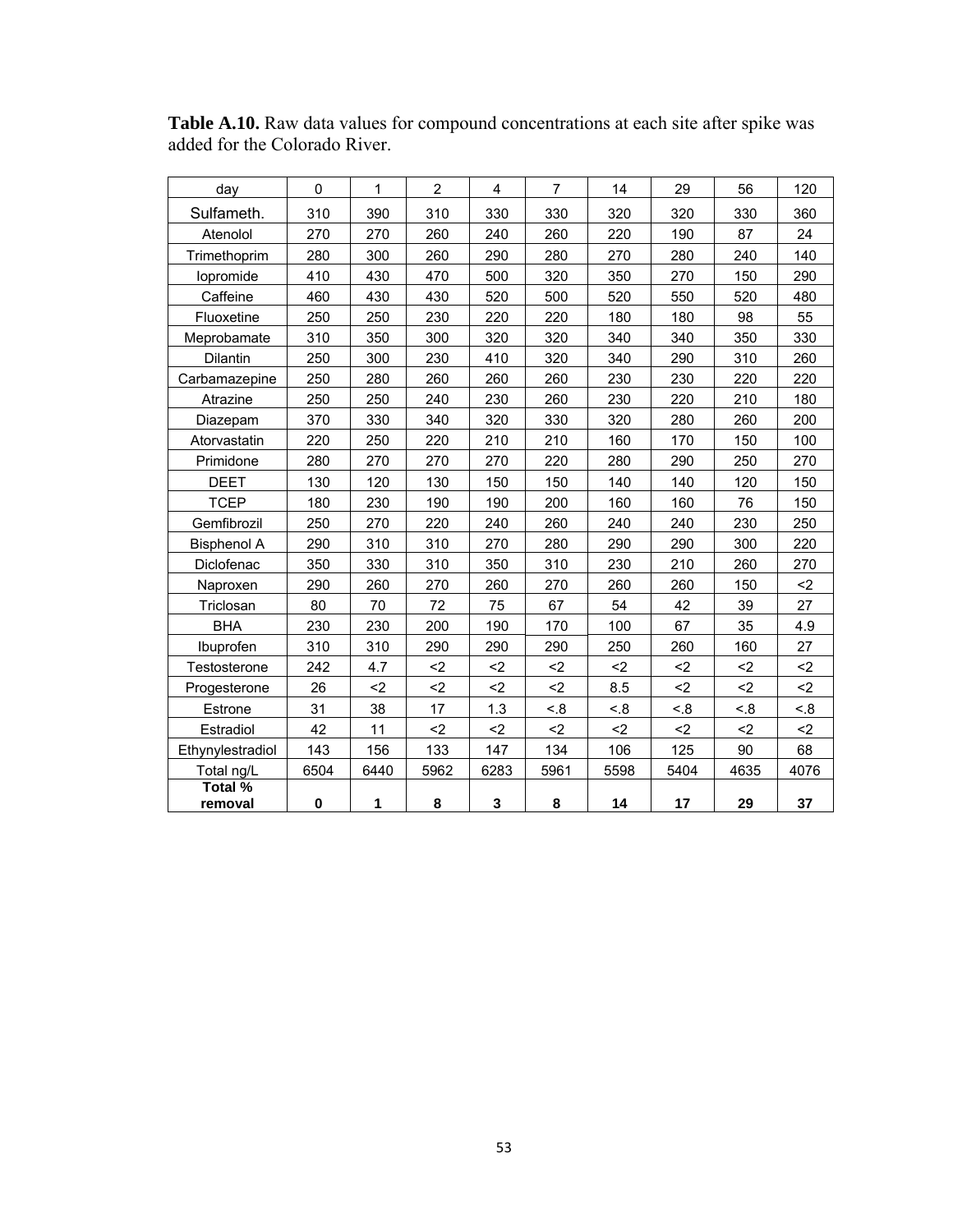**Table A.10.** Raw data values for compound concentrations at each site after spike was added for the Colorado River.

| day | 0 | 1 | 2 | 4 | 7 | 14 | 29 | 56 | 120 |
|---|---|---|---|---|---|---|---|---|---|
| Sulfameth. | 310 | 390 | 310 | 330 | 330 | 320 | 320 | 330 | 360 |
| Atenolol | 270 | 270 | 260 | 240 | 260 | 220 | 190 | 87 | 24 |
| Trimethoprim | 280 | 300 | 260 | 290 | 280 | 270 | 280 | 240 | 140 |
| Iopromide | 410 | 430 | 470 | 500 | 320 | 350 | 270 | 150 | 290 |
| Caffeine | 460 | 430 | 430 | 520 | 500 | 520 | 550 | 520 | 480 |
| Fluoxetine | 250 | 250 | 230 | 220 | 220 | 180 | 180 | 98 | 55 |
| Meprobamate | 310 | 350 | 300 | 320 | 320 | 340 | 340 | 350 | 330 |
| Dilantin | 250 | 300 | 230 | 410 | 320 | 340 | 290 | 310 | 260 |
| Carbamazepine | 250 | 280 | 260 | 260 | 260 | 230 | 230 | 220 | 220 |
| Atrazine | 250 | 250 | 240 | 230 | 260 | 230 | 220 | 210 | 180 |
| Diazepam | 370 | 330 | 340 | 320 | 330 | 320 | 280 | 260 | 200 |
| Atorvastatin | 220 | 250 | 220 | 210 | 210 | 160 | 170 | 150 | 100 |
| Primidone | 280 | 270 | 270 | 270 | 220 | 280 | 290 | 250 | 270 |
| DEET | 130 | 120 | 130 | 150 | 150 | 140 | 140 | 120 | 150 |
| TCEP | 180 | 230 | 190 | 190 | 200 | 160 | 160 | 76 | 150 |
| Gemfibrozil | 250 | 270 | 220 | 240 | 260 | 240 | 240 | 230 | 250 |
| Bisphenol A | 290 | 310 | 310 | 270 | 280 | 290 | 290 | 300 | 220 |
| Diclofenac | 350 | 330 | 310 | 350 | 310 | 230 | 210 | 260 | 270 |
| Naproxen | 290 | 260 | 270 | 260 | 270 | 260 | 260 | 150 | <2 |
| Triclosan | 80 | 70 | 72 | 75 | 67 | 54 | 42 | 39 | 27 |
| BHA | 230 | 230 | 200 | 190 | 170 | 100 | 67 | 35 | 4.9 |
| Ibuprofen | 310 | 310 | 290 | 290 | 290 | 250 | 260 | 160 | 27 |
| Testosterone | 242 | 4.7 | <2 | <2 | <2 | <2 | <2 | <2 | <2 |
| Progesterone | 26 | <2 | <2 | <2 | <2 | 8.5 | <2 | <2 | <2 |
| Estrone | 31 | 38 | 17 | 1.3 | <.8 | <.8 | <.8 | <.8 | <.8 |
| Estradiol | 42 | 11 | <2 | <2 | <2 | <2 | <2 | <2 | <2 |
| Ethynylestradiol | 143 | 156 | 133 | 147 | 134 | 106 | 125 | 90 | 68 |
| Total ng/L | 6504 | 6440 | 5962 | 6283 | 5961 | 5598 | 5404 | 4635 | 4076 |
| **Total % removal** | **0** | **1** | **8** | **3** | **8** | **14** | **17** | **29** | **37** |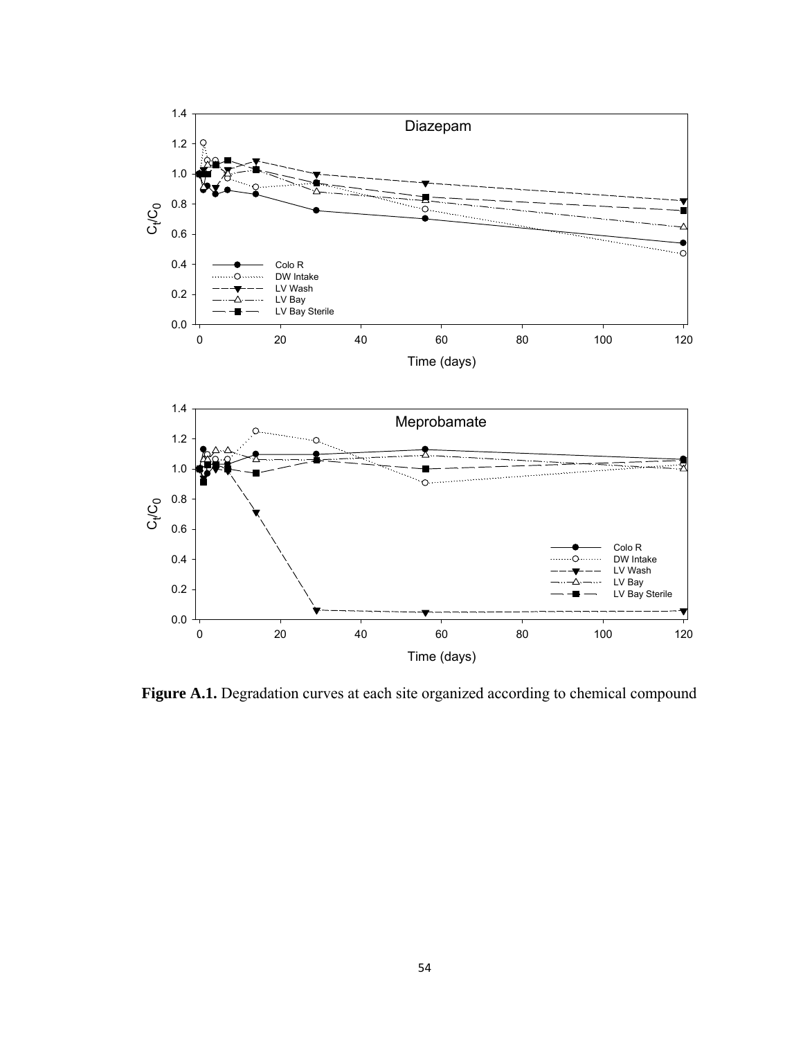**Figure A.1.** Degradation curves at each site organized according to chemical compound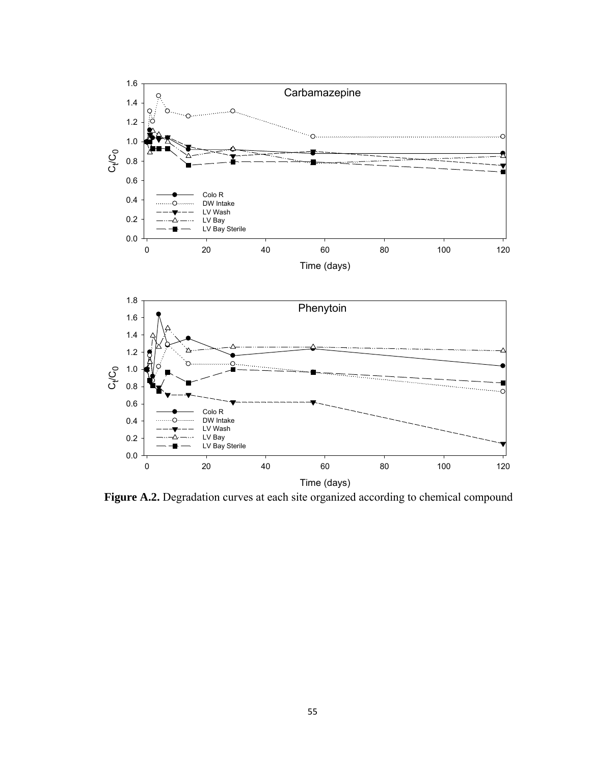**Figure A.2.** Degradation curves at each site organized according to chemical compound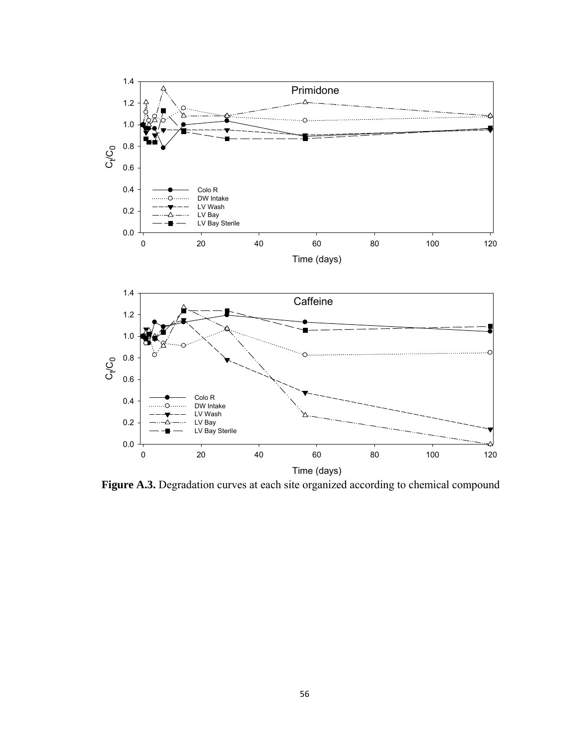**Figure A.3.** Degradation curves at each site organized according to chemical compound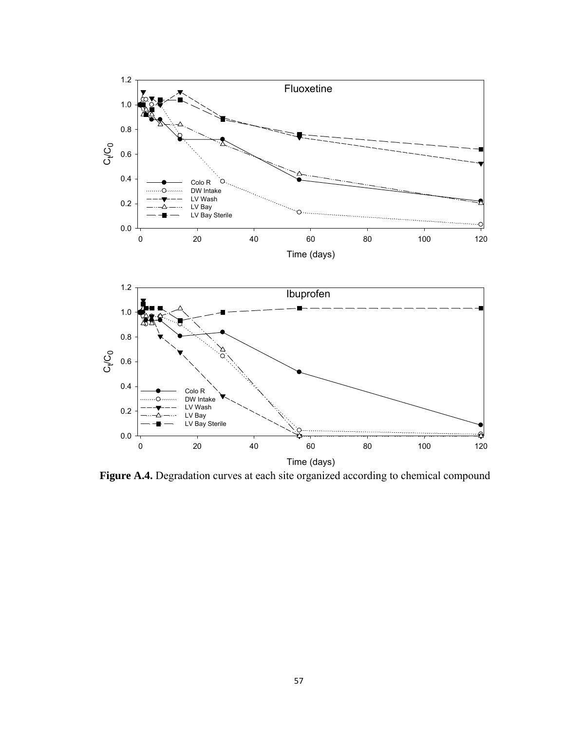**Figure A.4.** Degradation curves at each site organized according to chemical compound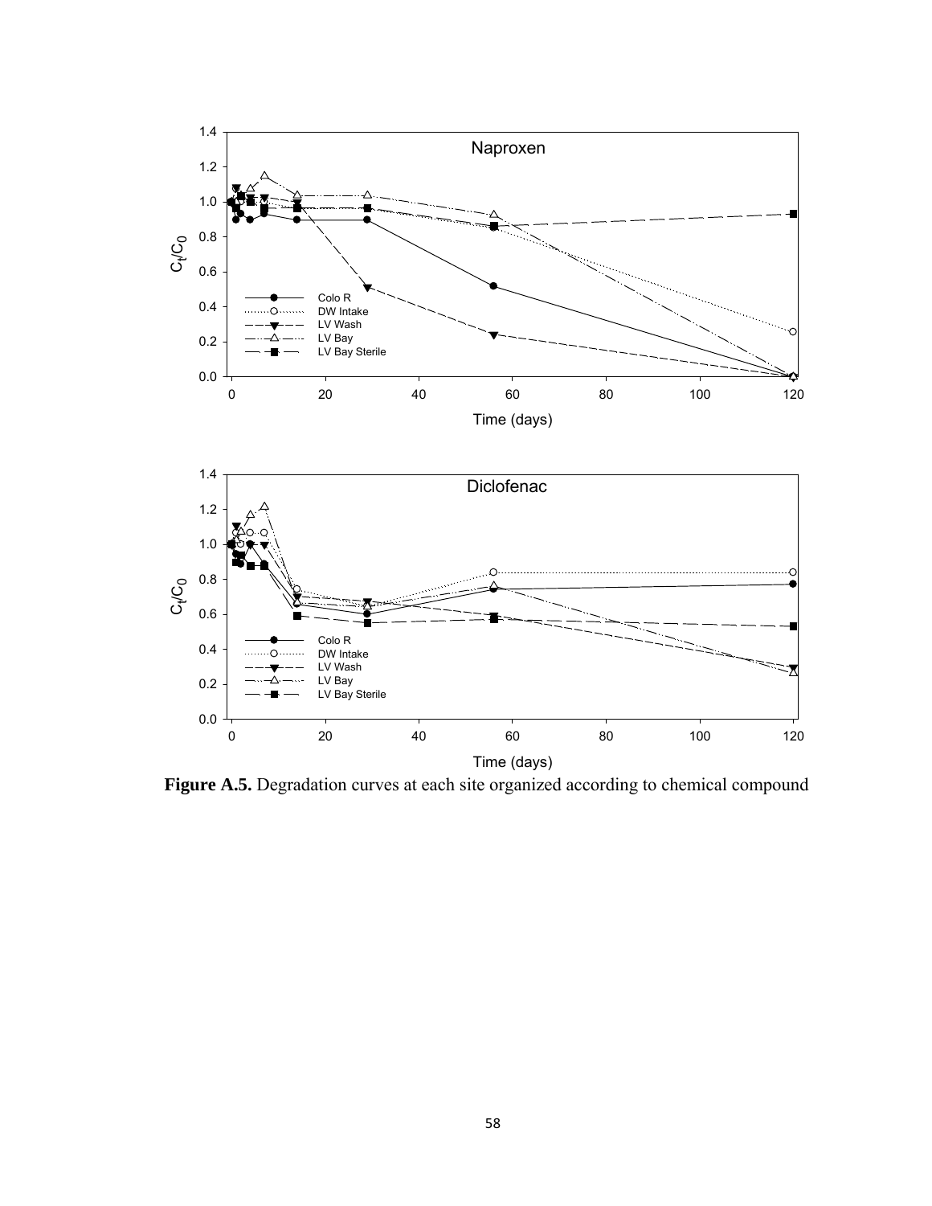**Figure A.5.** Degradation curves at each site organized according to chemical compound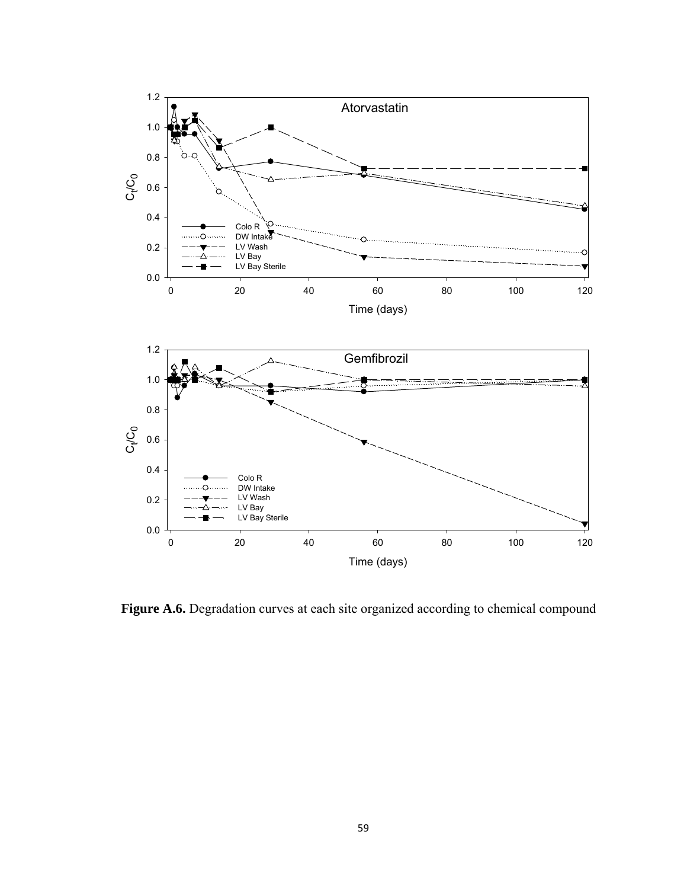**Figure A.6.** Degradation curves at each site organized according to chemical compound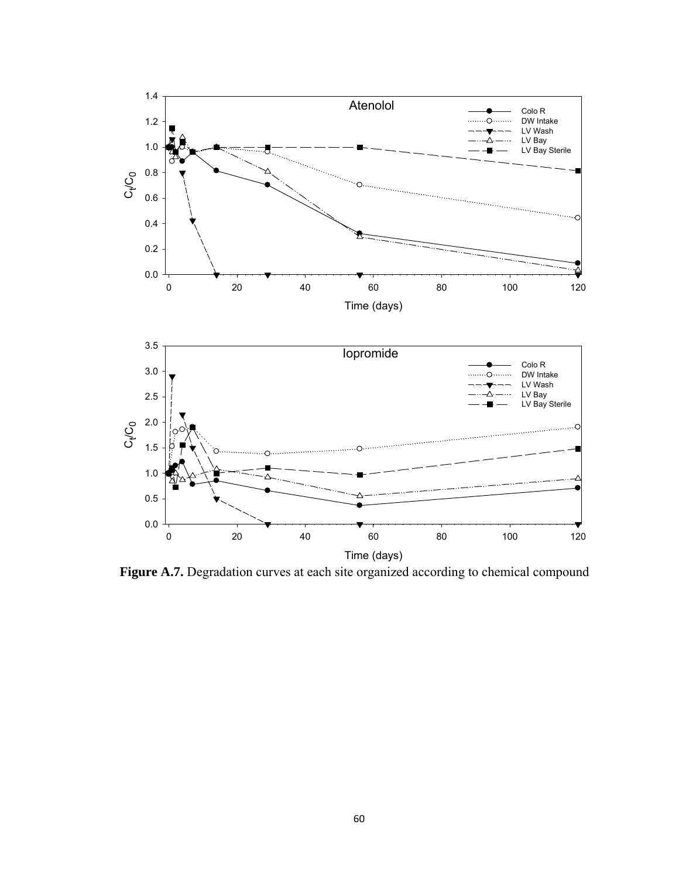**Figure A.7.** Degradation curves at each site organized according to chemical compound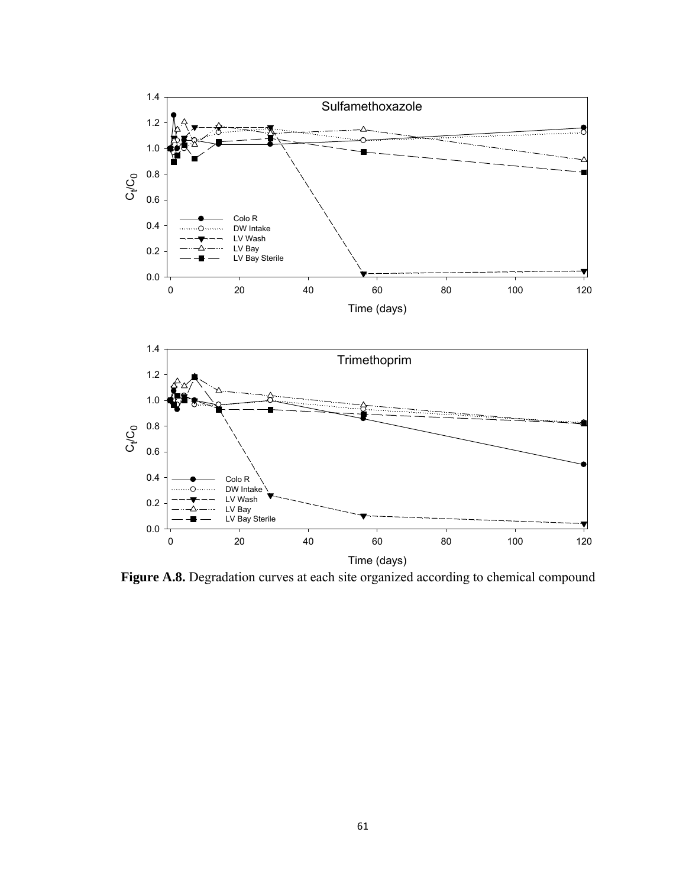**Figure A.8.** Degradation curves at each site organized according to chemical compound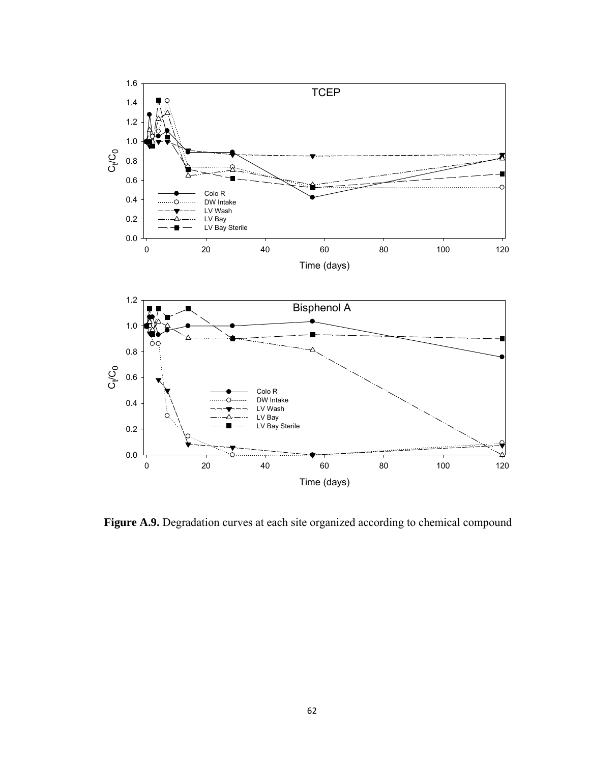**Figure A.9.** Degradation curves at each site organized according to chemical compound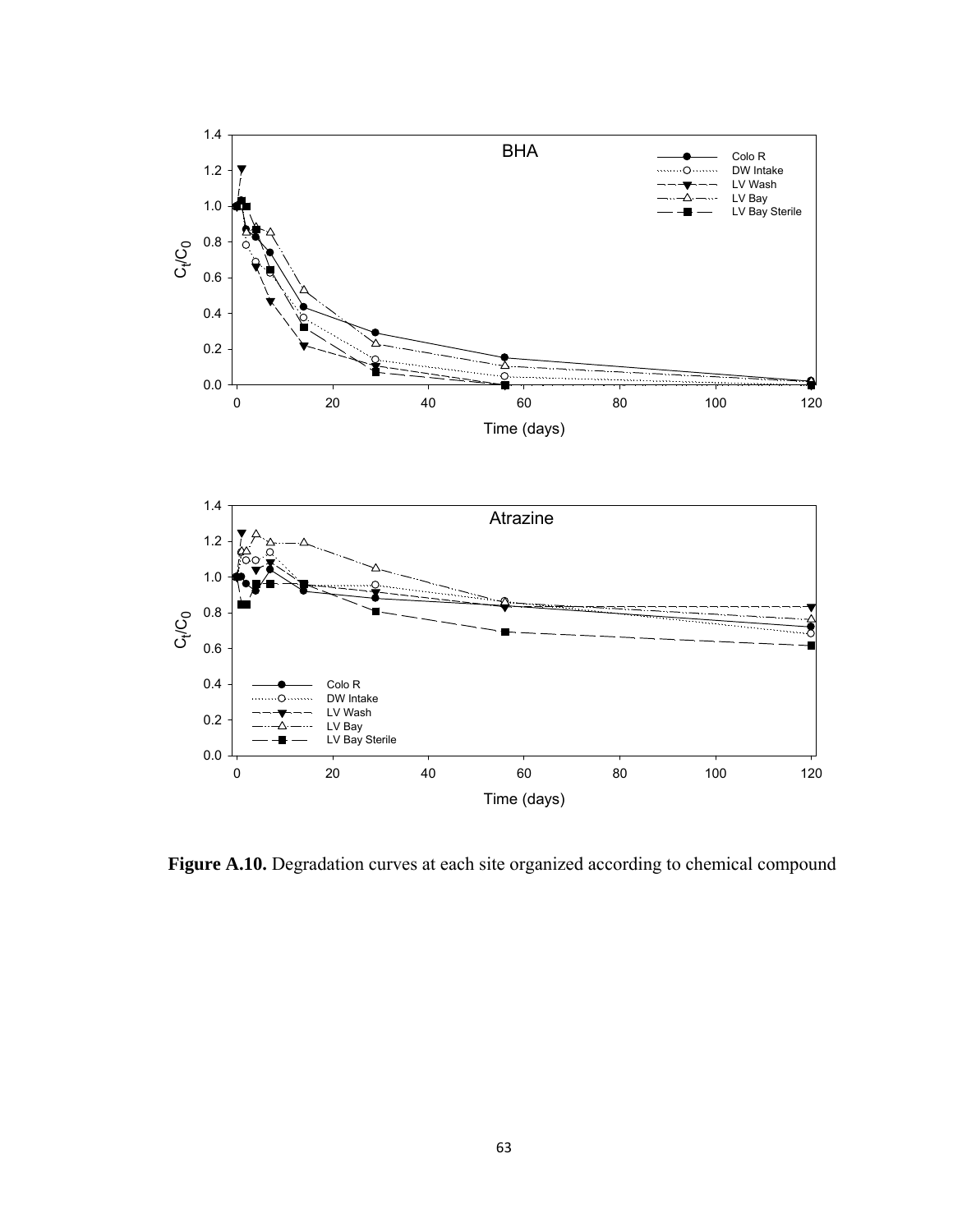**Figure A.10.** Degradation curves at each site organized according to chemical compound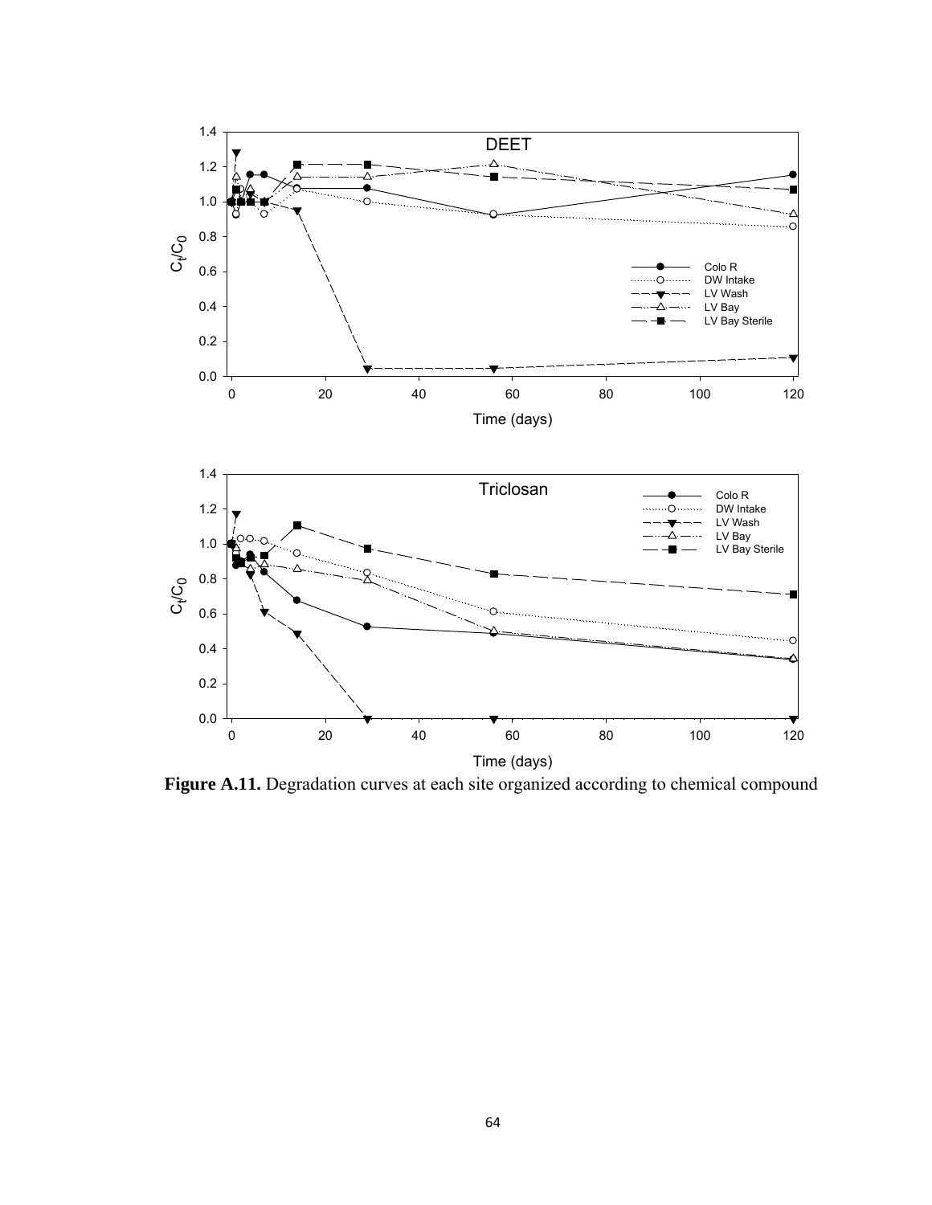**Figure A.11.** Degradation curves at each site organized according to chemical compound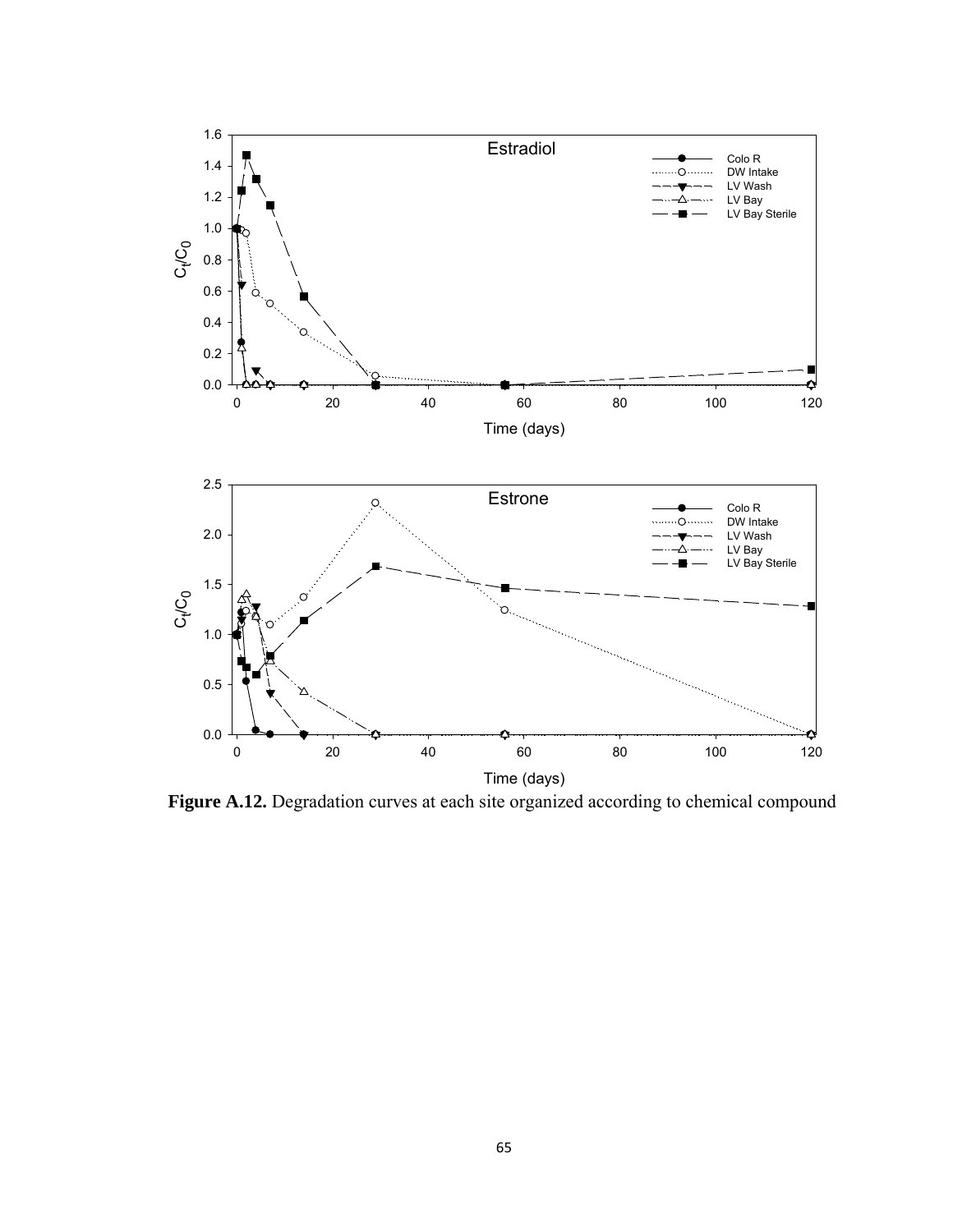**Figure A.12.** Degradation curves at each site organized according to chemical compound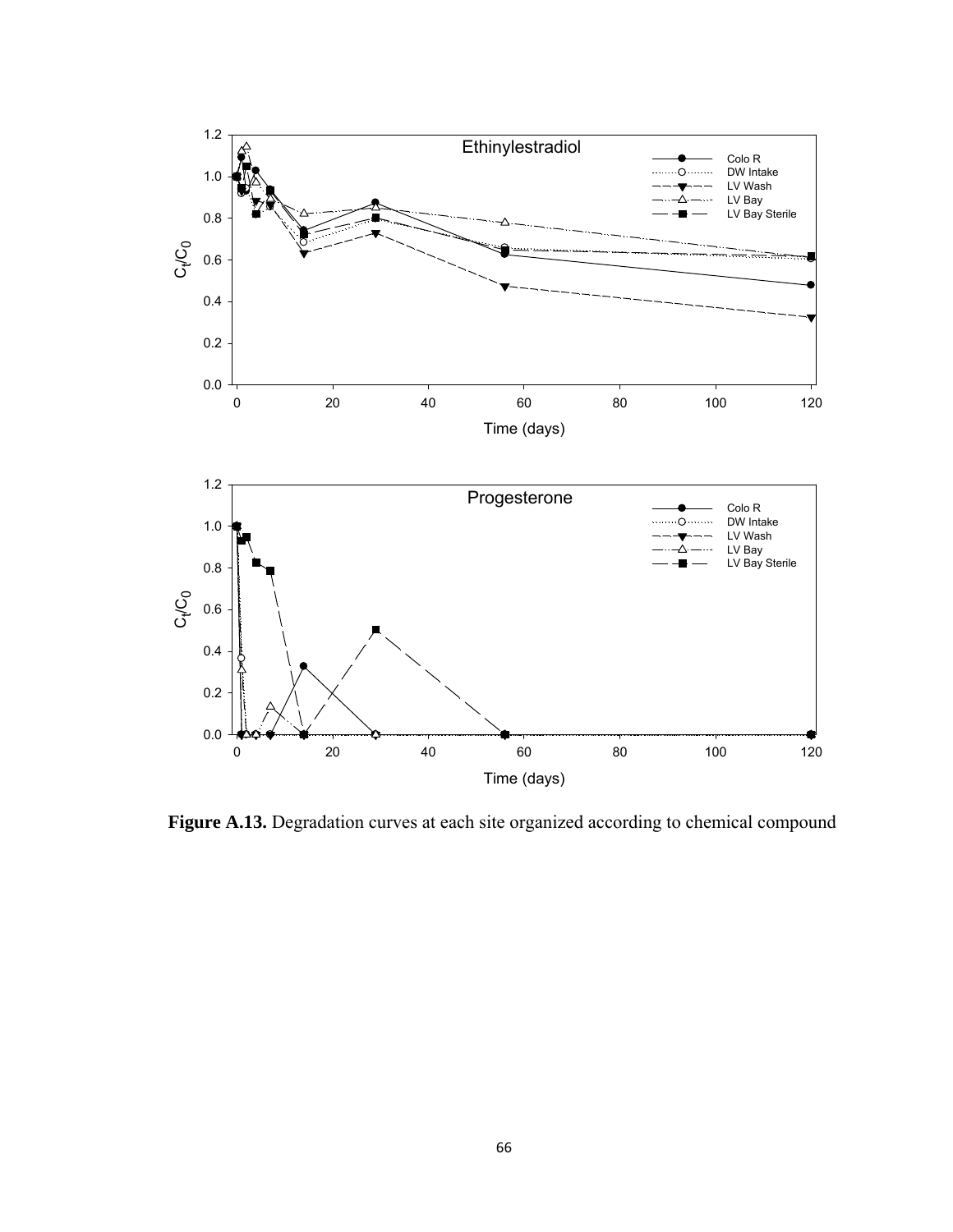**Figure A.13.** Degradation curves at each site organized according to chemical compound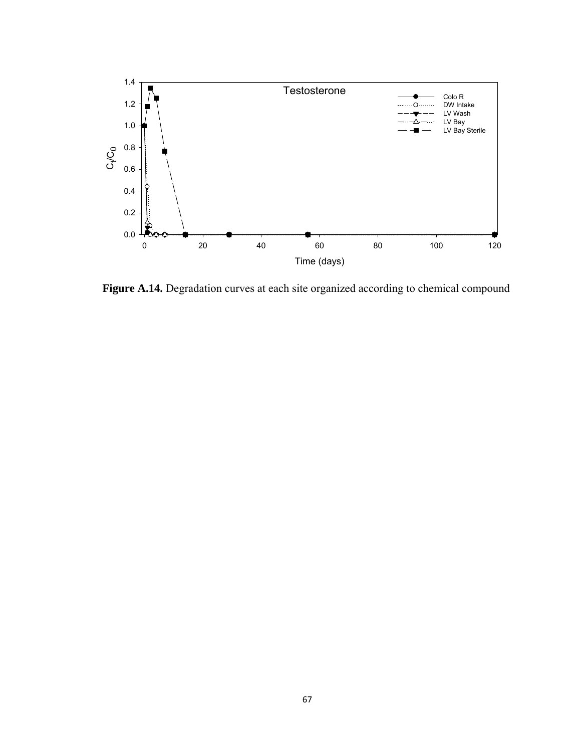**Figure A.14.** Degradation curves at each site organized according to chemical compound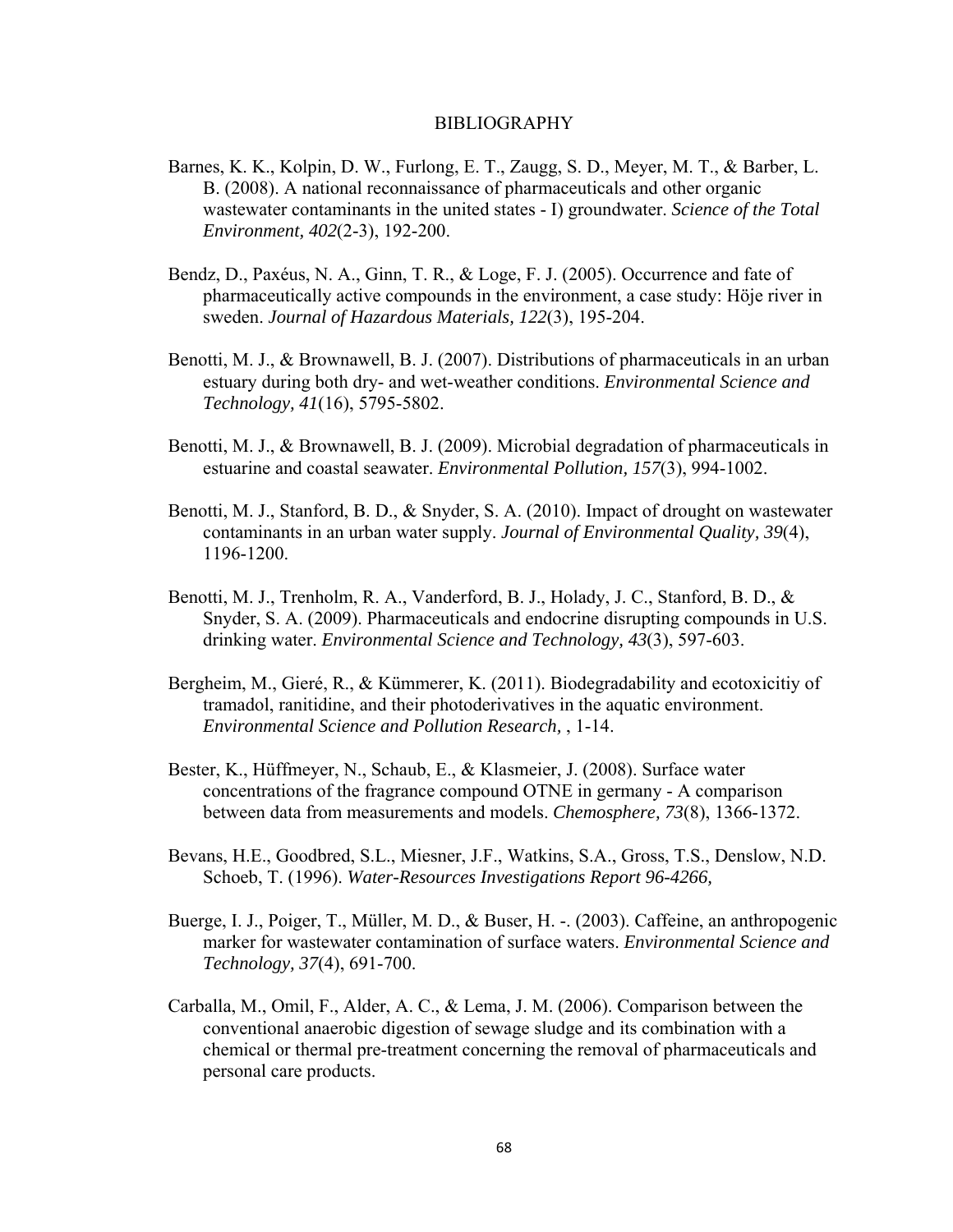# BIBLIOGRAPHY

Barnes, K. K., Kolpin, D. W., Furlong, E. T., Zaugg, S. D., Meyer, M. T., & Barber, L. B. (2008). A national reconnaissance of pharmaceuticals and other organic wastewater contaminants in the united states - I) groundwater. *Science of the Total Environment, 402*(2-3), 192-200.

Bendz, D., Paxéus, N. A., Ginn, T. R., & Loge, F. J. (2005). Occurrence and fate of pharmaceutically active compounds in the environment, a case study: Höje river in sweden. *Journal of Hazardous Materials, 122*(3), 195-204.

Benotti, M. J., & Brownawell, B. J. (2007). Distributions of pharmaceuticals in an urban estuary during both dry- and wet-weather conditions. *Environmental Science and Technology, 41*(16), 5795-5802.

Benotti, M. J., & Brownawell, B. J. (2009). Microbial degradation of pharmaceuticals in estuarine and coastal seawater. *Environmental Pollution, 157*(3), 994-1002.

Benotti, M. J., Stanford, B. D., & Snyder, S. A. (2010). Impact of drought on wastewater contaminants in an urban water supply. *Journal of Environmental Quality, 39*(4), 1196-1200.

Benotti, M. J., Trenholm, R. A., Vanderford, B. J., Holady, J. C., Stanford, B. D., & Snyder, S. A. (2009). Pharmaceuticals and endocrine disrupting compounds in U.S. drinking water. *Environmental Science and Technology, 43*(3), 597-603.

Bergheim, M., Gieré, R., & Kümmerer, K. (2011). Biodegradability and ecotoxicitiy of tramadol, ranitidine, and their photoderivatives in the aquatic environment. *Environmental Science and Pollution Research,* , 1-14.

Bester, K., Hüffmeyer, N., Schaub, E., & Klasmeier, J. (2008). Surface water concentrations of the fragrance compound OTNE in germany - A comparison between data from measurements and models. *Chemosphere, 73*(8), 1366-1372.

Bevans, H.E., Goodbred, S.L., Miesner, J.F., Watkins, S.A., Gross, T.S., Denslow, N.D. Schoeb, T. (1996). *Water-Resources Investigations Report 96-4266,*

Buerge, I. J., Poiger, T., Müller, M. D., & Buser, H. -. (2003). Caffeine, an anthropogenic marker for wastewater contamination of surface waters. *Environmental Science and Technology, 37*(4), 691-700.

Carballa, M., Omil, F., Alder, A. C., & Lema, J. M. (2006). Comparison between the conventional anaerobic digestion of sewage sludge and its combination with a chemical or thermal pre-treatment concerning the removal of pharmaceuticals and personal care products.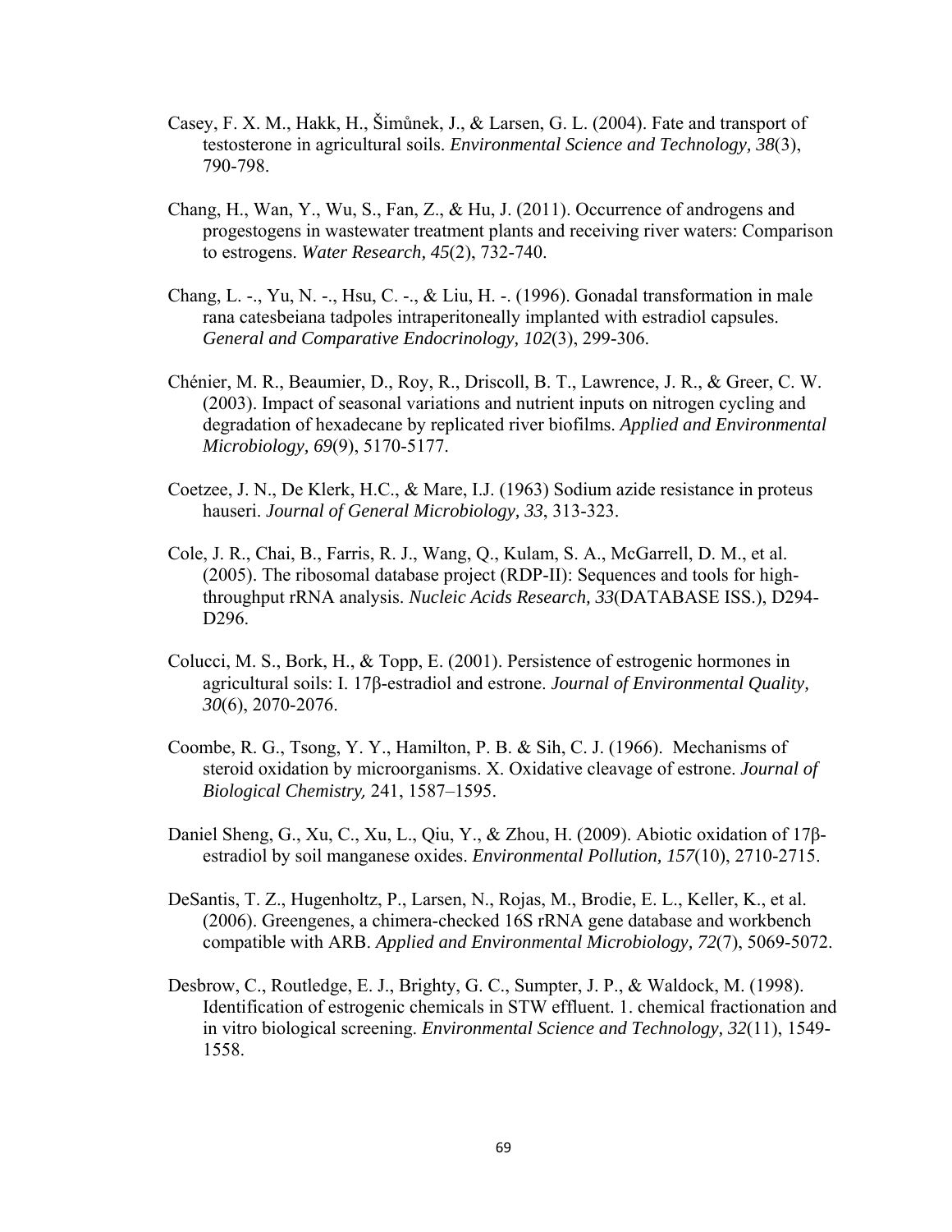Casey, F. X. M., Hakk, H., Šimůnek, J., & Larsen, G. L. (2004). Fate and transport of testosterone in agricultural soils. *Environmental Science and Technology, 38*(3), 790-798.

Chang, H., Wan, Y., Wu, S., Fan, Z., & Hu, J. (2011). Occurrence of androgens and progestogens in wastewater treatment plants and receiving river waters: Comparison to estrogens. *Water Research, 45*(2), 732-740.

Chang, L. -., Yu, N. -., Hsu, C. -., & Liu, H. -. (1996). Gonadal transformation in male rana catesbeiana tadpoles intraperiteoneally implanted with estradiol capsules. *General and Comparative Endocrinology, 102*(3), 299-306.

Chénier, M. R., Beaumier, D., Roy, R., Driscoll, B. T., Lawrence, J. R., & Greer, C. W. (2003). Impact of seasonal variations and nutrient inputs on nitrogen cycling and degradation of hexadecane by replicated river biofilms. *Applied and Environmental Microbiology, 69*(9), 5170-5177.

Coetzee, J. N., De Klerk, H.C., & Mare, I.J. (1963) Sodium azide resistance in proteus hauseri. *Journal of General Microbiology, 33*, 313-323.

Cole, J. R., Chai, B., Farris, R. J., Wang, Q., Kulam, S. A., McGarrell, D. M., et al. (2005). The ribosomal database project (RDP-II): Sequences and tools for high-throughput rRNA analysis. *Nucleic Acids Research, 33*(DATABASE ISS.), D294-D296.

Colucci, M. S., Bork, H., & Topp, E. (2001). Persistence of estrogenic hormones in agricultural soils: I. 17β-estradiol and estrone. *Journal of Environmental Quality, 30*(6), 2070-2076.

Coombe, R. G., Tsong, Y. Y., Hamilton, P. B. & Sih, C. J. (1966). Mechanisms of steroid oxidation by microorganisms. X. Oxidative cleavage of estrone. *Journal of Biological Chemistry,* 241, 1587–1595.

Daniel Sheng, G., Xu, C., Xu, L., Qiu, Y., & Zhou, H. (2009). Abiotic oxidation of 17β-estradiol by soil manganese oxides. *Environmental Pollution, 157*(10), 2710-2715.

DeSantis, T. Z., Hugenholtz, P., Larsen, N., Rojas, M., Brodie, E. L., Keller, K., et al. (2006). Greengenes, a chimera-checked 16S rRNA gene database and workbench compatible with ARB. *Applied and Environmental Microbiology, 72*(7), 5069-5072.

Desbrow, C., Routledge, E. J., Brighty, G. C., Sumpter, J. P., & Waldock, M. (1998). Identification of estrogenic chemicals in STW effluent. 1. chemical fractionation and in vitro biological screening. *Environmental Science and Technology, 32*(11), 1549-1558.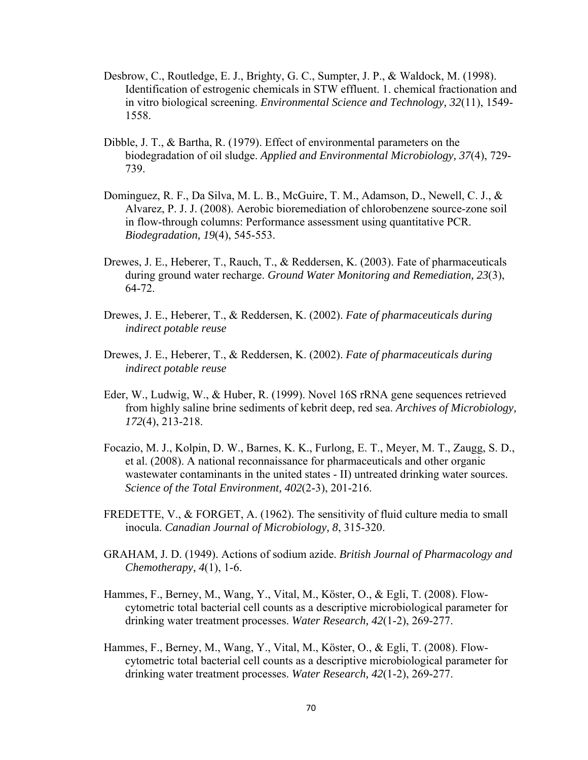Desbrow, C., Routledge, E. J., Brighty, G. C., Sumpter, J. P., & Waldock, M. (1998). Identification of estrogenic chemicals in STW effluent. 1. chemical fractionation and in vitro biological screening. *Environmental Science and Technology, 32*(11), 1549-1558.

Dibble, J. T., & Bartha, R. (1979). Effect of environmental parameters on the biodegradation of oil sludge. *Applied and Environmental Microbiology, 37*(4), 729-739.

Dominguez, R. F., Da Silva, M. L. B., McGuire, T. M., Adamson, D., Newell, C. J., & Alvarez, P. J. J. (2008). Aerobic bioremediation of chlorobenzene source-zone soil in flow-through columns: Performance assessment using quantitative PCR. *Biodegradation, 19*(4), 545-553.

Drewes, J. E., Heberer, T., Rauch, T., & Reddersen, K. (2003). Fate of pharmaceuticals during ground water recharge. *Ground Water Monitoring and Remediation, 23*(3), 64-72.

Drewes, J. E., Heberer, T., & Reddersen, K. (2002). *Fate of pharmaceuticals during indirect potable reuse*

Drewes, J. E., Heberer, T., & Reddersen, K. (2002). *Fate of pharmaceuticals during indirect potable reuse*

Eder, W., Ludwig, W., & Huber, R. (1999). Novel 16S rRNA gene sequences retrieved from highly saline brine sediments of kebrit deep, red sea. *Archives of Microbiology, 172*(4), 213-218.

Focazio, M. J., Kolpin, D. W., Barnes, K. K., Furlong, E. T., Meyer, M. T., Zaugg, S. D., et al. (2008). A national reconnaissance for pharmaceuticals and other organic wastewater contaminants in the united states - II) untreated drinking water sources. *Science of the Total Environment, 402*(2-3), 201-216.

FREDETTE, V., & FORGET, A. (1962). The sensitivity of fluid culture media to small inocula. *Canadian Journal of Microbiology, 8*, 315-320.

GRAHAM, J. D. (1949). Actions of sodium azide. *British Journal of Pharmacology and Chemotherapy, 4*(1), 1-6.

Hammes, F., Berney, M., Wang, Y., Vital, M., Köster, O., & Egli, T. (2008). Flow-cytometric total bacterial cell counts as a descriptive microbiological parameter for drinking water treatment processes. *Water Research, 42*(1-2), 269-277.

Hammes, F., Berney, M., Wang, Y., Vital, M., Köster, O., & Egli, T. (2008). Flow-cytometric total bacterial cell counts as a descriptive microbiological parameter for drinking water treatment processes. *Water Research, 42*(1-2), 269-277.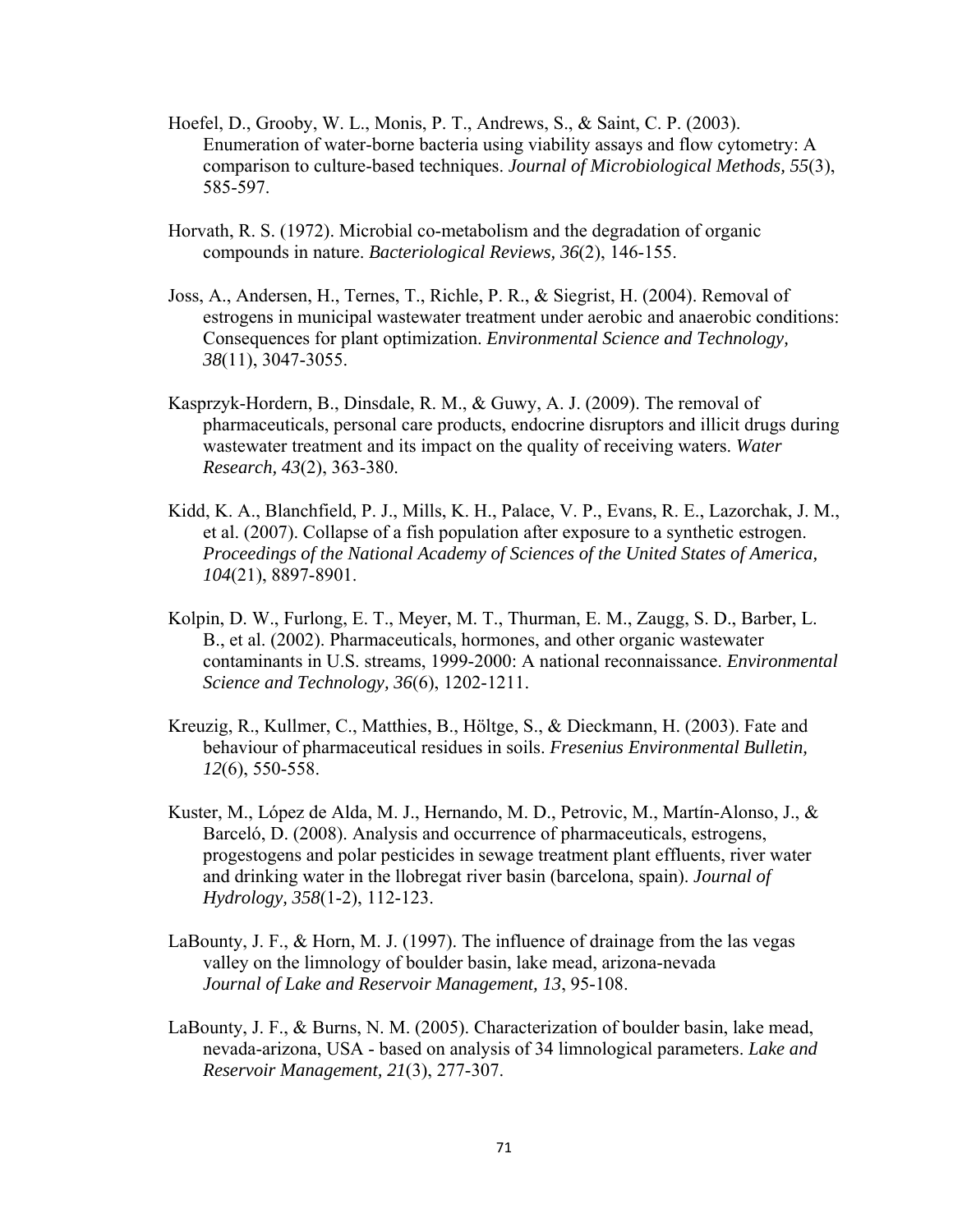Hoefel, D., Grooby, W. L., Monis, P. T., Andrews, S., & Saint, C. P. (2003). Enumeration of water-borne bacteria using viability assays and flow cytometry: A comparison to culture-based techniques. *Journal of Microbiological Methods, 55*(3), 585-597.

Horvath, R. S. (1972). Microbial co-metabolism and the degradation of organic compounds in nature. *Bacteriological Reviews, 36*(2), 146-155.

Joss, A., Andersen, H., Ternes, T., Richle, P. R., & Siegrist, H. (2004). Removal of estrogens in municipal wastewater treatment under aerobic and anaerobic conditions: Consequences for plant optimization. *Environmental Science and Technology, 38*(11), 3047-3055.

Kasprzyk-Hordern, B., Dinsdale, R. M., & Guwy, A. J. (2009). The removal of pharmaceuticals, personal care products, endocrine disruptors and illicit drugs during wastewater treatment and its impact on the quality of receiving waters. *Water Research, 43*(2), 363-380.

Kidd, K. A., Blanchfield, P. J., Mills, K. H., Palace, V. P., Evans, R. E., Lazorchak, J. M., et al. (2007). Collapse of a fish population after exposure to a synthetic estrogen. *Proceedings of the National Academy of Sciences of the United States of America, 104*(21), 8897-8901.

Kolpin, D. W., Furlong, E. T., Meyer, M. T., Thurman, E. M., Zaugg, S. D., Barber, L. B., et al. (2002). Pharmaceuticals, hormones, and other organic wastewater contaminants in U.S. streams, 1999-2000: A national reconnaissance. *Environmental Science and Technology, 36*(6), 1202-1211.

Kreuzig, R., Kullmer, C., Matthies, B., Höltge, S., & Dieckmann, H. (2003). Fate and behaviour of pharmaceutical residues in soils. *Fresenius Environmental Bulletin, 12*(6), 550-558.

Kuster, M., López de Alda, M. J., Hernando, M. D., Petrovic, M., Martín-Alonso, J., & Barceló, D. (2008). Analysis and occurrence of pharmaceuticals, estrogens, progestogens and polar pesticides in sewage treatment plant effluents, river water and drinking water in the llobregat river basin (barcelona, spain). *Journal of Hydrology, 358*(1-2), 112-123.

LaBounty, J. F., & Horn, M. J. (1997). The influence of drainage from the las vegas valley on the limnology of boulder basin, lake mead, arizona-nevada *Journal of Lake and Reservoir Management, 13*, 95-108.

LaBounty, J. F., & Burns, N. M. (2005). Characterization of boulder basin, lake mead, nevada-arizona, USA - based on analysis of 34 limnological parameters. *Lake and Reservoir Management, 21*(3), 277-307.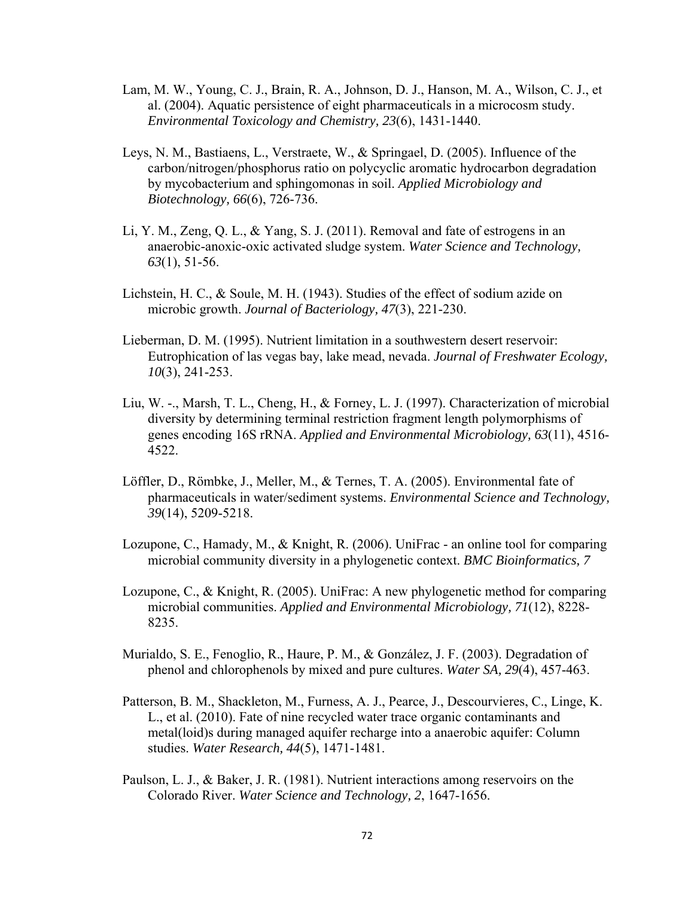Lam, M. W., Young, C. J., Brain, R. A., Johnson, D. J., Hanson, M. A., Wilson, C. J., et al. (2004). Aquatic persistence of eight pharmaceuticals in a microcosm study. *Environmental Toxicology and Chemistry, 23*(6), 1431-1440.

Leys, N. M., Bastiaens, L., Verstraete, W., & Springael, D. (2005). Influence of the carbon/nitrogen/phosphorus ratio on polycyclic aromatic hydrocarbon degradation by mycobacterium and sphingomonas in soil. *Applied Microbiology and Biotechnology, 66*(6), 726-736.

Li, Y. M., Zeng, Q. L., & Yang, S. J. (2011). Removal and fate of estrogens in an anaerobic-anoxic-oxic activated sludge system. *Water Science and Technology, 63*(1), 51-56.

Lichstein, H. C., & Soule, M. H. (1943). Studies of the effect of sodium azide on microbic growth. *Journal of Bacteriology, 47*(3), 221-230.

Lieberman, D. M. (1995). Nutrient limitation in a southwestern desert reservoir: Eutrophication of las vegas bay, lake mead, nevada. *Journal of Freshwater Ecology, 10*(3), 241-253.

Liu, W. -., Marsh, T. L., Cheng, H., & Forney, L. J. (1997). Characterization of microbial diversity by determining terminal restriction fragment length polymorphisms of genes encoding 16S rRNA. *Applied and Environmental Microbiology, 63*(11), 4516-4522.

Löffler, D., Römbke, J., Meller, M., & Ternes, T. A. (2005). Environmental fate of pharmaceuticals in water/sediment systems. *Environmental Science and Technology, 39*(14), 5209-5218.

Lozupone, C., Hamady, M., & Knight, R. (2006). UniFrac - an online tool for comparing microbial community diversity in a phylogenetic context. *BMC Bioinformatics, 7*

Lozupone, C., & Knight, R. (2005). UniFrac: A new phylogenetic method for comparing microbial communities. *Applied and Environmental Microbiology, 71*(12), 8228-8235.

Murialdo, S. E., Fenoglio, R., Haure, P. M., & González, J. F. (2003). Degradation of phenol and chlorophenols by mixed and pure cultures. *Water SA, 29*(4), 457-463.

Patterson, B. M., Shackleton, M., Furness, A. J., Pearce, J., Descourvieres, C., Linge, K. L., et al. (2010). Fate of nine recycled water trace organic contaminants and metal(loid)s during managed aquifer recharge into a anaerobic aquifer: Column studies. *Water Research, 44*(5), 1471-1481.

Paulson, L. J., & Baker, J. R. (1981). Nutrient interactions among reservoirs on the Colorado River. *Water Science and Technology, 2*, 1647-1656.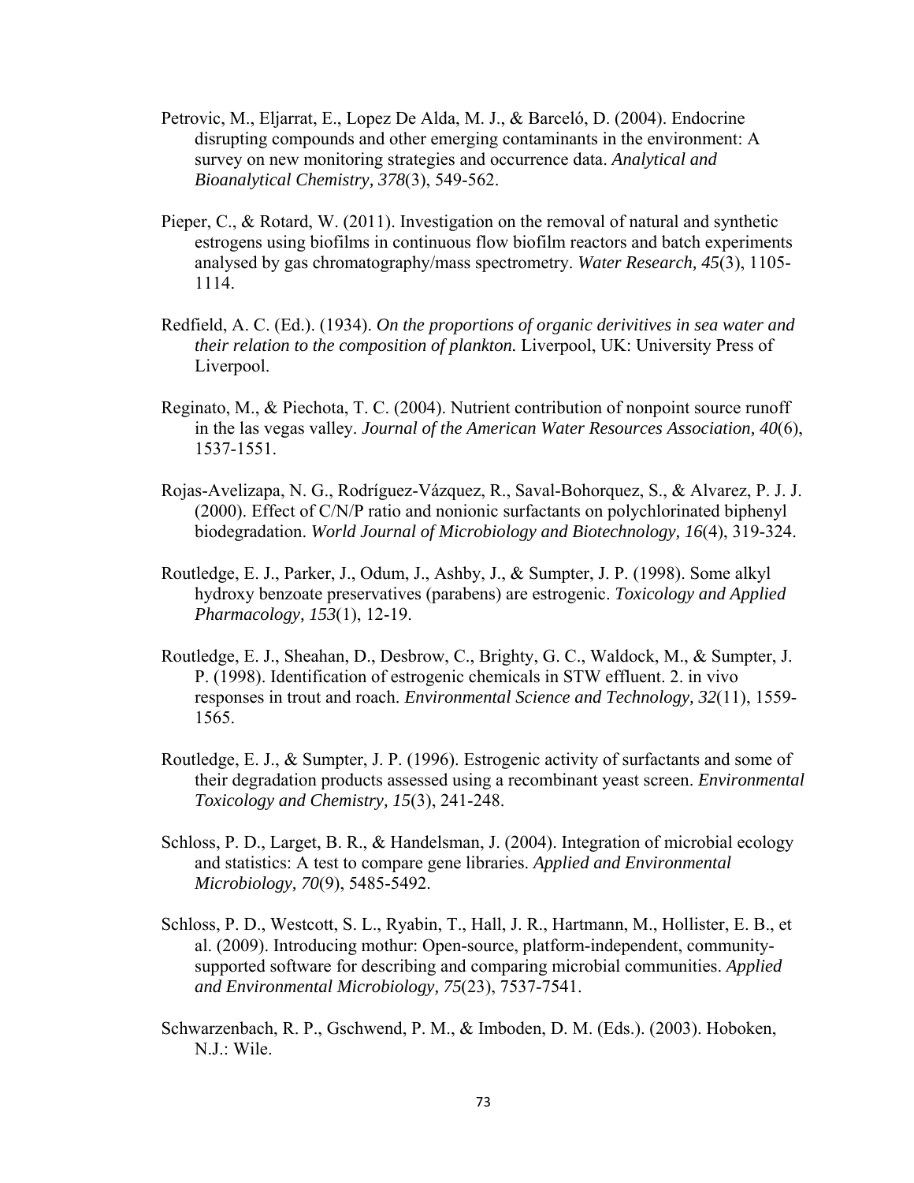Petrovic, M., Eljarrat, E., Lopez De Alda, M. J., & Barceló, D. (2004). Endocrine disrupting compounds and other emerging contaminants in the environment: A survey on new monitoring strategies and occurrence data. *Analytical and Bioanalytical Chemistry, 378*(3), 549-562.

Pieper, C., & Rotard, W. (2011). Investigation on the removal of natural and synthetic estrogens using biofilms in continuous flow biofilm reactors and batch experiments analysed by gas chromatography/mass spectrometry. *Water Research, 45*(3), 1105-1114.

Redfield, A. C. (Ed.). (1934). *On the proportions of organic derivitives in sea water and their relation to the composition of plankton.* Liverpool, UK: University Press of Liverpool.

Reginato, M., & Piechota, T. C. (2004). Nutrient contribution of nonpoint source runoff in the las vegas valley. *Journal of the American Water Resources Association, 40*(6), 1537-1551.

Rojas-Avelizapa, N. G., Rodríguez-Vázquez, R., Saval-Bohorquez, S., & Alvarez, P. J. J. (2000). Effect of C/N/P ratio and nonionic surfactants on polychlorinated biphenyl biodegradation. *World Journal of Microbiology and Biotechnology, 16*(4), 319-324.

Routledge, E. J., Parker, J., Odum, J., Ashby, J., & Sumpter, J. P. (1998). Some alkyl hydroxy benzoate preservatives (parabens) are estrogenic. *Toxicology and Applied Pharmacology, 153*(1), 12-19.

Routledge, E. J., Sheahan, D., Desbrow, C., Brighty, G. C., Waldock, M., & Sumpter, J. P. (1998). Identification of estrogenic chemicals in STW effluent. 2. in vivo responses in trout and roach. *Environmental Science and Technology, 32*(11), 1559-1565.

Routledge, E. J., & Sumpter, J. P. (1996). Estrogenic activity of surfactants and some of their degradation products assessed using a recombinant yeast screen. *Environmental Toxicology and Chemistry, 15*(3), 241-248.

Schloss, P. D., Larget, B. R., & Handelsman, J. (2004). Integration of microbial ecology and statistics: A test to compare gene libraries. *Applied and Environmental Microbiology, 70*(9), 5485-5492.

Schloss, P. D., Westcott, S. L., Ryabin, T., Hall, J. R., Hartmann, M., Hollister, E. B., et al. (2009). Introducing mothur: Open-source, platform-independent, community-supported software for describing and comparing microbial communities. *Applied and Environmental Microbiology, 75*(23), 7537-7541.

Schwarzenbach, R. P., Gschwend, P. M., & Imboden, D. M. (Eds.). (2003). Hoboken, N.J.: Wile.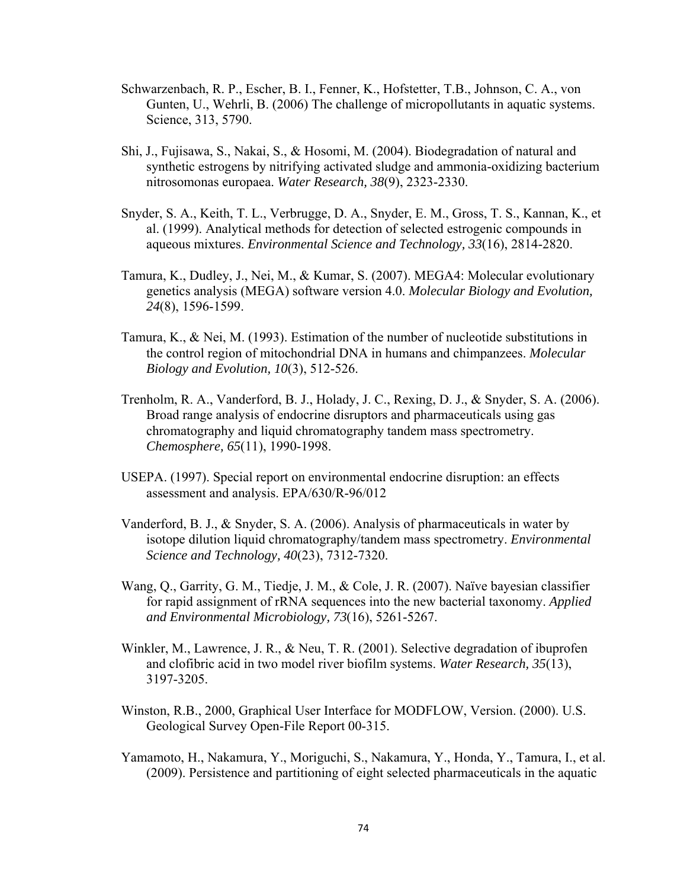Schwarzenbach, R. P., Escher, B. I., Fenner, K., Hofstetter, T.B., Johnson, C. A., von Gunten, U., Wehrli, B. (2006) The challenge of micropollutants in aquatic systems. Science, 313, 5790.

Shi, J., Fujisawa, S., Nakai, S., & Hosomi, M. (2004). Biodegradation of natural and synthetic estrogens by nitrifying activated sludge and ammonia-oxidizing bacterium nitrosomonas europaea. *Water Research, 38*(9), 2323-2330.

Snyder, S. A., Keith, T. L., Verbrugge, D. A., Snyder, E. M., Gross, T. S., Kannan, K., et al. (1999). Analytical methods for detection of selected estrogenic compounds in aqueous mixtures. *Environmental Science and Technology, 33*(16), 2814-2820.

Tamura, K., Dudley, J., Nei, M., & Kumar, S. (2007). MEGA4: Molecular evolutionary genetics analysis (MEGA) software version 4.0. *Molecular Biology and Evolution, 24*(8), 1596-1599.

Tamura, K., & Nei, M. (1993). Estimation of the number of nucleotide substitutions in the control region of mitochondrial DNA in humans and chimpanzees. *Molecular Biology and Evolution, 10*(3), 512-526.

Trenholm, R. A., Vanderford, B. J., Holady, J. C., Rexing, D. J., & Snyder, S. A. (2006). Broad range analysis of endocrine disruptors and pharmaceuticals using gas chromatography and liquid chromatography tandem mass spectrometry. *Chemosphere, 65*(11), 1990-1998.

USEPA. (1997). Special report on environmental endocrine disruption: an effects assessment and analysis. EPA/630/R-96/012

Vanderford, B. J., & Snyder, S. A. (2006). Analysis of pharmaceuticals in water by isotope dilution liquid chromatography/tandem mass spectrometry. *Environmental Science and Technology, 40*(23), 7312-7320.

Wang, Q., Garrity, G. M., Tiedje, J. M., & Cole, J. R. (2007). Naïve bayesian classifier for rapid assignment of rRNA sequences into the new bacterial taxonomy. *Applied and Environmental Microbiology, 73*(16), 5261-5267.

Winkler, M., Lawrence, J. R., & Neu, T. R. (2001). Selective degradation of ibuprofen and clofibric acid in two model river biofilm systems. *Water Research, 35*(13), 3197-3205.

Winston, R.B., 2000, Graphical User Interface for MODFLOW, Version. (2000). U.S. Geological Survey Open-File Report 00-315.

Yamamoto, H., Nakamura, Y., Moriguchi, S., Nakamura, Y., Honda, Y., Tamura, I., et al. (2009). Persistence and partitioning of eight selected pharmaceuticals in the aquatic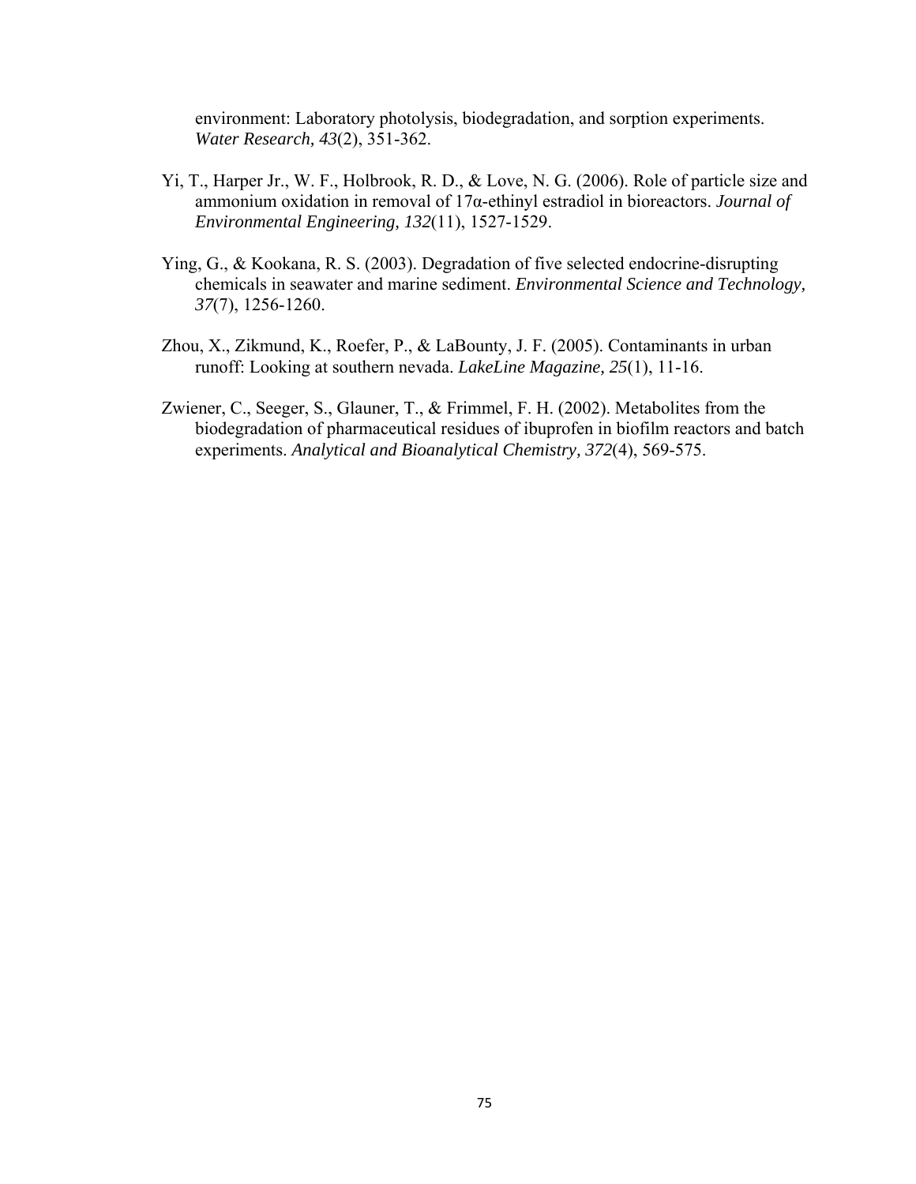environment: Laboratory photolysis, biodegradation, and sorption experiments. *Water Research, 43*(2), 351-362.

Yi, T., Harper Jr., W. F., Holbrook, R. D., & Love, N. G. (2006). Role of particle size and ammonium oxidation in removal of 17α-ethinyl estradiol in bioreactors. *Journal of Environmental Engineering, 132*(11), 1527-1529.

Ying, G., & Kookana, R. S. (2003). Degradation of five selected endocrine-disrupting chemicals in seawater and marine sediment. *Environmental Science and Technology, 37*(7), 1256-1260.

Zhou, X., Zikmund, K., Roefer, P., & LaBounty, J. F. (2005). Contaminants in urban runoff: Looking at southern nevada. *LakeLine Magazine, 25*(1), 11-16.

Zwiener, C., Seeger, S., Glauner, T., & Frimmel, F. H. (2002). Metabolites from the biodegradation of pharmaceutical residues of ibuprofen in biofilm reactors and batch experiments. *Analytical and Bioanalytical Chemistry, 372*(4), 569-575.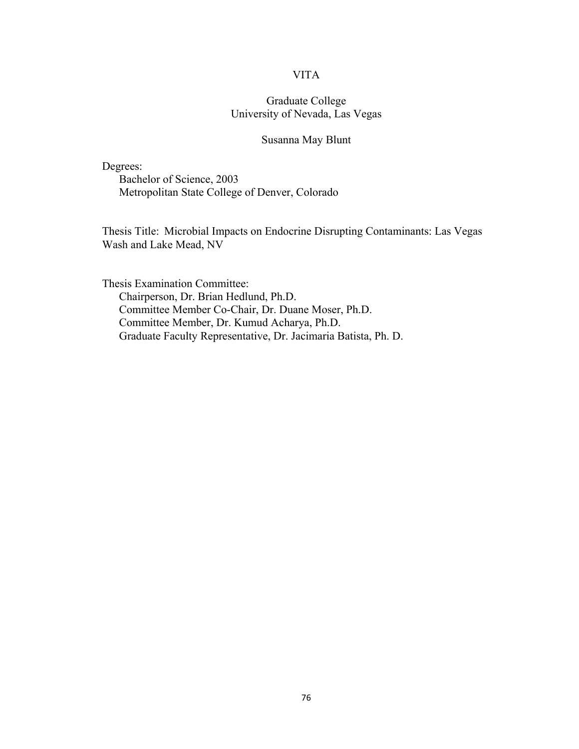# VITA

Graduate College
University of Nevada, Las Vegas

Susanna May Blunt

Degrees:
  Bachelor of Science, 2003
  Metropolitan State College of Denver, Colorado

Thesis Title: Microbial Impacts on Endocrine Disrupting Contaminants: Las Vegas Wash and Lake Mead, NV

Thesis Examination Committee:
  Chairperson, Dr. Brian Hedlund, Ph.D.
  Committee Member Co-Chair, Dr. Duane Moser, Ph.D.
  Committee Member, Dr. Kumud Acharya, Ph.D.
  Graduate Faculty Representative, Dr. Jacimaria Batista, Ph. D.